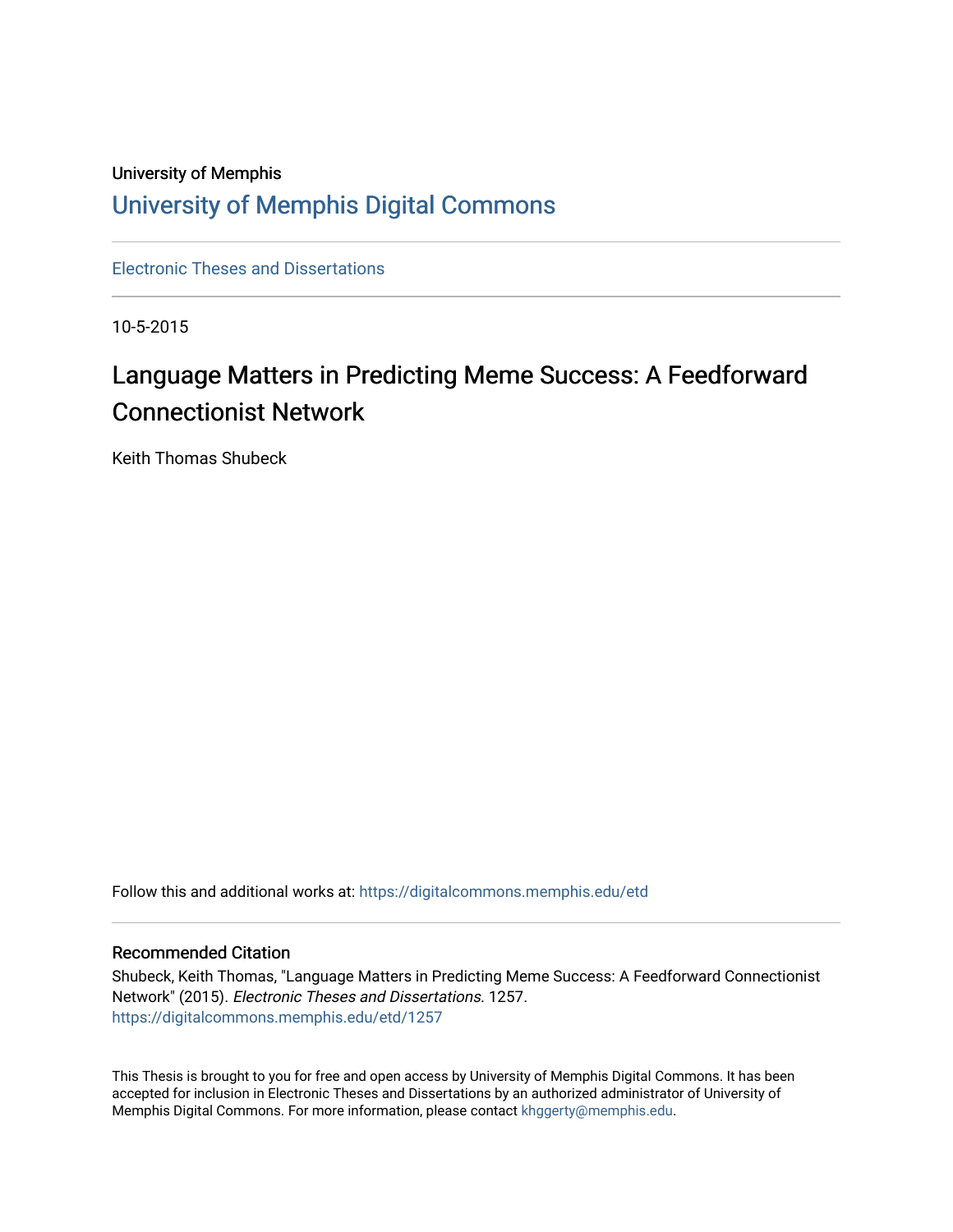University of Memphis

# University of Memphis Digital Commons

Electronic Theses and Dissertations

10-5-2015

## Language Matters in Predicting Meme Success: A Feedforward Connectionist Network

Keith Thomas Shubeck

Follow this and additional works at: https://digitalcommons.memphis.edu/etd

### Recommended Citation

Shubeck, Keith Thomas, "Language Matters in Predicting Meme Success: A Feedforward Connectionist Network" (2015). *Electronic Theses and Dissertations*. 1257.
https://digitalcommons.memphis.edu/etd/1257

This Thesis is brought to you for free and open access by University of Memphis Digital Commons. It has been accepted for inclusion in Electronic Theses and Dissertations by an authorized administrator of University of Memphis Digital Commons. For more information, please contact khggerty@memphis.edu.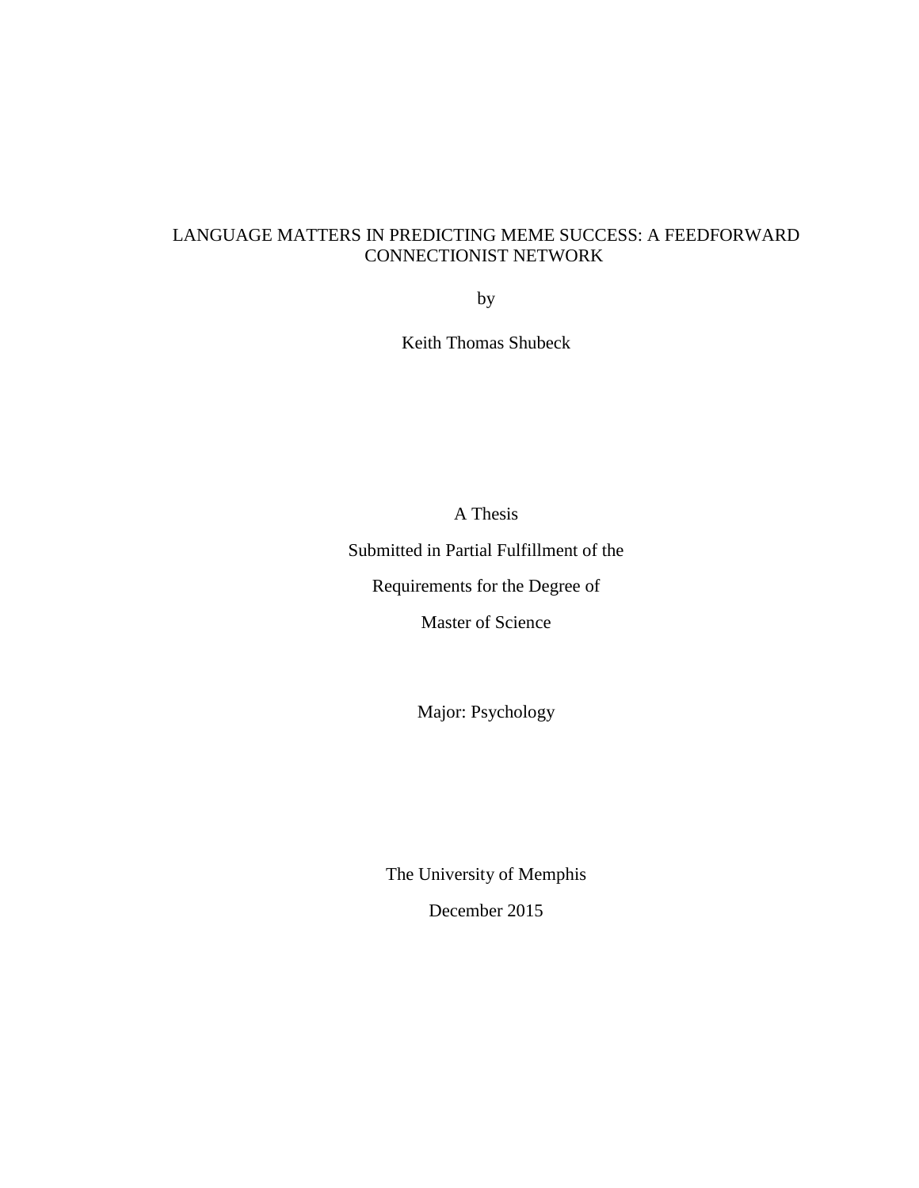# LANGUAGE MATTERS IN PREDICTING MEME SUCCESS: A FEEDFORWARD CONNECTIONIST NETWORK

by

Keith Thomas Shubeck

A Thesis

Submitted in Partial Fulfillment of the

Requirements for the Degree of

Master of Science

Major: Psychology

The University of Memphis

December 2015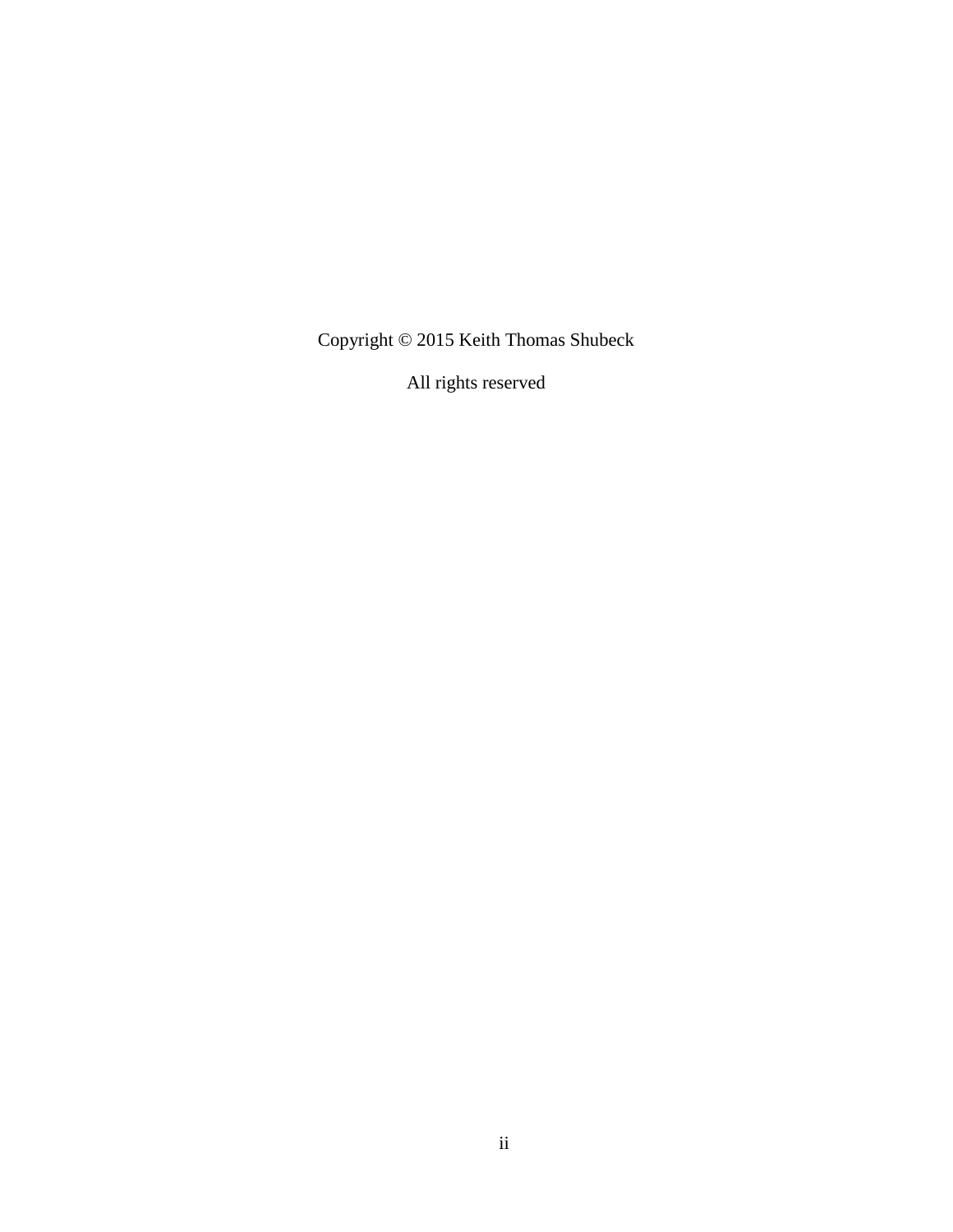Copyright © 2015 Keith Thomas Shubeck

All rights reserved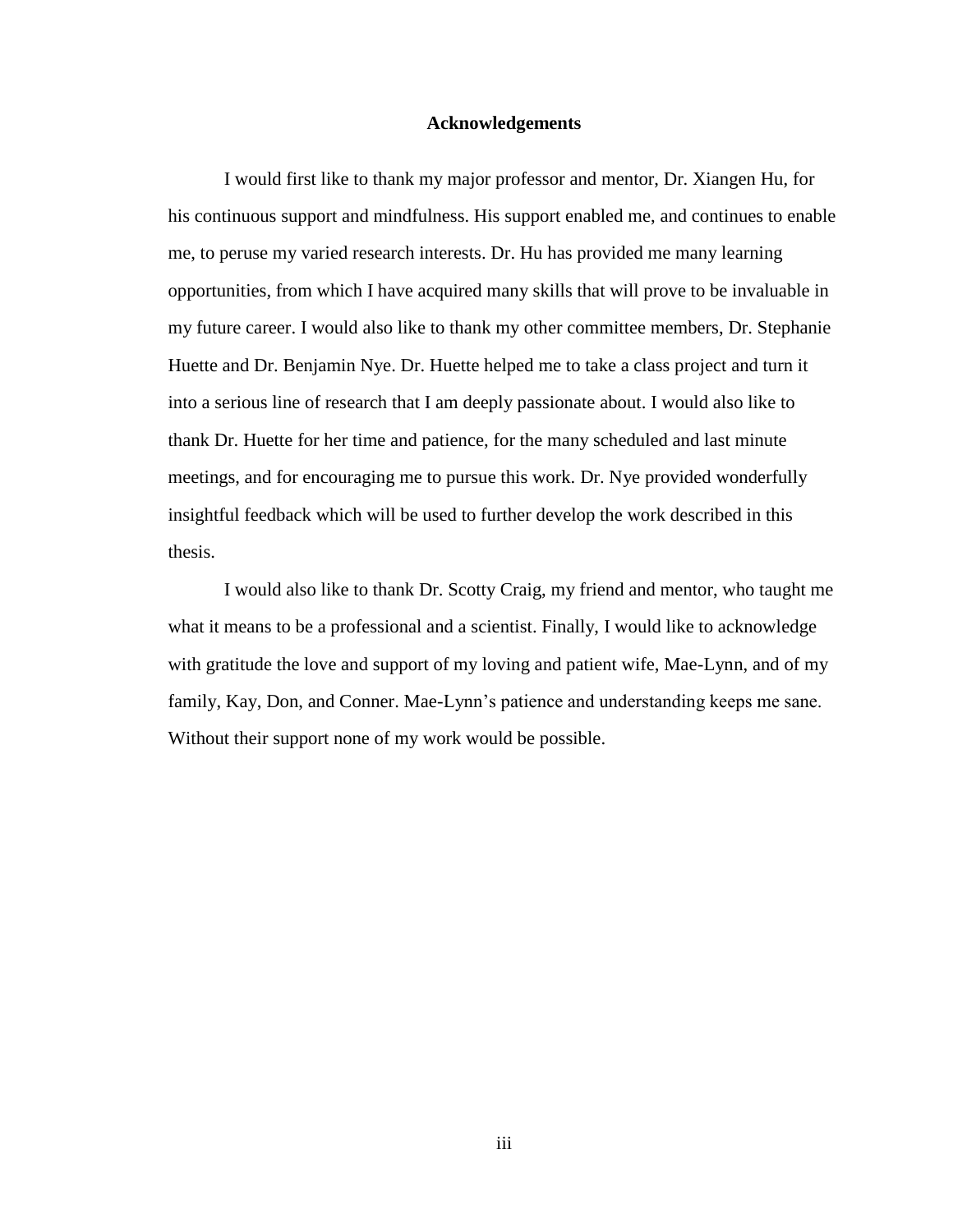# Acknowledgements

I would first like to thank my major professor and mentor, Dr. Xiangen Hu, for his continuous support and mindfulness. His support enabled me, and continues to enable me, to peruse my varied research interests. Dr. Hu has provided me many learning opportunities, from which I have acquired many skills that will prove to be invaluable in my future career. I would also like to thank my other committee members, Dr. Stephanie Huette and Dr. Benjamin Nye. Dr. Huette helped me to take a class project and turn it into a serious line of research that I am deeply passionate about. I would also like to thank Dr. Huette for her time and patience, for the many scheduled and last minute meetings, and for encouraging me to pursue this work. Dr. Nye provided wonderfully insightful feedback which will be used to further develop the work described in this thesis.

I would also like to thank Dr. Scotty Craig, my friend and mentor, who taught me what it means to be a professional and a scientist. Finally, I would like to acknowledge with gratitude the love and support of my loving and patient wife, Mae-Lynn, and of my family, Kay, Don, and Conner. Mae-Lynn's patience and understanding keeps me sane. Without their support none of my work would be possible.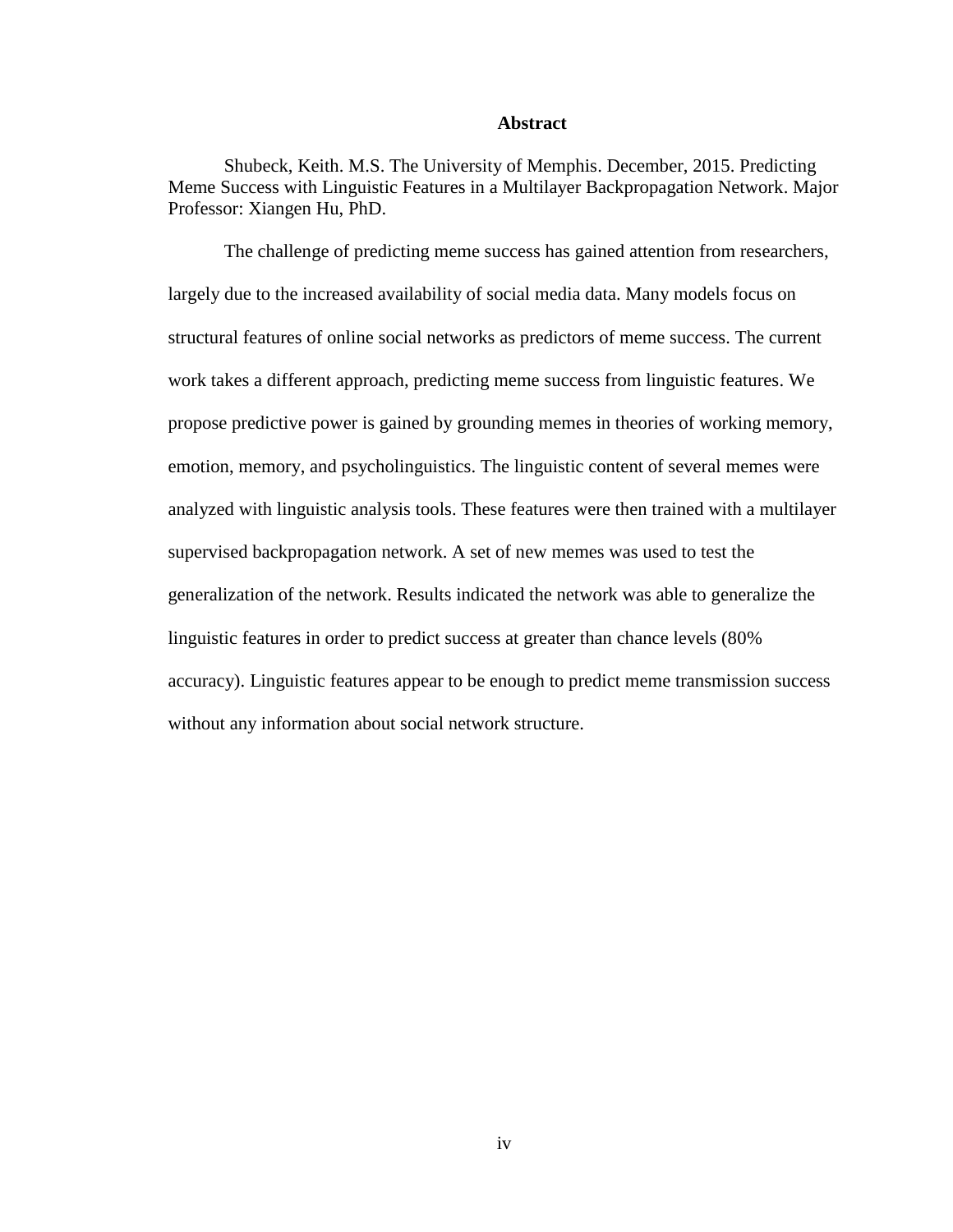## Abstract

Shubeck, Keith. M.S. The University of Memphis. December, 2015. Predicting Meme Success with Linguistic Features in a Multilayer Backpropagation Network. Major Professor: Xiangen Hu, PhD.

The challenge of predicting meme success has gained attention from researchers, largely due to the increased availability of social media data. Many models focus on structural features of online social networks as predictors of meme success. The current work takes a different approach, predicting meme success from linguistic features. We propose predictive power is gained by grounding memes in theories of working memory, emotion, memory, and psycholinguistics. The linguistic content of several memes were analyzed with linguistic analysis tools. These features were then trained with a multilayer supervised backpropagation network. A set of new memes was used to test the generalization of the network. Results indicated the network was able to generalize the linguistic features in order to predict success at greater than chance levels (80% accuracy). Linguistic features appear to be enough to predict meme transmission success without any information about social network structure.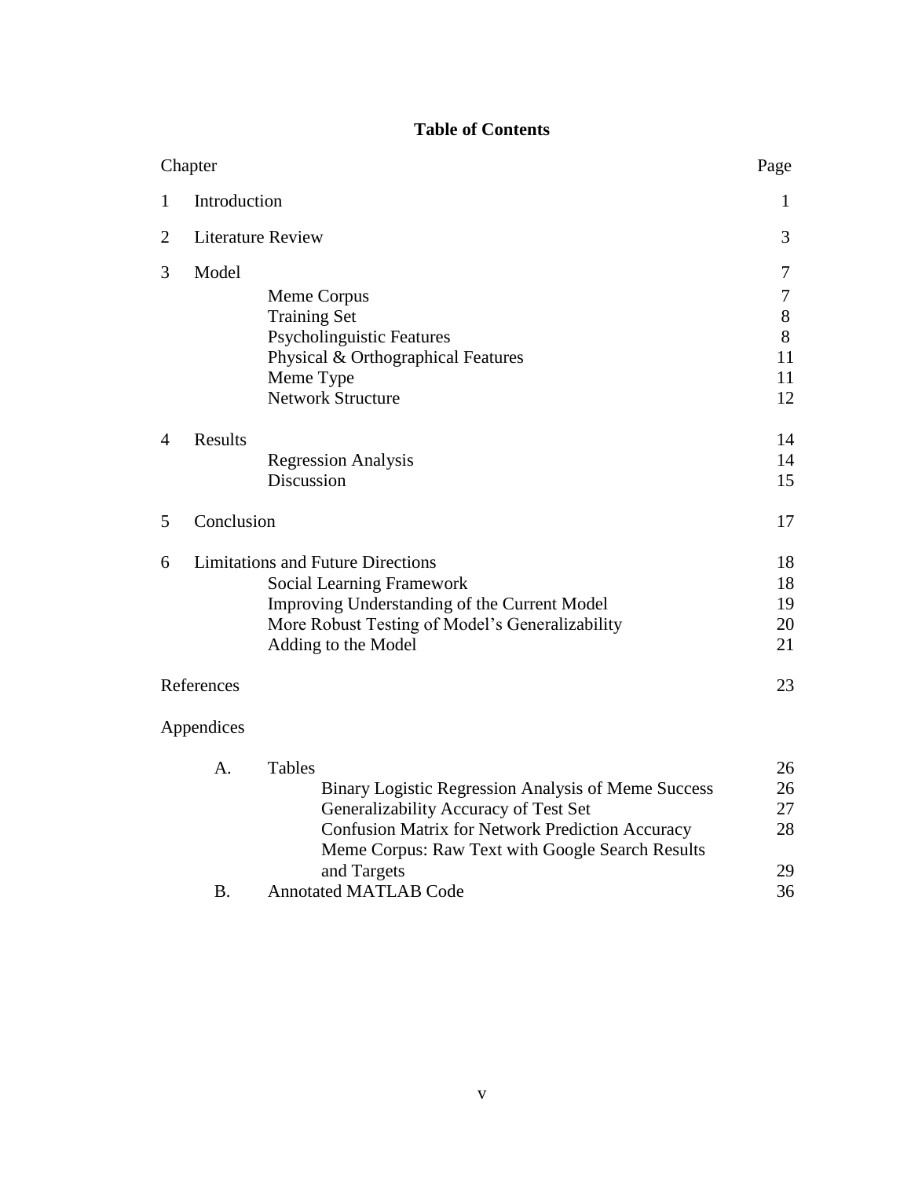# Table of Contents

| Chapter | | Page |
|---|---|---|
| 1 | Introduction | 1 |
| 2 | Literature Review | 3 |
| 3 | Model | 7 |
| | Meme Corpus | 7 |
| | Training Set | 8 |
| | Psycholinguistic Features | 8 |
| | Physical & Orthographical Features | 11 |
| | Meme Type | 11 |
| | Network Structure | 12 |
| 4 | Results | 14 |
| | Regression Analysis | 14 |
| | Discussion | 15 |
| 5 | Conclusion | 17 |
| 6 | Limitations and Future Directions | 18 |
| | Social Learning Framework | 18 |
| | Improving Understanding of the Current Model | 19 |
| | More Robust Testing of Model's Generalizability | 20 |
| | Adding to the Model | 21 |
| References | | 23 |
| Appendices | | |
| A. | Tables | 26 |
| | Binary Logistic Regression Analysis of Meme Success | 26 |
| | Generalizability Accuracy of Test Set | 27 |
| | Confusion Matrix for Network Prediction Accuracy | 28 |
| | Meme Corpus: Raw Text with Google Search Results and Targets | 29 |
| B. | Annotated MATLAB Code | 36 |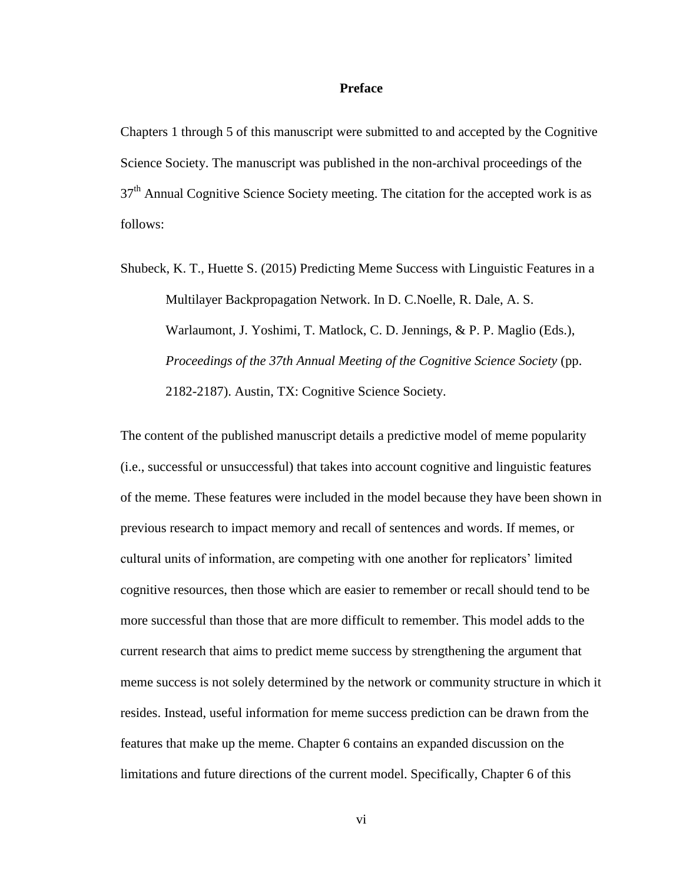# Preface

Chapters 1 through 5 of this manuscript were submitted to and accepted by the Cognitive Science Society. The manuscript was published in the non-archival proceedings of the $37^{th}$ Annual Cognitive Science Society meeting. The citation for the accepted work is as follows:

Shubeck, K. T., Huette S. (2015) Predicting Meme Success with Linguistic Features in a Multilayer Backpropagation Network. In D. C.Noelle, R. Dale, A. S. Warlaumont, J. Yoshimi, T. Matlock, C. D. Jennings, & P. P. Maglio (Eds.), *Proceedings of the 37th Annual Meeting of the Cognitive Science Society* (pp. 2182-2187). Austin, TX: Cognitive Science Society.

The content of the published manuscript details a predictive model of meme popularity (i.e., successful or unsuccessful) that takes into account cognitive and linguistic features of the meme. These features were included in the model because they have been shown in previous research to impact memory and recall of sentences and words. If memes, or cultural units of information, are competing with one another for replicators' limited cognitive resources, then those which are easier to remember or recall should tend to be more successful than those that are more difficult to remember. This model adds to the current research that aims to predict meme success by strengthening the argument that meme success is not solely determined by the network or community structure in which it resides. Instead, useful information for meme success prediction can be drawn from the features that make up the meme. Chapter 6 contains an expanded discussion on the limitations and future directions of the current model. Specifically, Chapter 6 of this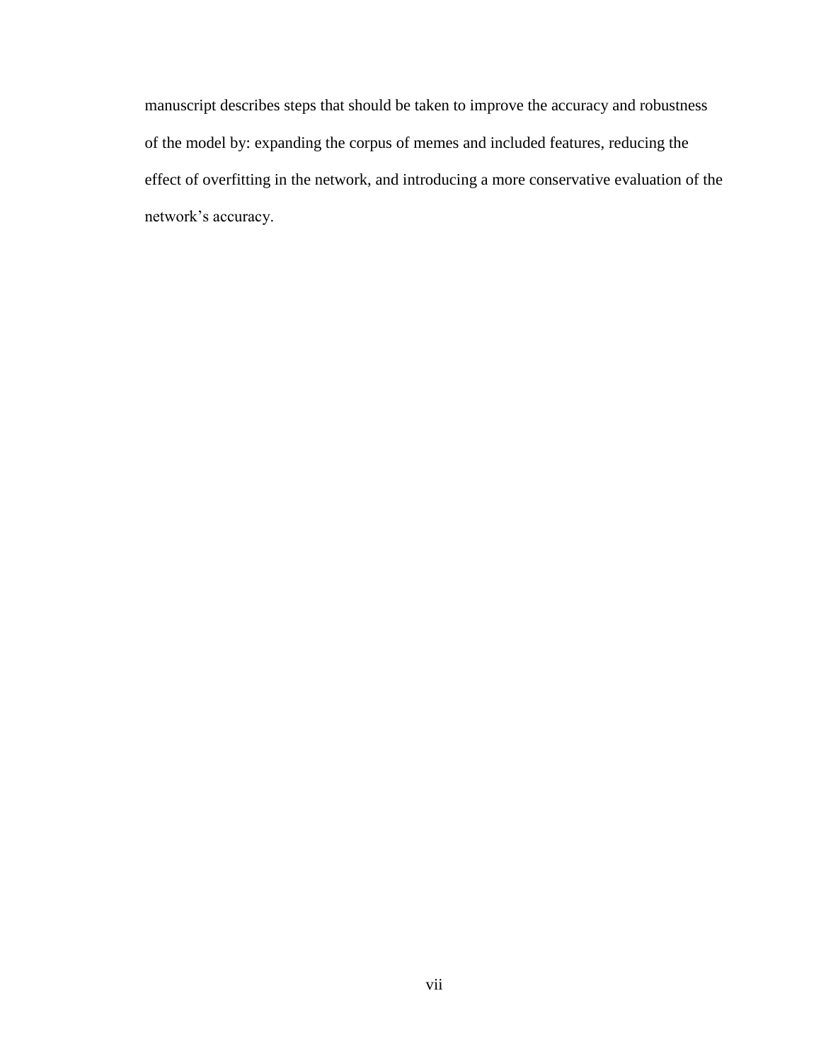manuscript describes steps that should be taken to improve the accuracy and robustness of the model by: expanding the corpus of memes and included features, reducing the effect of overfitting in the network, and introducing a more conservative evaluation of the network's accuracy.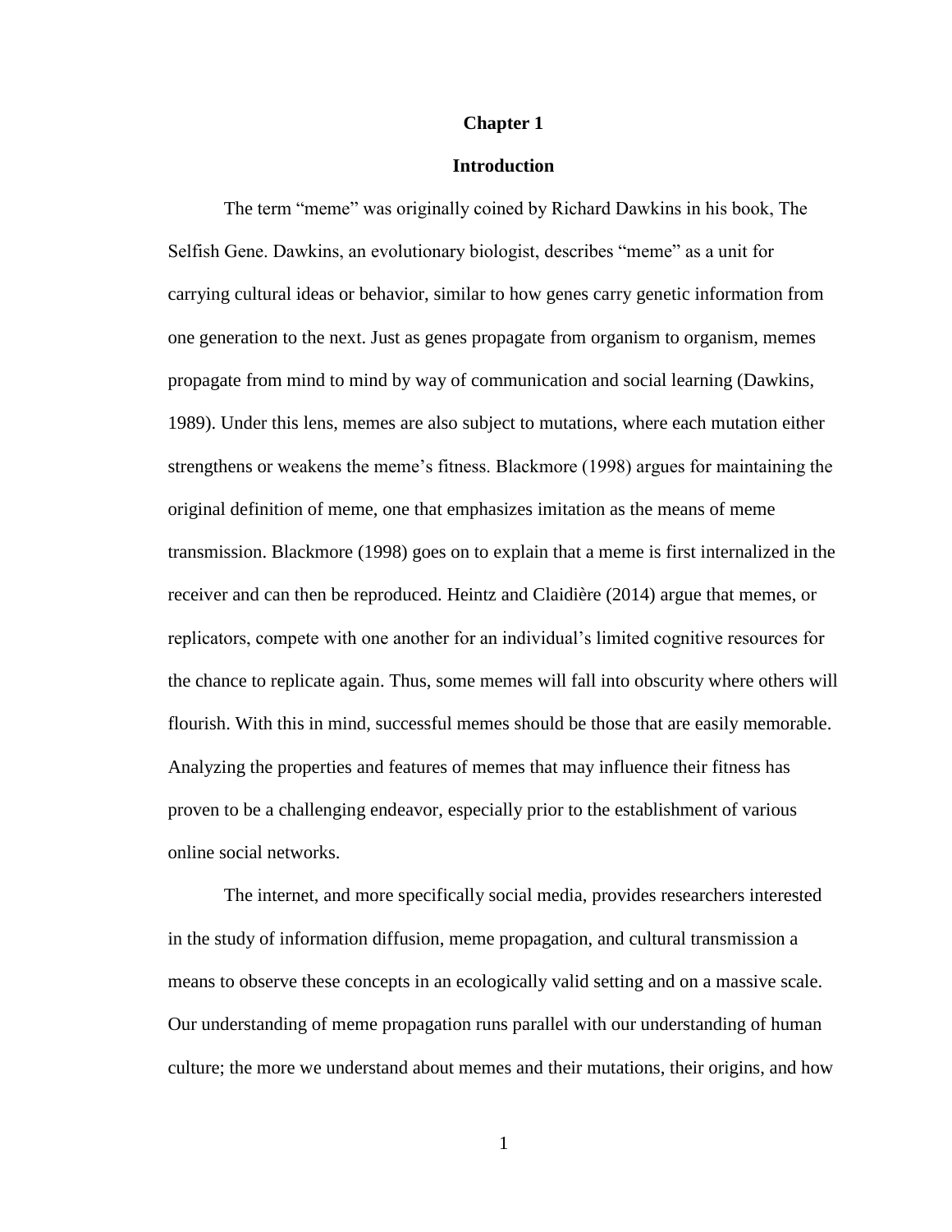# Chapter 1

## Introduction

The term "meme" was originally coined by Richard Dawkins in his book, The Selfish Gene. Dawkins, an evolutionary biologist, describes "meme" as a unit for carrying cultural ideas or behavior, similar to how genes carry genetic information from one generation to the next. Just as genes propagate from organism to organism, memes propagate from mind to mind by way of communication and social learning (Dawkins, 1989). Under this lens, memes are also subject to mutations, where each mutation either strengthens or weakens the meme's fitness. Blackmore (1998) argues for maintaining the original definition of meme, one that emphasizes imitation as the means of meme transmission. Blackmore (1998) goes on to explain that a meme is first internalized in the receiver and can then be reproduced. Heintz and Claidière (2014) argue that memes, or replicators, compete with one another for an individual's limited cognitive resources for the chance to replicate again. Thus, some memes will fall into obscurity where others will flourish. With this in mind, successful memes should be those that are easily memorable. Analyzing the properties and features of memes that may influence their fitness has proven to be a challenging endeavor, especially prior to the establishment of various online social networks.

The internet, and more specifically social media, provides researchers interested in the study of information diffusion, meme propagation, and cultural transmission a means to observe these concepts in an ecologically valid setting and on a massive scale. Our understanding of meme propagation runs parallel with our understanding of human culture; the more we understand about memes and their mutations, their origins, and how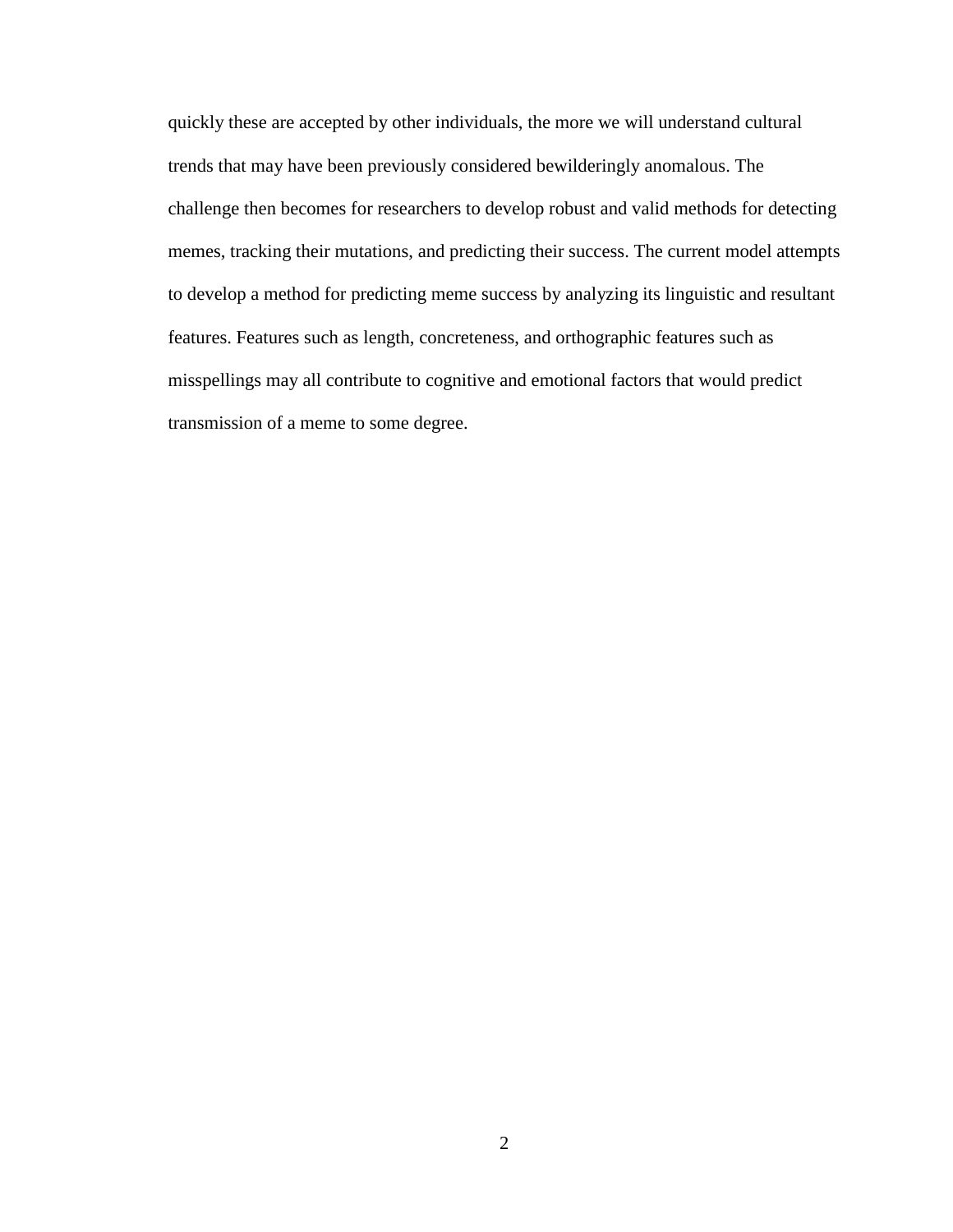quickly these are accepted by other individuals, the more we will understand cultural trends that may have been previously considered bewilderingly anomalous. The challenge then becomes for researchers to develop robust and valid methods for detecting memes, tracking their mutations, and predicting their success. The current model attempts to develop a method for predicting meme success by analyzing its linguistic and resultant features. Features such as length, concreteness, and orthographic features such as misspellings may all contribute to cognitive and emotional factors that would predict transmission of a meme to some degree.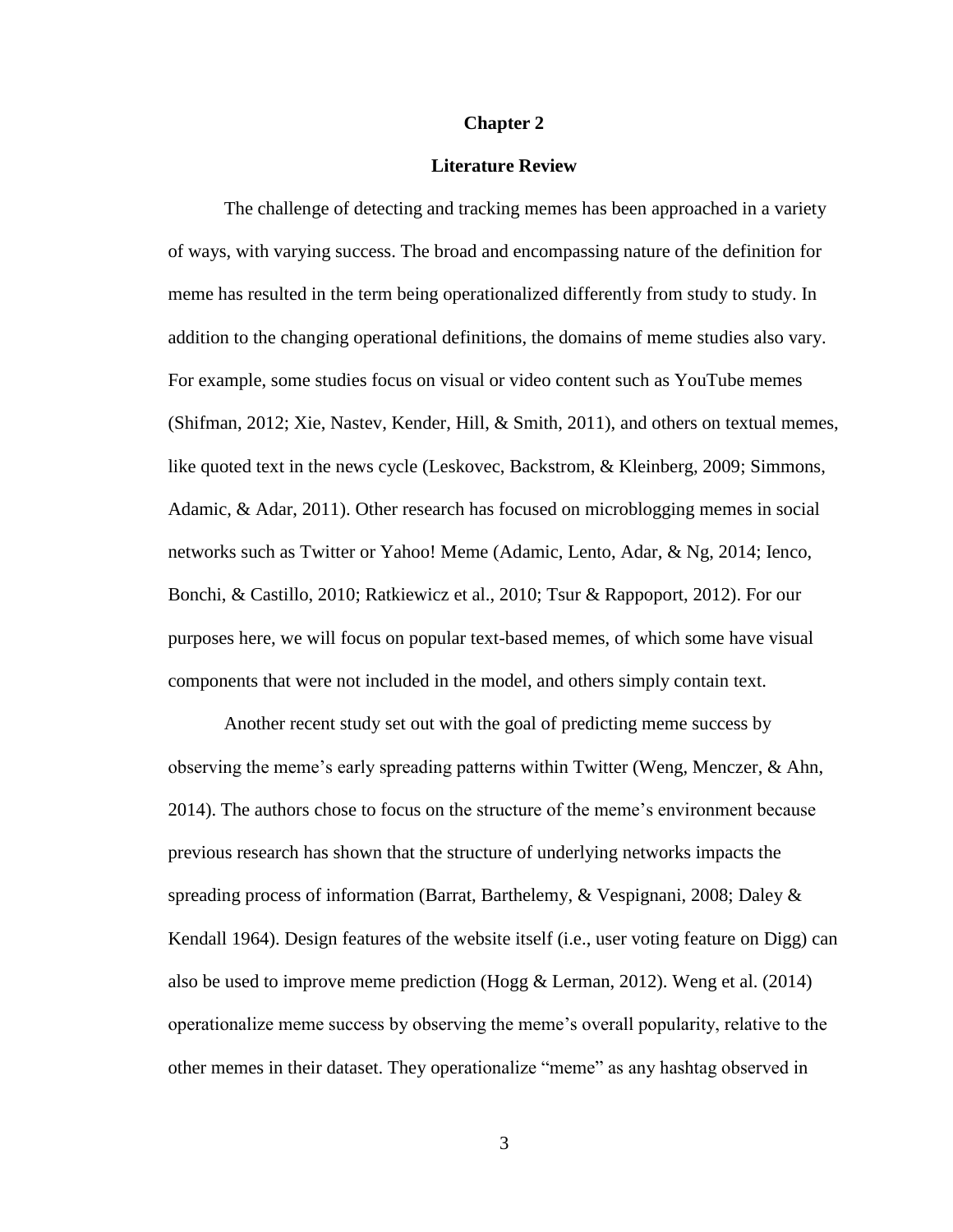# Chapter 2

## Literature Review

The challenge of detecting and tracking memes has been approached in a variety of ways, with varying success. The broad and encompassing nature of the definition for meme has resulted in the term being operationalized differently from study to study. In addition to the changing operational definitions, the domains of meme studies also vary. For example, some studies focus on visual or video content such as YouTube memes (Shifman, 2012; Xie, Nastev, Kender, Hill, & Smith, 2011), and others on textual memes, like quoted text in the news cycle (Leskovec, Backstrom, & Kleinberg, 2009; Simmons, Adamic, & Adar, 2011). Other research has focused on microblogging memes in social networks such as Twitter or Yahoo! Meme (Adamic, Lento, Adar, & Ng, 2014; Ienco, Bonchi, & Castillo, 2010; Ratkiewicz et al., 2010; Tsur & Rappoport, 2012). For our purposes here, we will focus on popular text-based memes, of which some have visual components that were not included in the model, and others simply contain text.

Another recent study set out with the goal of predicting meme success by observing the meme's early spreading patterns within Twitter (Weng, Menczer, & Ahn, 2014). The authors chose to focus on the structure of the meme's environment because previous research has shown that the structure of underlying networks impacts the spreading process of information (Barrat, Barthelemy, & Vespignani, 2008; Daley & Kendall 1964). Design features of the website itself (i.e., user voting feature on Digg) can also be used to improve meme prediction (Hogg & Lerman, 2012). Weng et al. (2014) operationalize meme success by observing the meme's overall popularity, relative to the other memes in their dataset. They operationalize "meme" as any hashtag observed in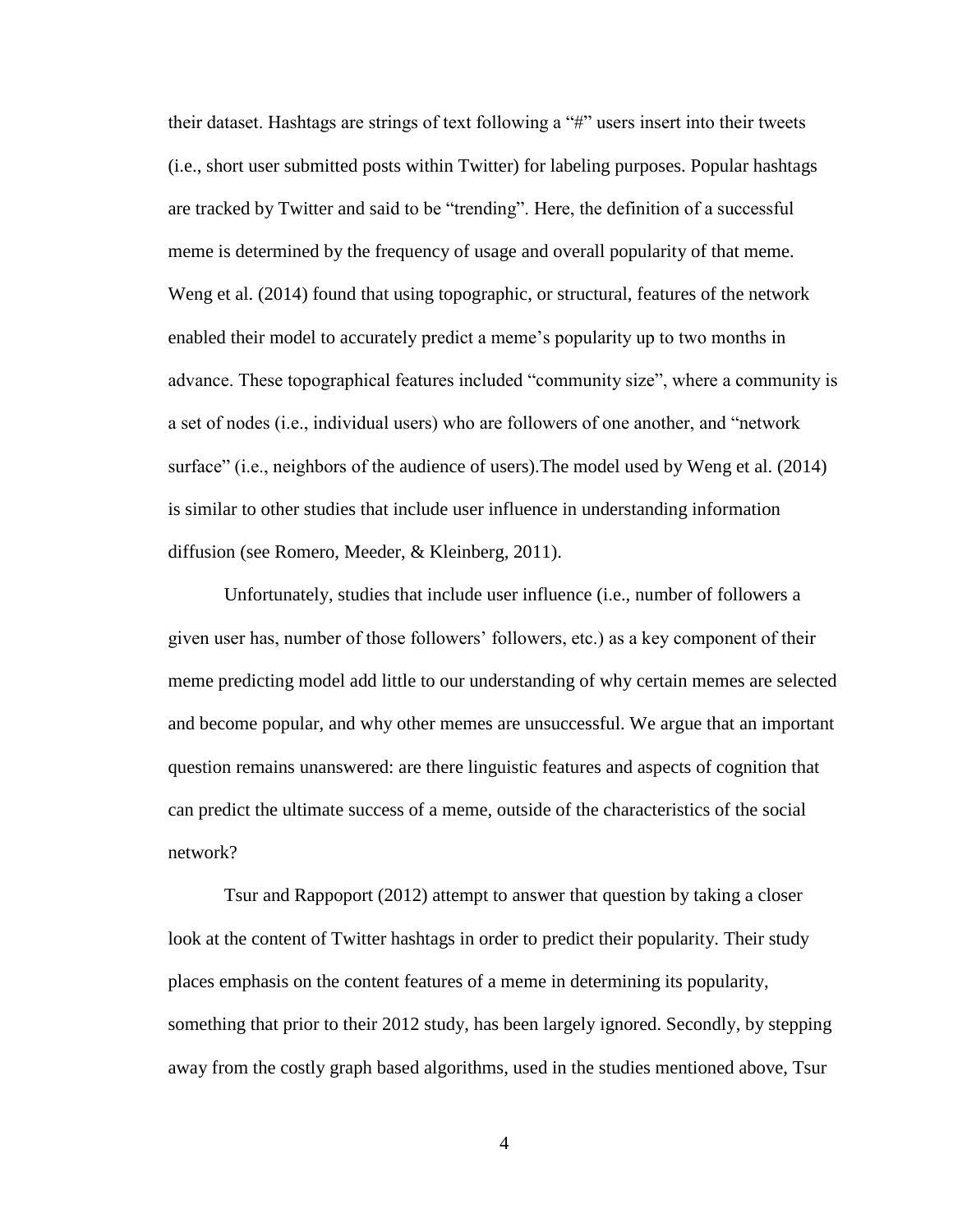their dataset. Hashtags are strings of text following a "#" users insert into their tweets (i.e., short user submitted posts within Twitter) for labeling purposes. Popular hashtags are tracked by Twitter and said to be "trending". Here, the definition of a successful meme is determined by the frequency of usage and overall popularity of that meme. Weng et al. (2014) found that using topographic, or structural, features of the network enabled their model to accurately predict a meme's popularity up to two months in advance. These topographical features included "community size", where a community is a set of nodes (i.e., individual users) who are followers of one another, and "network surface" (i.e., neighbors of the audience of users).The model used by Weng et al. (2014) is similar to other studies that include user influence in understanding information diffusion (see Romero, Meeder, & Kleinberg, 2011).

Unfortunately, studies that include user influence (i.e., number of followers a given user has, number of those followers' followers, etc.) as a key component of their meme predicting model add little to our understanding of why certain memes are selected and become popular, and why other memes are unsuccessful. We argue that an important question remains unanswered: are there linguistic features and aspects of cognition that can predict the ultimate success of a meme, outside of the characteristics of the social network?

Tsur and Rappoport (2012) attempt to answer that question by taking a closer look at the content of Twitter hashtags in order to predict their popularity. Their study places emphasis on the content features of a meme in determining its popularity, something that prior to their 2012 study, has been largely ignored. Secondly, by stepping away from the costly graph based algorithms, used in the studies mentioned above, Tsur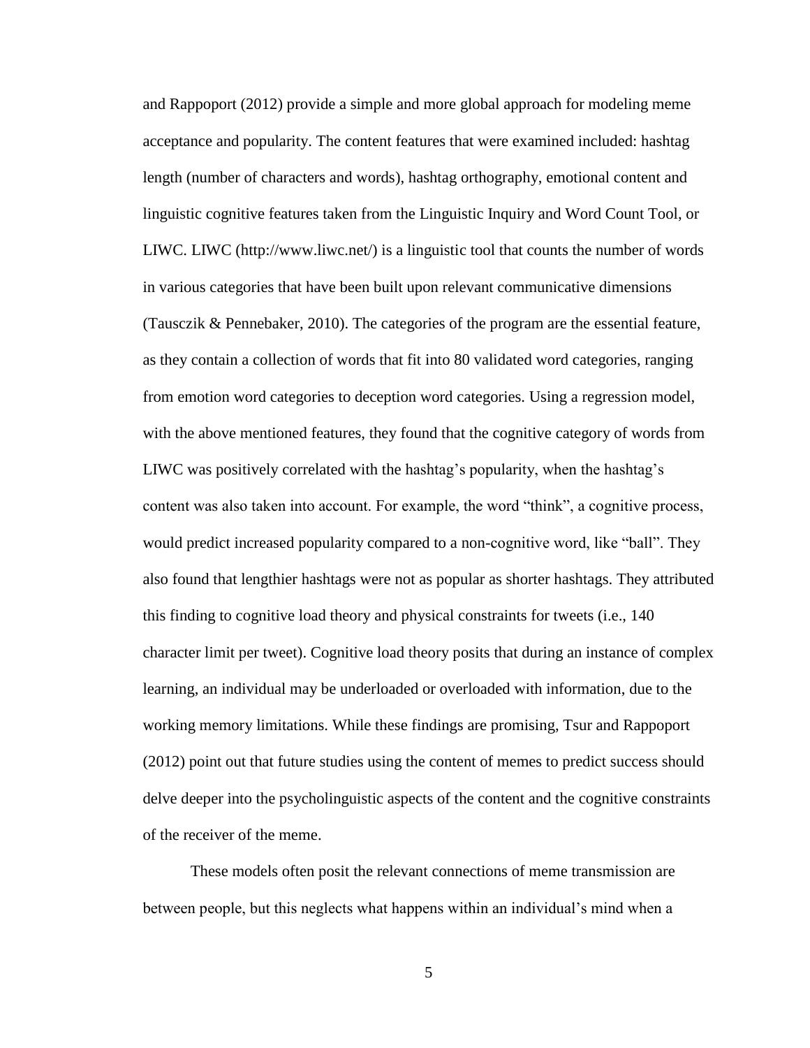and Rappoport (2012) provide a simple and more global approach for modeling meme acceptance and popularity. The content features that were examined included: hashtag length (number of characters and words), hashtag orthography, emotional content and linguistic cognitive features taken from the Linguistic Inquiry and Word Count Tool, or LIWC. LIWC (http://www.liwc.net/) is a linguistic tool that counts the number of words in various categories that have been built upon relevant communicative dimensions (Tausczik & Pennebaker, 2010). The categories of the program are the essential feature, as they contain a collection of words that fit into 80 validated word categories, ranging from emotion word categories to deception word categories. Using a regression model, with the above mentioned features, they found that the cognitive category of words from LIWC was positively correlated with the hashtag's popularity, when the hashtag's content was also taken into account. For example, the word "think", a cognitive process, would predict increased popularity compared to a non-cognitive word, like "ball". They also found that lengthier hashtags were not as popular as shorter hashtags. They attributed this finding to cognitive load theory and physical constraints for tweets (i.e., 140 character limit per tweet). Cognitive load theory posits that during an instance of complex learning, an individual may be underloaded or overloaded with information, due to the working memory limitations. While these findings are promising, Tsur and Rappoport (2012) point out that future studies using the content of memes to predict success should delve deeper into the psycholinguistic aspects of the content and the cognitive constraints of the receiver of the meme.

These models often posit the relevant connections of meme transmission are between people, but this neglects what happens within an individual's mind when a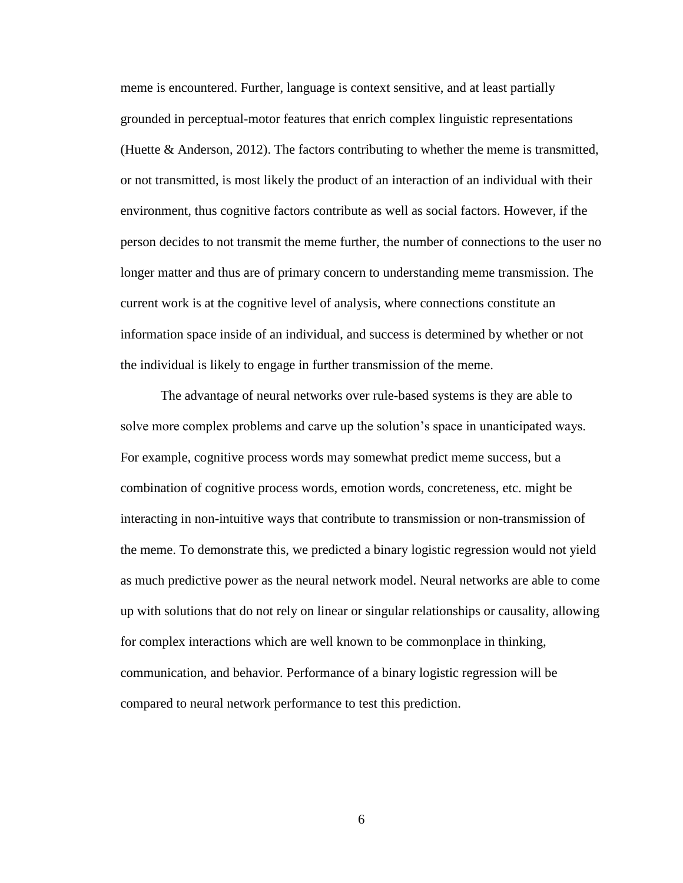meme is encountered. Further, language is context sensitive, and at least partially grounded in perceptual-motor features that enrich complex linguistic representations (Huette & Anderson, 2012). The factors contributing to whether the meme is transmitted, or not transmitted, is most likely the product of an interaction of an individual with their environment, thus cognitive factors contribute as well as social factors. However, if the person decides to not transmit the meme further, the number of connections to the user no longer matter and thus are of primary concern to understanding meme transmission. The current work is at the cognitive level of analysis, where connections constitute an information space inside of an individual, and success is determined by whether or not the individual is likely to engage in further transmission of the meme.

The advantage of neural networks over rule-based systems is they are able to solve more complex problems and carve up the solution's space in unanticipated ways. For example, cognitive process words may somewhat predict meme success, but a combination of cognitive process words, emotion words, concreteness, etc. might be interacting in non-intuitive ways that contribute to transmission or non-transmission of the meme. To demonstrate this, we predicted a binary logistic regression would not yield as much predictive power as the neural network model. Neural networks are able to come up with solutions that do not rely on linear or singular relationships or causality, allowing for complex interactions which are well known to be commonplace in thinking, communication, and behavior. Performance of a binary logistic regression will be compared to neural network performance to test this prediction.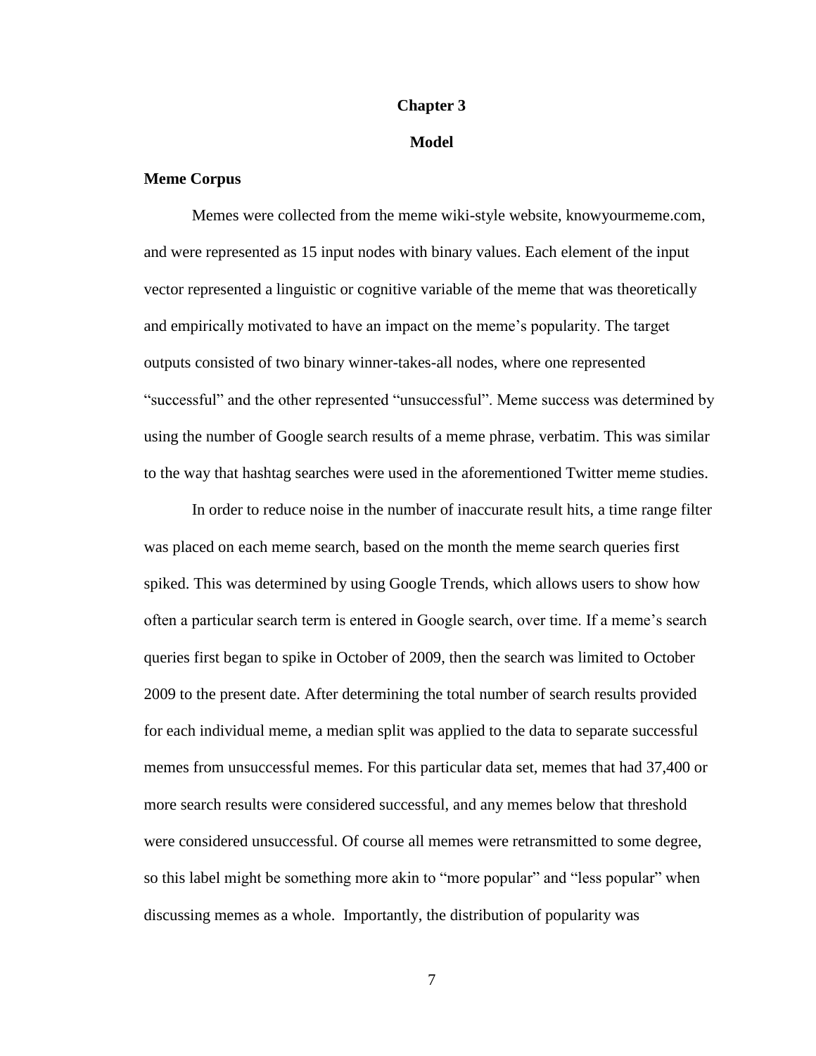# Chapter 3

# Model

### Meme Corpus

Memes were collected from the meme wiki-style website, knowyourmeme.com, and were represented as 15 input nodes with binary values. Each element of the input vector represented a linguistic or cognitive variable of the meme that was theoretically and empirically motivated to have an impact on the meme's popularity. The target outputs consisted of two binary winner-takes-all nodes, where one represented "successful" and the other represented "unsuccessful". Meme success was determined by using the number of Google search results of a meme phrase, verbatim. This was similar to the way that hashtag searches were used in the aforementioned Twitter meme studies.

In order to reduce noise in the number of inaccurate result hits, a time range filter was placed on each meme search, based on the month the meme search queries first spiked. This was determined by using Google Trends, which allows users to show how often a particular search term is entered in Google search, over time. If a meme's search queries first began to spike in October of 2009, then the search was limited to October 2009 to the present date. After determining the total number of search results provided for each individual meme, a median split was applied to the data to separate successful memes from unsuccessful memes. For this particular data set, memes that had 37,400 or more search results were considered successful, and any memes below that threshold were considered unsuccessful. Of course all memes were retransmitted to some degree, so this label might be something more akin to "more popular" and "less popular" when discussing memes as a whole. Importantly, the distribution of popularity was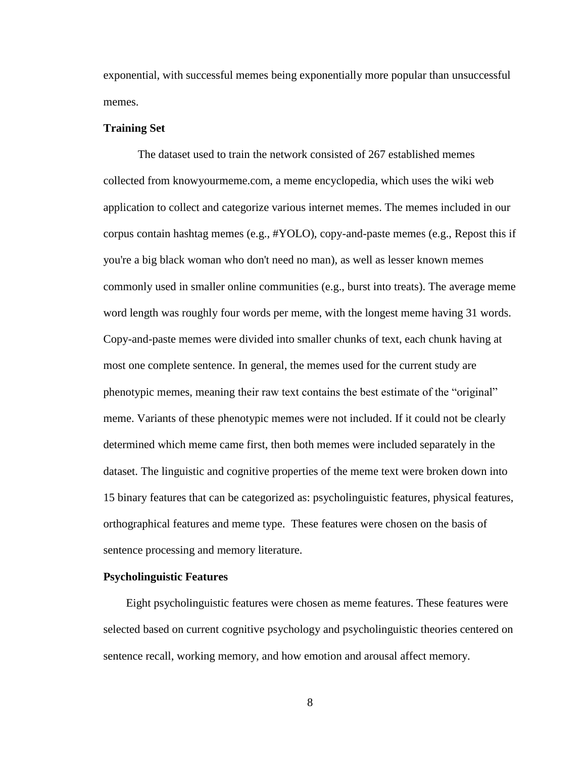exponential, with successful memes being exponentially more popular than unsuccessful memes.

### Training Set

The dataset used to train the network consisted of 267 established memes collected from knowyourmeme.com, a meme encyclopedia, which uses the wiki web application to collect and categorize various internet memes. The memes included in our corpus contain hashtag memes (e.g., #YOLO), copy-and-paste memes (e.g., Repost this if you're a big black woman who don't need no man), as well as lesser known memes commonly used in smaller online communities (e.g., burst into treats). The average meme word length was roughly four words per meme, with the longest meme having 31 words. Copy-and-paste memes were divided into smaller chunks of text, each chunk having at most one complete sentence. In general, the memes used for the current study are phenotypic memes, meaning their raw text contains the best estimate of the "original" meme. Variants of these phenotypic memes were not included. If it could not be clearly determined which meme came first, then both memes were included separately in the dataset. The linguistic and cognitive properties of the meme text were broken down into 15 binary features that can be categorized as: psycholinguistic features, physical features, orthographical features and meme type. These features were chosen on the basis of sentence processing and memory literature.

### Psycholinguistic Features

Eight psycholinguistic features were chosen as meme features. These features were selected based on current cognitive psychology and psycholinguistic theories centered on sentence recall, working memory, and how emotion and arousal affect memory.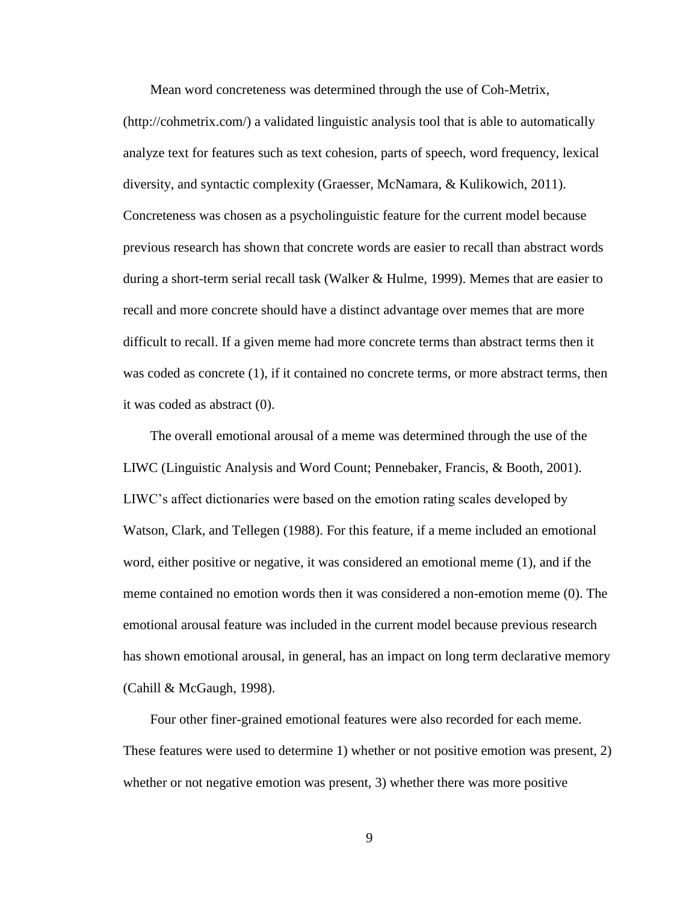Mean word concreteness was determined through the use of Coh-Metrix, (http://cohmetrix.com/) a validated linguistic analysis tool that is able to automatically analyze text for features such as text cohesion, parts of speech, word frequency, lexical diversity, and syntactic complexity (Graesser, McNamara, & Kulikowich, 2011). Concreteness was chosen as a psycholinguistic feature for the current model because previous research has shown that concrete words are easier to recall than abstract words during a short-term serial recall task (Walker & Hulme, 1999). Memes that are easier to recall and more concrete should have a distinct advantage over memes that are more difficult to recall. If a given meme had more concrete terms than abstract terms then it was coded as concrete (1), if it contained no concrete terms, or more abstract terms, then it was coded as abstract (0).

The overall emotional arousal of a meme was determined through the use of the LIWC (Linguistic Analysis and Word Count; Pennebaker, Francis, & Booth, 2001). LIWC's affect dictionaries were based on the emotion rating scales developed by Watson, Clark, and Tellegen (1988). For this feature, if a meme included an emotional word, either positive or negative, it was considered an emotional meme (1), and if the meme contained no emotion words then it was considered a non-emotion meme (0). The emotional arousal feature was included in the current model because previous research has shown emotional arousal, in general, has an impact on long term declarative memory (Cahill & McGaugh, 1998).

Four other finer-grained emotional features were also recorded for each meme. These features were used to determine 1) whether or not positive emotion was present, 2) whether or not negative emotion was present, 3) whether there was more positive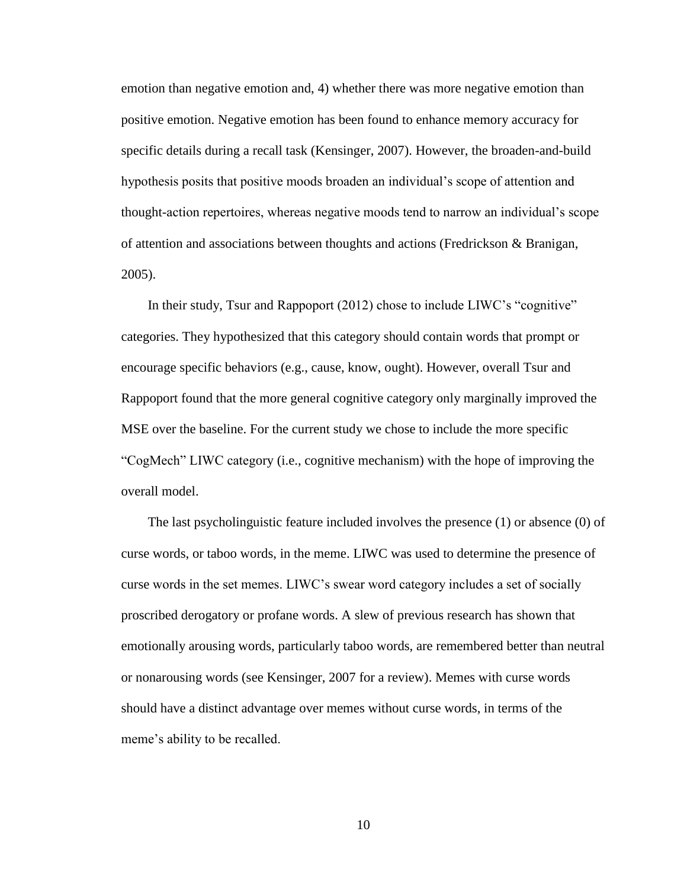emotion than negative emotion and, 4) whether there was more negative emotion than positive emotion. Negative emotion has been found to enhance memory accuracy for specific details during a recall task (Kensinger, 2007). However, the broaden-and-build hypothesis posits that positive moods broaden an individual's scope of attention and thought-action repertoires, whereas negative moods tend to narrow an individual's scope of attention and associations between thoughts and actions (Fredrickson & Branigan, 2005).

In their study, Tsur and Rappoport (2012) chose to include LIWC's "cognitive" categories. They hypothesized that this category should contain words that prompt or encourage specific behaviors (e.g., cause, know, ought). However, overall Tsur and Rappoport found that the more general cognitive category only marginally improved the MSE over the baseline. For the current study we chose to include the more specific "CogMech" LIWC category (i.e., cognitive mechanism) with the hope of improving the overall model.

The last psycholinguistic feature included involves the presence (1) or absence (0) of curse words, or taboo words, in the meme. LIWC was used to determine the presence of curse words in the set memes. LIWC's swear word category includes a set of socially proscribed derogatory or profane words. A slew of previous research has shown that emotionally arousing words, particularly taboo words, are remembered better than neutral or nonarousing words (see Kensinger, 2007 for a review). Memes with curse words should have a distinct advantage over memes without curse words, in terms of the meme's ability to be recalled.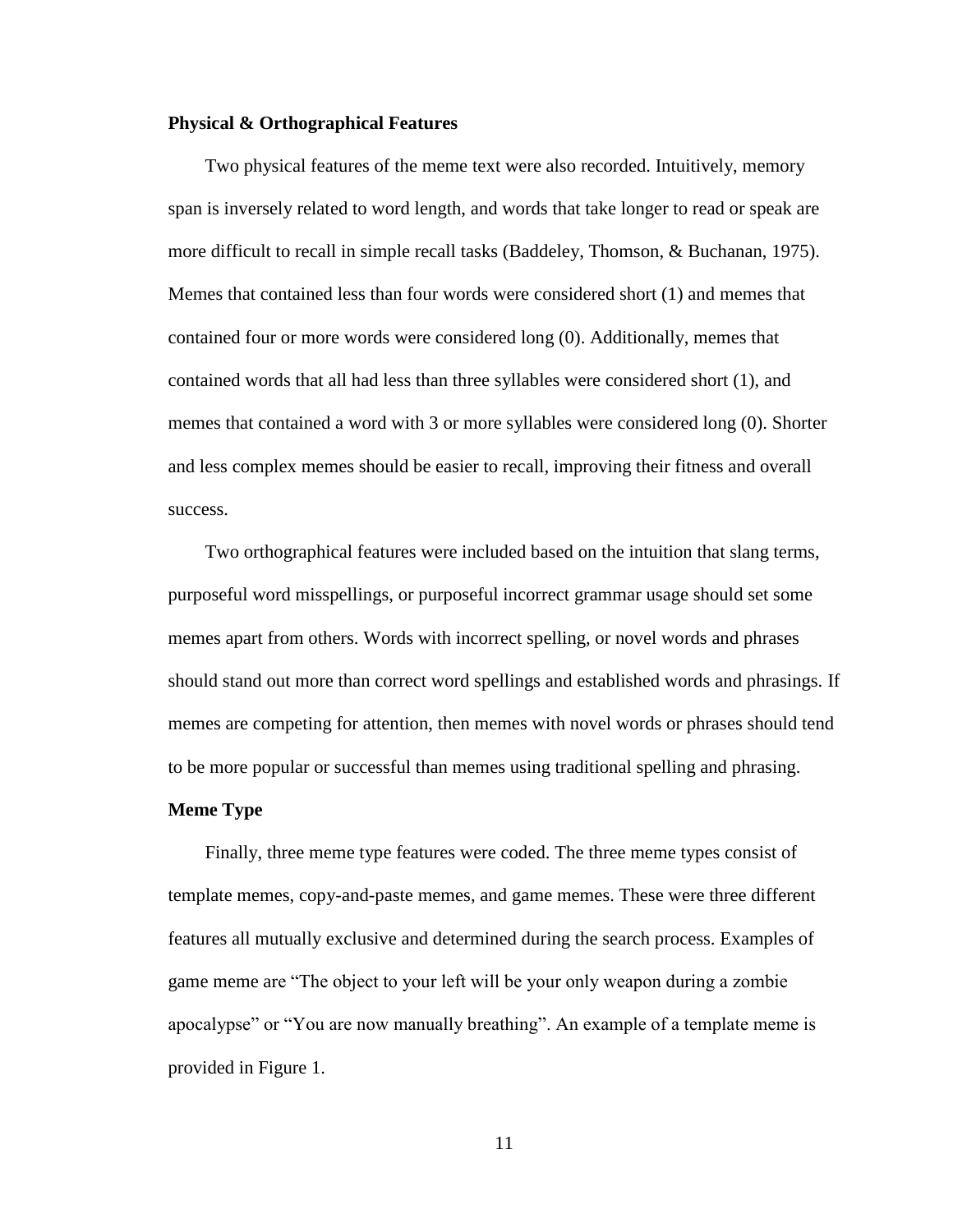**Physical & Orthographical Features**

Two physical features of the meme text were also recorded. Intuitively, memory span is inversely related to word length, and words that take longer to read or speak are more difficult to recall in simple recall tasks (Baddeley, Thomson, & Buchanan, 1975). Memes that contained less than four words were considered short (1) and memes that contained four or more words were considered long (0). Additionally, memes that contained words that all had less than three syllables were considered short (1), and memes that contained a word with 3 or more syllables were considered long (0). Shorter and less complex memes should be easier to recall, improving their fitness and overall success.

Two orthographical features were included based on the intuition that slang terms, purposeful word misspellings, or purposeful incorrect grammar usage should set some memes apart from others. Words with incorrect spelling, or novel words and phrases should stand out more than correct word spellings and established words and phrasings. If memes are competing for attention, then memes with novel words or phrases should tend to be more popular or successful than memes using traditional spelling and phrasing.

**Meme Type**

Finally, three meme type features were coded. The three meme types consist of template memes, copy-and-paste memes, and game memes. These were three different features all mutually exclusive and determined during the search process. Examples of game meme are "The object to your left will be your only weapon during a zombie apocalypse" or "You are now manually breathing". An example of a template meme is provided in Figure 1.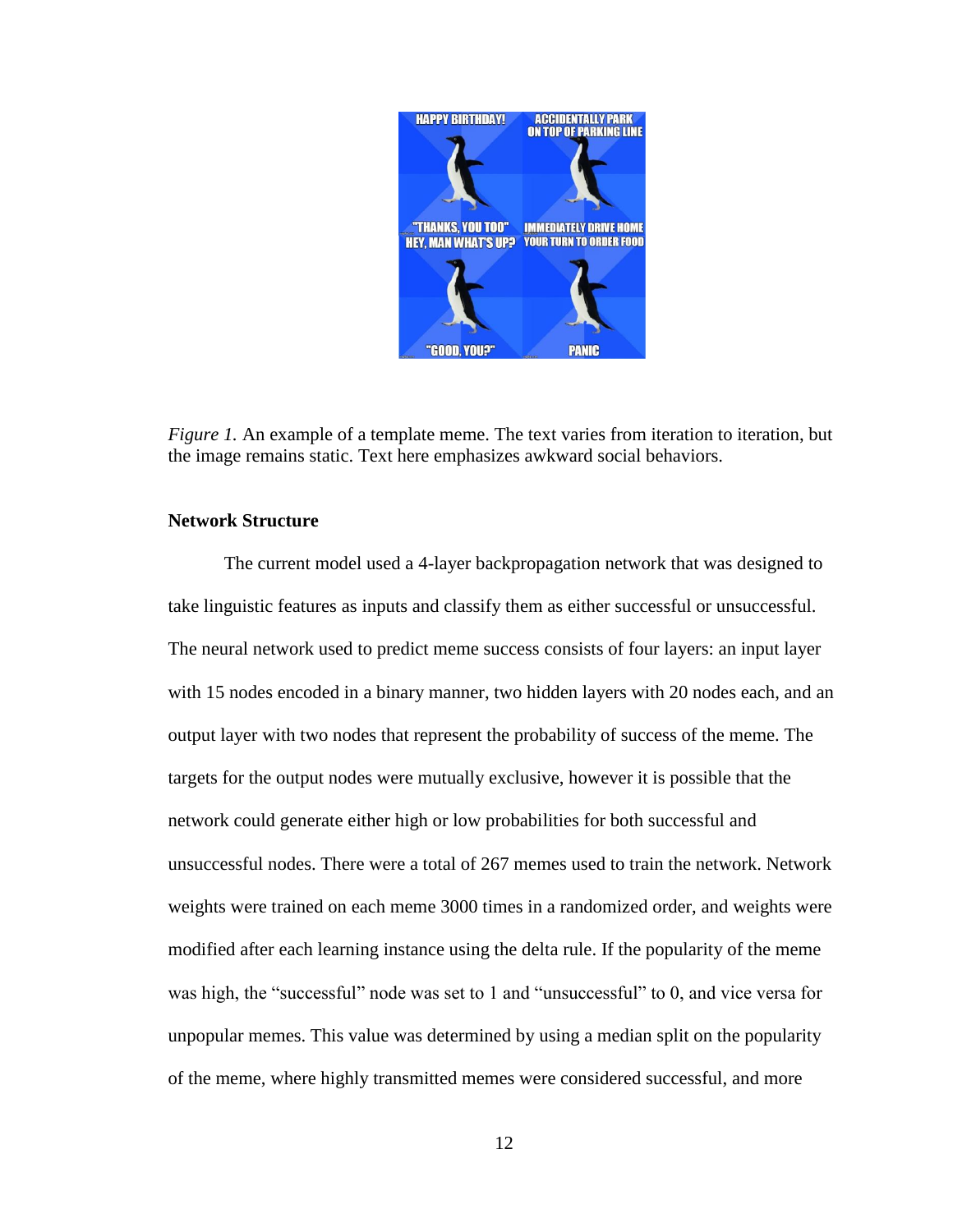*Figure 1.* An example of a template meme. The text varies from iteration to iteration, but the image remains static. Text here emphasizes awkward social behaviors.

**Network Structure**

The current model used a 4-layer backpropagation network that was designed to take linguistic features as inputs and classify them as either successful or unsuccessful. The neural network used to predict meme success consists of four layers: an input layer with 15 nodes encoded in a binary manner, two hidden layers with 20 nodes each, and an output layer with two nodes that represent the probability of success of the meme. The targets for the output nodes were mutually exclusive, however it is possible that the network could generate either high or low probabilities for both successful and unsuccessful nodes. There were a total of 267 memes used to train the network. Network weights were trained on each meme 3000 times in a randomized order, and weights were modified after each learning instance using the delta rule. If the popularity of the meme was high, the "successful" node was set to 1 and "unsuccessful" to 0, and vice versa for unpopular memes. This value was determined by using a median split on the popularity of the meme, where highly transmitted memes were considered successful, and more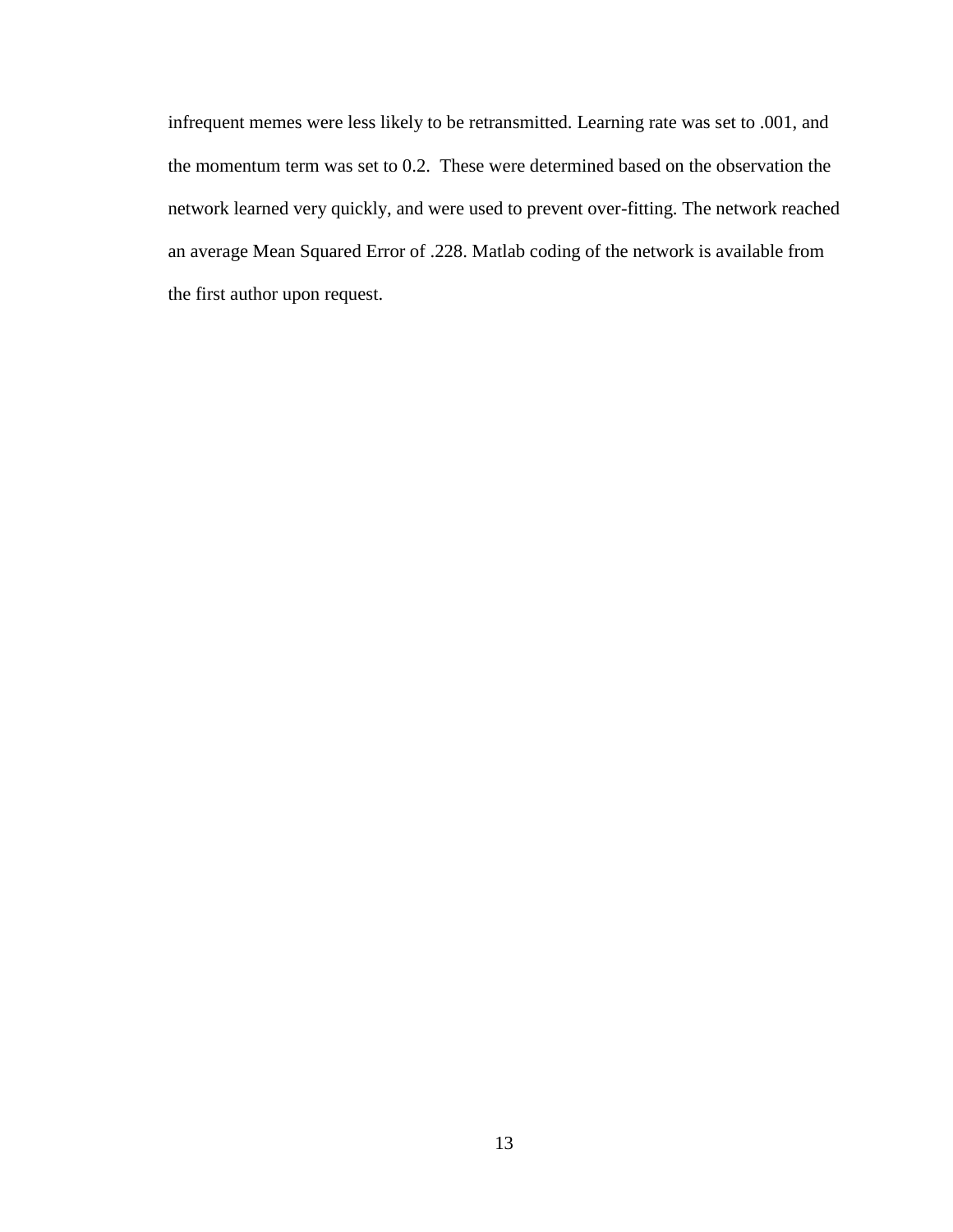infrequent memes were less likely to be retransmitted. Learning rate was set to .001, and the momentum term was set to 0.2. These were determined based on the observation the network learned very quickly, and were used to prevent over-fitting. The network reached an average Mean Squared Error of .228. Matlab coding of the network is available from the first author upon request.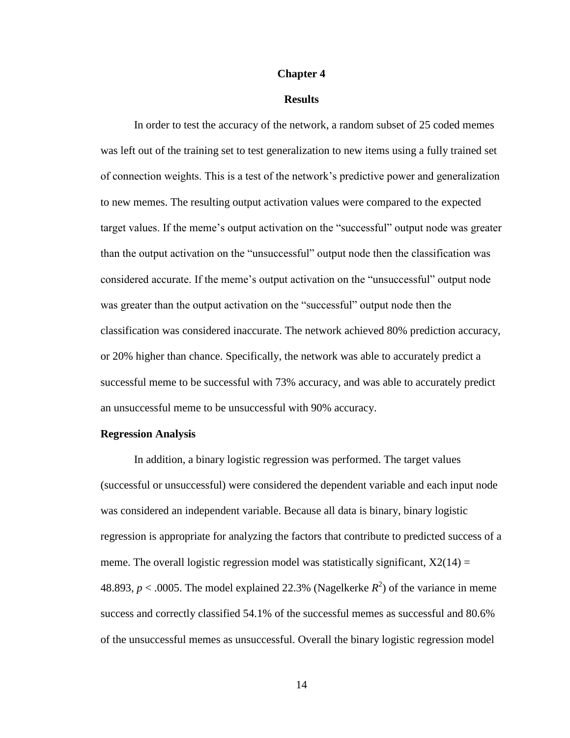# Chapter 4

## Results

In order to test the accuracy of the network, a random subset of 25 coded memes was left out of the training set to test generalization to new items using a fully trained set of connection weights. This is a test of the network's predictive power and generalization to new memes. The resulting output activation values were compared to the expected target values. If the meme's output activation on the "successful" output node was greater than the output activation on the "unsuccessful" output node then the classification was considered accurate. If the meme's output activation on the "unsuccessful" output node was greater than the output activation on the "successful" output node then the classification was considered inaccurate. The network achieved 80% prediction accuracy, or 20% higher than chance. Specifically, the network was able to accurately predict a successful meme to be successful with 73% accuracy, and was able to accurately predict an unsuccessful meme to be unsuccessful with 90% accuracy.

### Regression Analysis

In addition, a binary logistic regression was performed. The target values (successful or unsuccessful) were considered the dependent variable and each input node was considered an independent variable. Because all data is binary, binary logistic regression is appropriate for analyzing the factors that contribute to predicted success of a meme. The overall logistic regression model was statistically significant, X2(14) = 48.893, $p < .0005$. The model explained 22.3% (Nagelkerke $R^2$) of the variance in meme success and correctly classified 54.1% of the successful memes as successful and 80.6% of the unsuccessful memes as unsuccessful. Overall the binary logistic regression model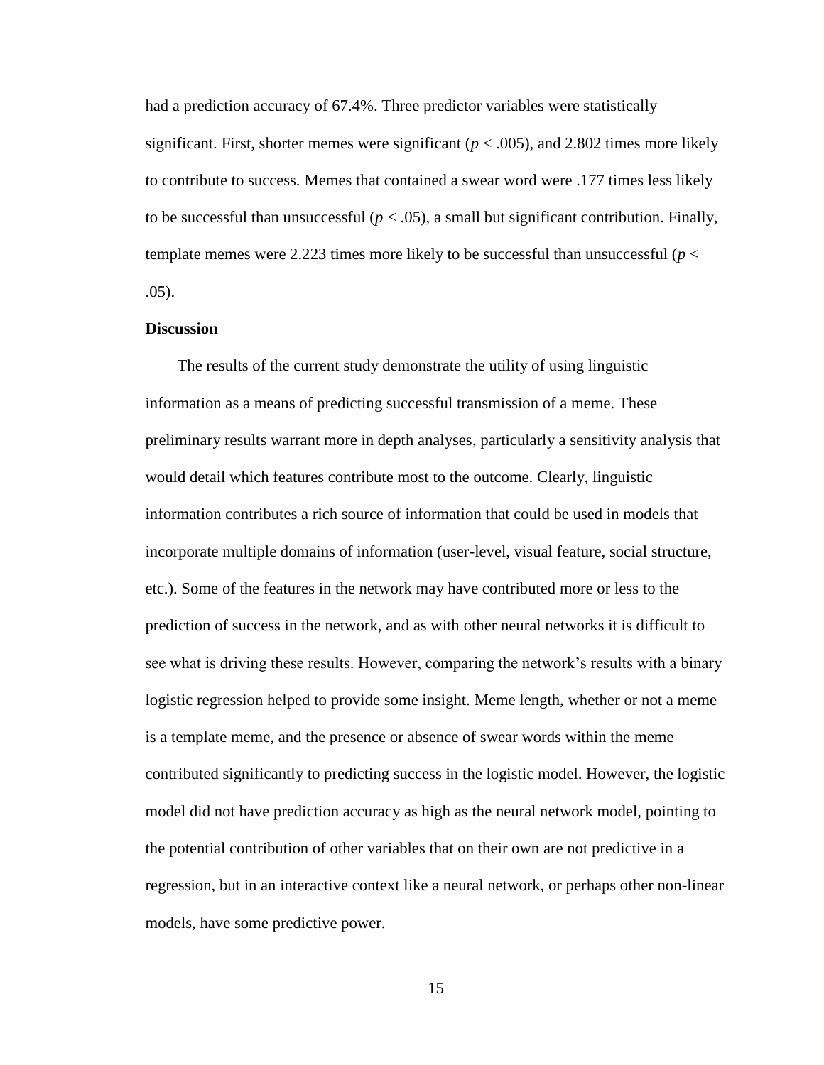had a prediction accuracy of 67.4%. Three predictor variables were statistically significant. First, shorter memes were significant ($p < .005$), and 2.802 times more likely to contribute to success. Memes that contained a swear word were .177 times less likely to be successful than unsuccessful ($p < .05$), a small but significant contribution. Finally, template memes were 2.223 times more likely to be successful than unsuccessful ($p < .05$).

## Discussion

The results of the current study demonstrate the utility of using linguistic information as a means of predicting successful transmission of a meme. These preliminary results warrant more in depth analyses, particularly a sensitivity analysis that would detail which features contribute most to the outcome. Clearly, linguistic information contributes a rich source of information that could be used in models that incorporate multiple domains of information (user-level, visual feature, social structure, etc.). Some of the features in the network may have contributed more or less to the prediction of success in the network, and as with other neural networks it is difficult to see what is driving these results. However, comparing the network's results with a binary logistic regression helped to provide some insight. Meme length, whether or not a meme is a template meme, and the presence or absence of swear words within the meme contributed significantly to predicting success in the logistic model. However, the logistic model did not have prediction accuracy as high as the neural network model, pointing to the potential contribution of other variables that on their own are not predictive in a regression, but in an interactive context like a neural network, or perhaps other non-linear models, have some predictive power.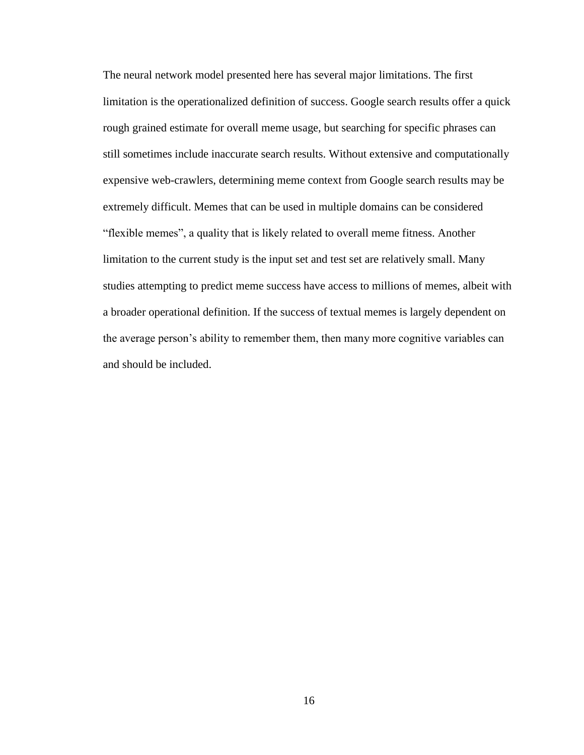The neural network model presented here has several major limitations. The first limitation is the operationalized definition of success. Google search results offer a quick rough grained estimate for overall meme usage, but searching for specific phrases can still sometimes include inaccurate search results. Without extensive and computationally expensive web-crawlers, determining meme context from Google search results may be extremely difficult. Memes that can be used in multiple domains can be considered “flexible memes”, a quality that is likely related to overall meme fitness. Another limitation to the current study is the input set and test set are relatively small. Many studies attempting to predict meme success have access to millions of memes, albeit with a broader operational definition. If the success of textual memes is largely dependent on the average person’s ability to remember them, then many more cognitive variables can and should be included.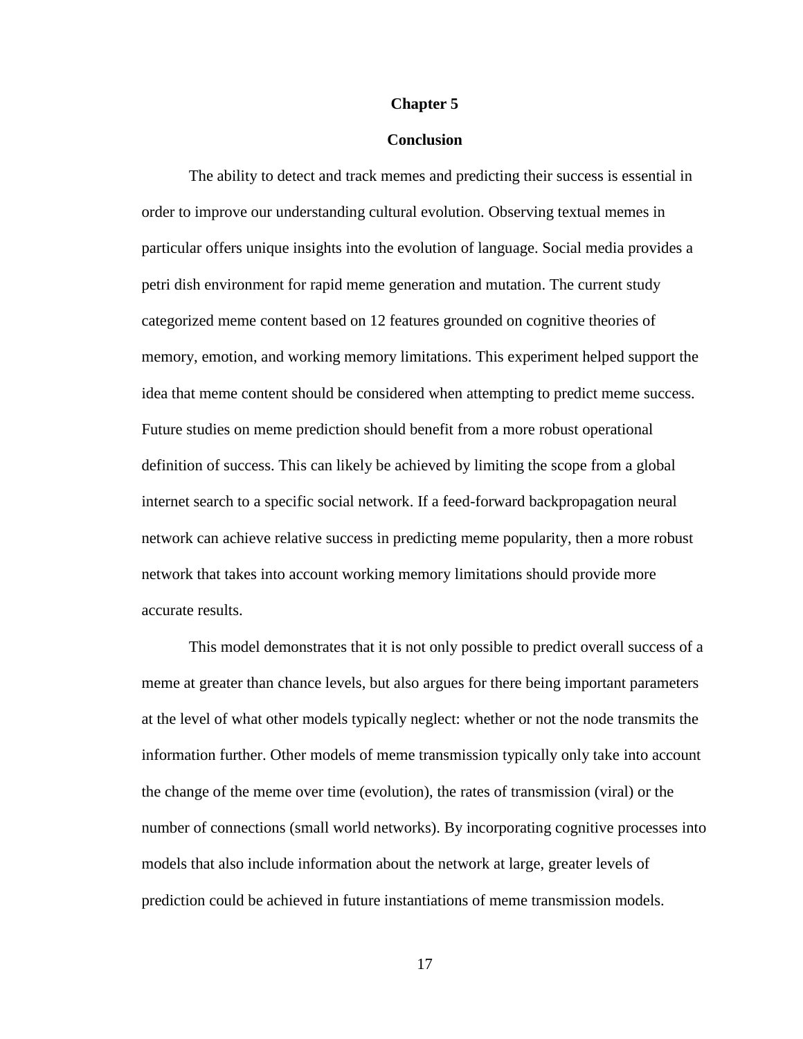# Chapter 5

## Conclusion

The ability to detect and track memes and predicting their success is essential in order to improve our understanding cultural evolution. Observing textual memes in particular offers unique insights into the evolution of language. Social media provides a petri dish environment for rapid meme generation and mutation. The current study categorized meme content based on 12 features grounded on cognitive theories of memory, emotion, and working memory limitations. This experiment helped support the idea that meme content should be considered when attempting to predict meme success. Future studies on meme prediction should benefit from a more robust operational definition of success. This can likely be achieved by limiting the scope from a global internet search to a specific social network. If a feed-forward backpropagation neural network can achieve relative success in predicting meme popularity, then a more robust network that takes into account working memory limitations should provide more accurate results.

This model demonstrates that it is not only possible to predict overall success of a meme at greater than chance levels, but also argues for there being important parameters at the level of what other models typically neglect: whether or not the node transmits the information further. Other models of meme transmission typically only take into account the change of the meme over time (evolution), the rates of transmission (viral) or the number of connections (small world networks). By incorporating cognitive processes into models that also include information about the network at large, greater levels of prediction could be achieved in future instantiations of meme transmission models.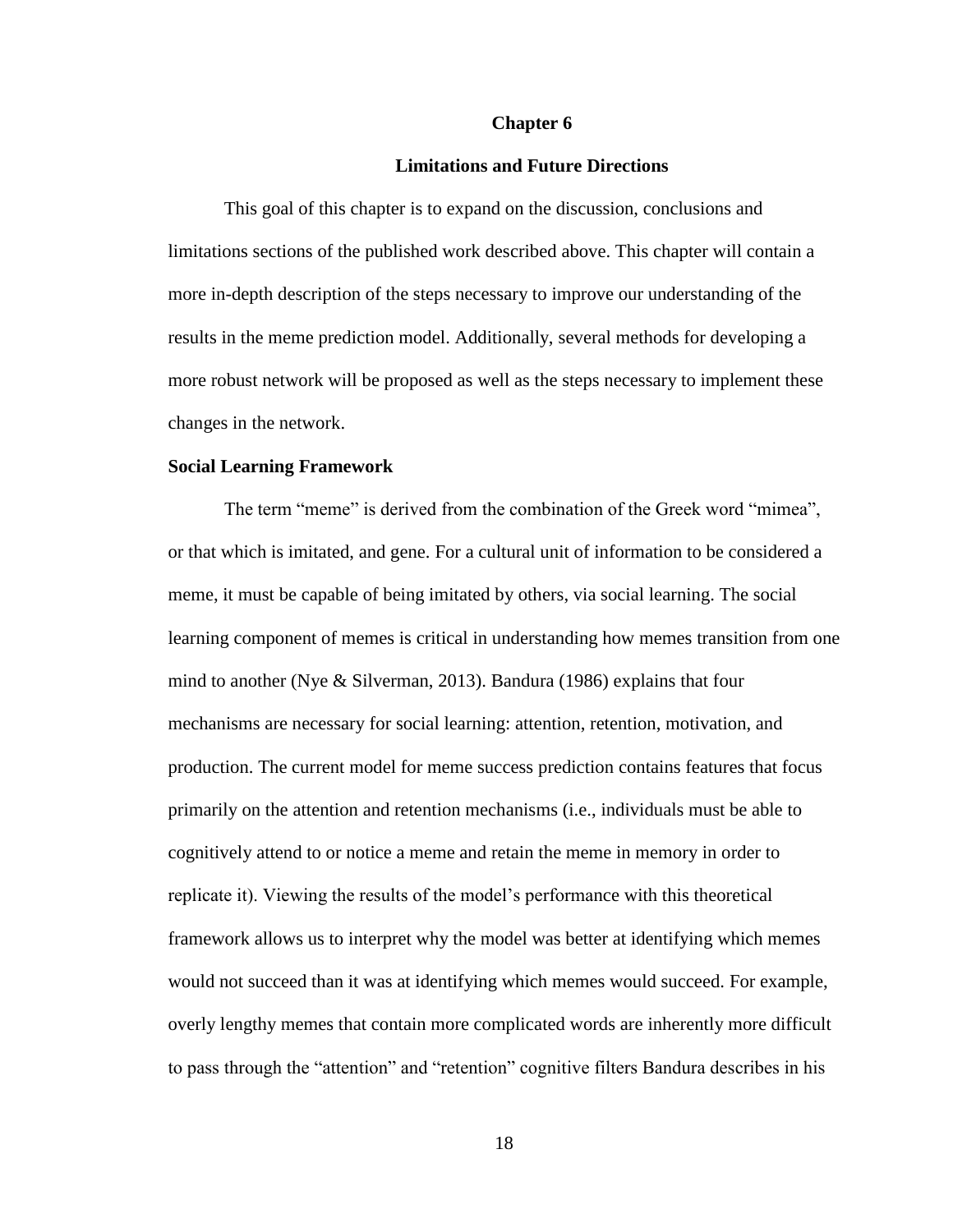# Chapter 6

## Limitations and Future Directions

This goal of this chapter is to expand on the discussion, conclusions and limitations sections of the published work described above. This chapter will contain a more in-depth description of the steps necessary to improve our understanding of the results in the meme prediction model. Additionally, several methods for developing a more robust network will be proposed as well as the steps necessary to implement these changes in the network.

### Social Learning Framework

The term "meme" is derived from the combination of the Greek word "mimea", or that which is imitated, and gene. For a cultural unit of information to be considered a meme, it must be capable of being imitated by others, via social learning. The social learning component of memes is critical in understanding how memes transition from one mind to another (Nye & Silverman, 2013). Bandura (1986) explains that four mechanisms are necessary for social learning: attention, retention, motivation, and production. The current model for meme success prediction contains features that focus primarily on the attention and retention mechanisms (i.e., individuals must be able to cognitively attend to or notice a meme and retain the meme in memory in order to replicate it). Viewing the results of the model's performance with this theoretical framework allows us to interpret why the model was better at identifying which memes would not succeed than it was at identifying which memes would succeed. For example, overly lengthy memes that contain more complicated words are inherently more difficult to pass through the "attention" and "retention" cognitive filters Bandura describes in his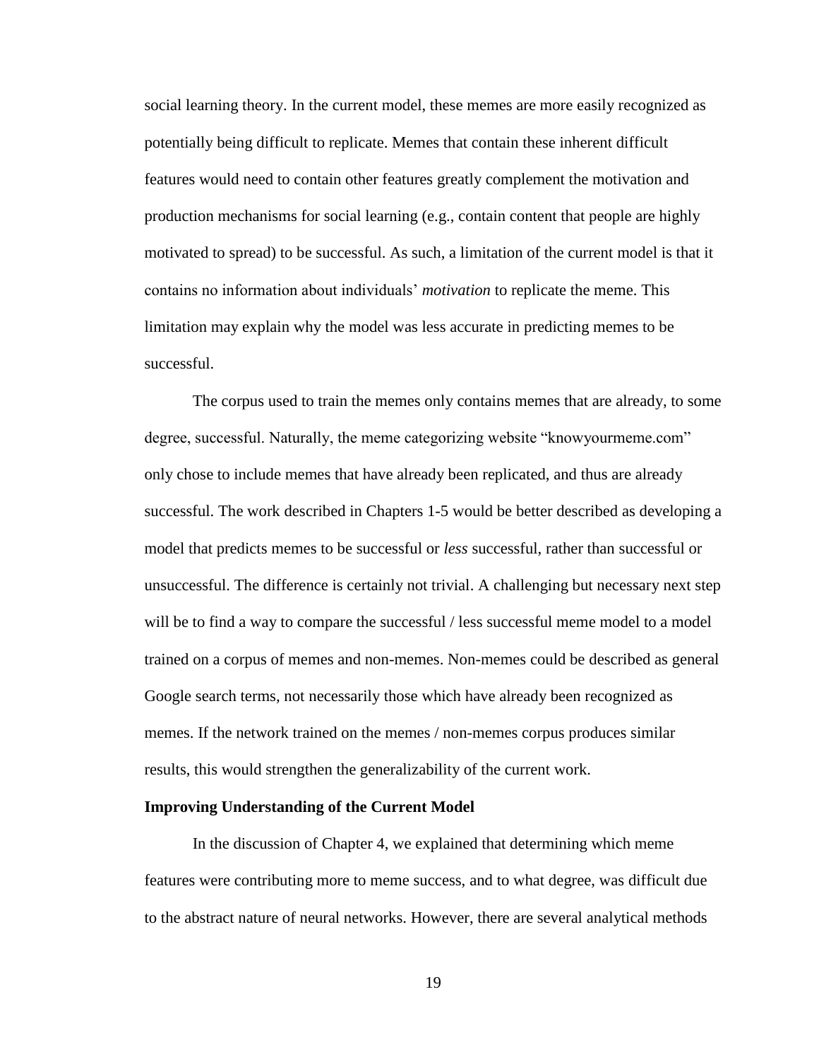social learning theory. In the current model, these memes are more easily recognized as potentially being difficult to replicate. Memes that contain these inherent difficult features would need to contain other features greatly complement the motivation and production mechanisms for social learning (e.g., contain content that people are highly motivated to spread) to be successful. As such, a limitation of the current model is that it contains no information about individuals' *motivation* to replicate the meme. This limitation may explain why the model was less accurate in predicting memes to be successful.

The corpus used to train the memes only contains memes that are already, to some degree, successful. Naturally, the meme categorizing website "knowyourmeme.com" only chose to include memes that have already been replicated, and thus are already successful. The work described in Chapters 1-5 would be better described as developing a model that predicts memes to be successful or *less* successful, rather than successful or unsuccessful. The difference is certainly not trivial. A challenging but necessary next step will be to find a way to compare the successful / less successful meme model to a model trained on a corpus of memes and non-memes. Non-memes could be described as general Google search terms, not necessarily those which have already been recognized as memes. If the network trained on the memes / non-memes corpus produces similar results, this would strengthen the generalizability of the current work.

**Improving Understanding of the Current Model**

In the discussion of Chapter 4, we explained that determining which meme features were contributing more to meme success, and to what degree, was difficult due to the abstract nature of neural networks. However, there are several analytical methods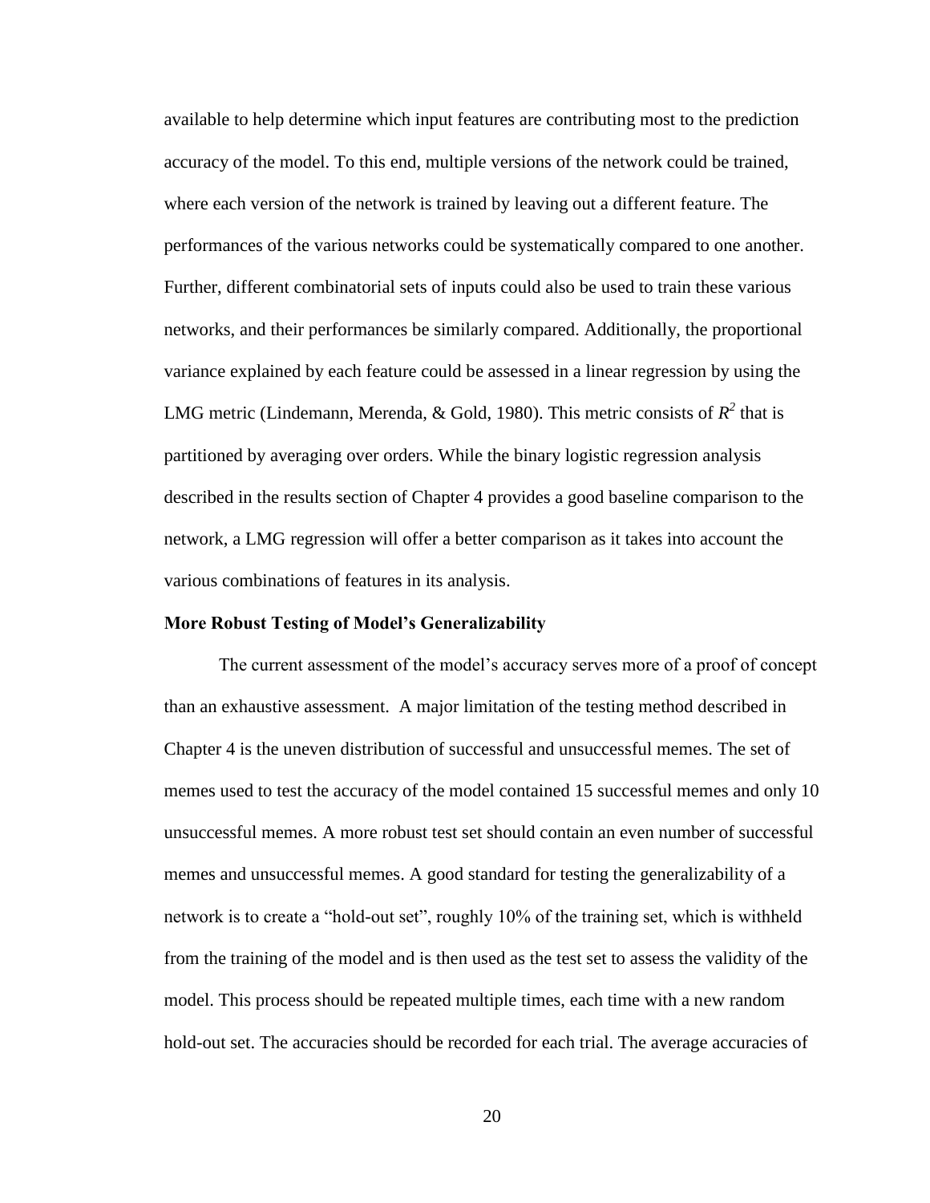available to help determine which input features are contributing most to the prediction accuracy of the model. To this end, multiple versions of the network could be trained, where each version of the network is trained by leaving out a different feature. The performances of the various networks could be systematically compared to one another. Further, different combinatorial sets of inputs could also be used to train these various networks, and their performances be similarly compared. Additionally, the proportional variance explained by each feature could be assessed in a linear regression by using the LMG metric (Lindemann, Merenda, & Gold, 1980). This metric consists of $R^2$ that is partitioned by averaging over orders. While the binary logistic regression analysis described in the results section of Chapter 4 provides a good baseline comparison to the network, a LMG regression will offer a better comparison as it takes into account the various combinations of features in its analysis.

**More Robust Testing of Model's Generalizability**

The current assessment of the model's accuracy serves more of a proof of concept than an exhaustive assessment. A major limitation of the testing method described in Chapter 4 is the uneven distribution of successful and unsuccessful memes. The set of memes used to test the accuracy of the model contained 15 successful memes and only 10 unsuccessful memes. A more robust test set should contain an even number of successful memes and unsuccessful memes. A good standard for testing the generalizability of a network is to create a "hold-out set", roughly 10% of the training set, which is withheld from the training of the model and is then used as the test set to assess the validity of the model. This process should be repeated multiple times, each time with a new random hold-out set. The accuracies should be recorded for each trial. The average accuracies of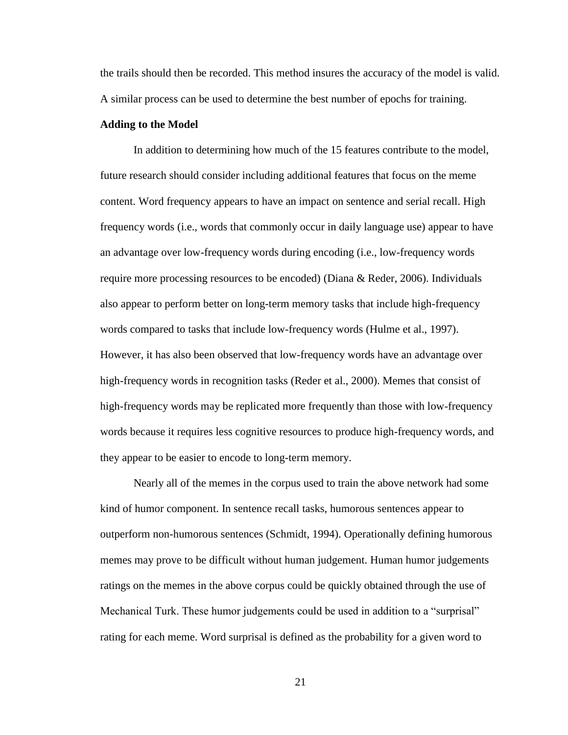the trails should then be recorded. This method insures the accuracy of the model is valid. A similar process can be used to determine the best number of epochs for training.

**Adding to the Model**

In addition to determining how much of the 15 features contribute to the model, future research should consider including additional features that focus on the meme content. Word frequency appears to have an impact on sentence and serial recall. High frequency words (i.e., words that commonly occur in daily language use) appear to have an advantage over low-frequency words during encoding (i.e., low-frequency words require more processing resources to be encoded) (Diana & Reder, 2006). Individuals also appear to perform better on long-term memory tasks that include high-frequency words compared to tasks that include low-frequency words (Hulme et al., 1997). However, it has also been observed that low-frequency words have an advantage over high-frequency words in recognition tasks (Reder et al., 2000). Memes that consist of high-frequency words may be replicated more frequently than those with low-frequency words because it requires less cognitive resources to produce high-frequency words, and they appear to be easier to encode to long-term memory.

Nearly all of the memes in the corpus used to train the above network had some kind of humor component. In sentence recall tasks, humorous sentences appear to outperform non-humorous sentences (Schmidt, 1994). Operationally defining humorous memes may prove to be difficult without human judgement. Human humor judgements ratings on the memes in the above corpus could be quickly obtained through the use of Mechanical Turk. These humor judgements could be used in addition to a "surprisal" rating for each meme. Word surprisal is defined as the probability for a given word to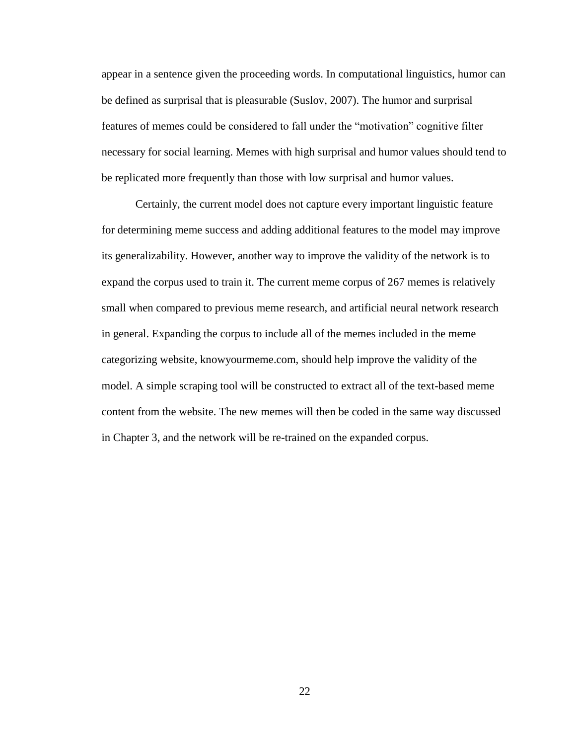appear in a sentence given the proceeding words. In computational linguistics, humor can be defined as surprisal that is pleasurable (Suslov, 2007). The humor and surprisal features of memes could be considered to fall under the “motivation” cognitive filter necessary for social learning. Memes with high surprisal and humor values should tend to be replicated more frequently than those with low surprisal and humor values.

Certainly, the current model does not capture every important linguistic feature for determining meme success and adding additional features to the model may improve its generalizability. However, another way to improve the validity of the network is to expand the corpus used to train it. The current meme corpus of 267 memes is relatively small when compared to previous meme research, and artificial neural network research in general. Expanding the corpus to include all of the memes included in the meme categorizing website, knowyourmeme.com, should help improve the validity of the model. A simple scraping tool will be constructed to extract all of the text-based meme content from the website. The new memes will then be coded in the same way discussed in Chapter 3, and the network will be re-trained on the expanded corpus.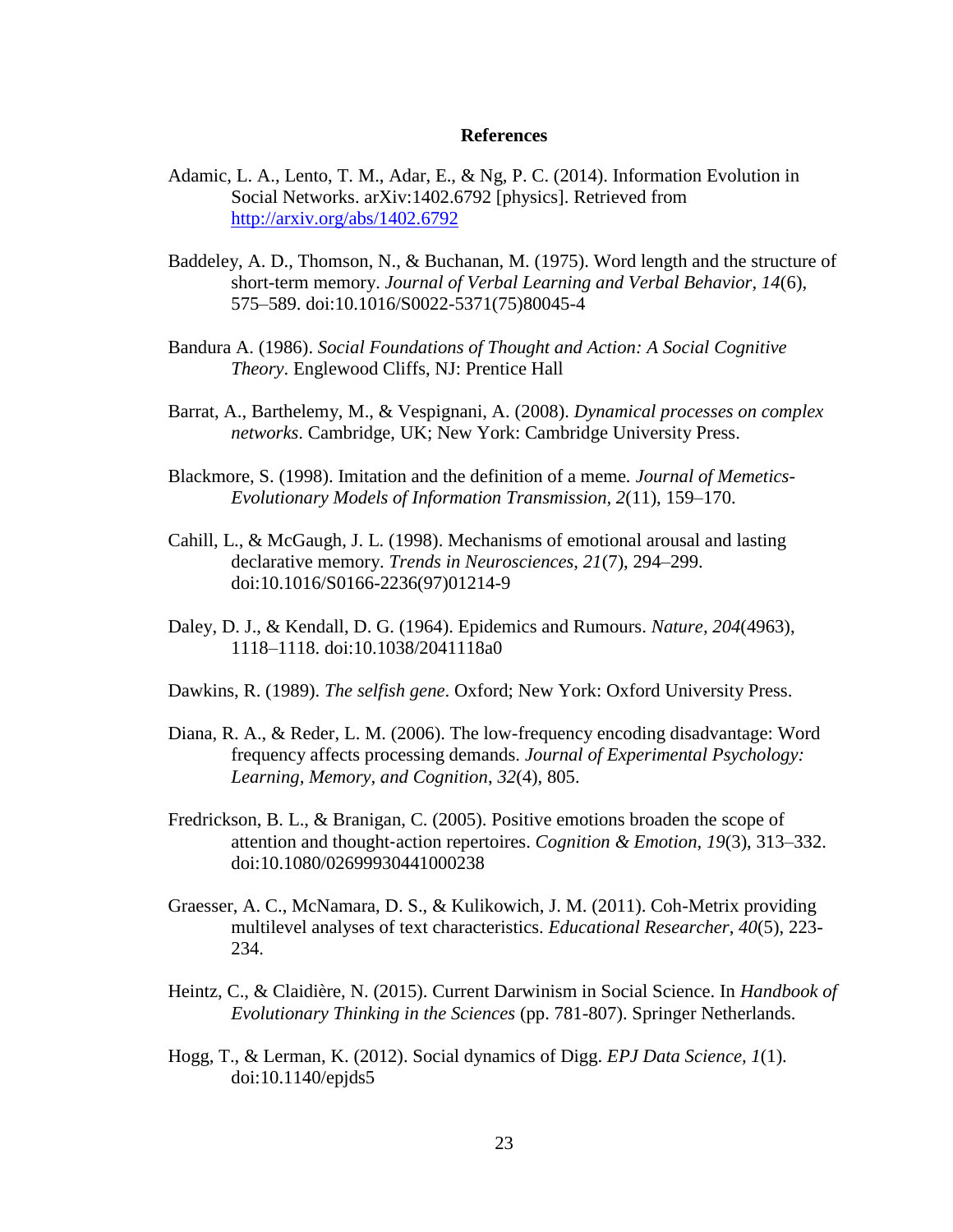## References

Adamic, L. A., Lento, T. M., Adar, E., & Ng, P. C. (2014). Information Evolution in Social Networks. arXiv:1402.6792 [physics]. Retrieved from http://arxiv.org/abs/1402.6792

Baddeley, A. D., Thomson, N., & Buchanan, M. (1975). Word length and the structure of short-term memory. *Journal of Verbal Learning and Verbal Behavior*, *14*(6), 575–589. doi:10.1016/S0022-5371(75)80045-4

Bandura A. (1986). *Social Foundations of Thought and Action: A Social Cognitive Theory*. Englewood Cliffs, NJ: Prentice Hall

Barrat, A., Barthelemy, M., & Vespignani, A. (2008). *Dynamical processes on complex networks*. Cambridge, UK; New York: Cambridge University Press.

Blackmore, S. (1998). Imitation and the definition of a meme. *Journal of Memetics-Evolutionary Models of Information Transmission*, *2*(11), 159–170.

Cahill, L., & McGaugh, J. L. (1998). Mechanisms of emotional arousal and lasting declarative memory. *Trends in Neurosciences*, *21*(7), 294–299. doi:10.1016/S0166-2236(97)01214-9

Daley, D. J., & Kendall, D. G. (1964). Epidemics and Rumours. *Nature*, *204*(4963), 1118–1118. doi:10.1038/2041118a0

Dawkins, R. (1989). *The selfish gene*. Oxford; New York: Oxford University Press.

Diana, R. A., & Reder, L. M. (2006). The low-frequency encoding disadvantage: Word frequency affects processing demands. *Journal of Experimental Psychology: Learning, Memory, and Cognition*, *32*(4), 805.

Fredrickson, B. L., & Branigan, C. (2005). Positive emotions broaden the scope of attention and thought‐action repertoires. *Cognition & Emotion*, *19*(3), 313–332. doi:10.1080/02699930441000238

Graesser, A. C., McNamara, D. S., & Kulikowich, J. M. (2011). Coh-Metrix providing multilevel analyses of text characteristics. *Educational Researcher*, *40*(5), 223-234.

Heintz, C., & Claidière, N. (2015). Current Darwinism in Social Science. In *Handbook of Evolutionary Thinking in the Sciences* (pp. 781-807). Springer Netherlands.

Hogg, T., & Lerman, K. (2012). Social dynamics of Digg. *EPJ Data Science*, *1*(1). doi:10.1140/epjds5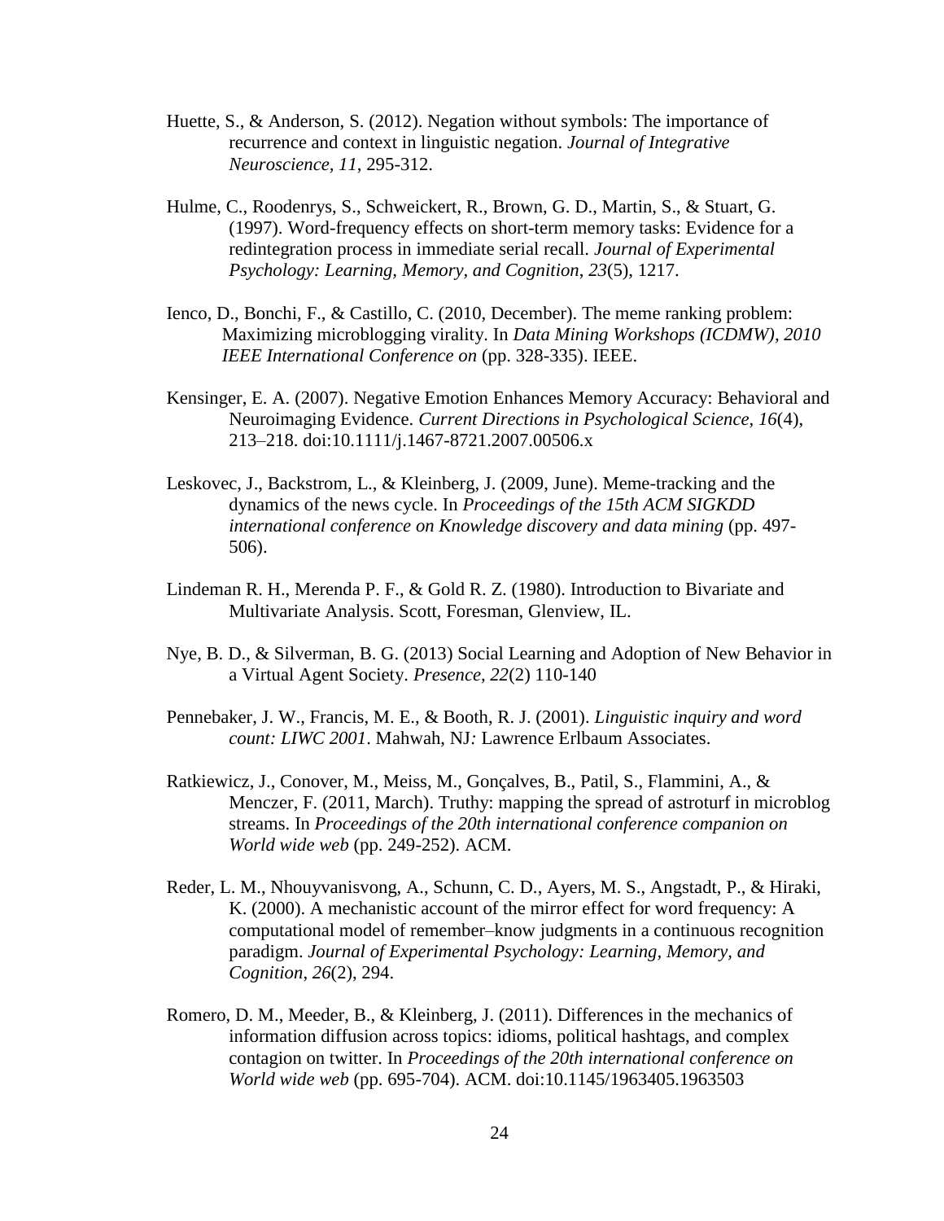Huette, S., & Anderson, S. (2012). Negation without symbols: The importance of recurrence and context in linguistic negation. *Journal of Integrative Neuroscience, 11*, 295-312.

Hulme, C., Roodenrys, S., Schweickert, R., Brown, G. D., Martin, S., & Stuart, G. (1997). Word-frequency effects on short-term memory tasks: Evidence for a redintegration process in immediate serial recall. *Journal of Experimental Psychology: Learning, Memory, and Cognition*, *23*(5), 1217.

Ienco, D., Bonchi, F., & Castillo, C. (2010, December). The meme ranking problem: Maximizing microblogging virality. In *Data Mining Workshops (ICDMW), 2010 IEEE International Conference on* (pp. 328-335). IEEE.

Kensinger, E. A. (2007). Negative Emotion Enhances Memory Accuracy: Behavioral and Neuroimaging Evidence. *Current Directions in Psychological Science, 16*(4), 213–218. doi:10.1111/j.1467-8721.2007.00506.x

Leskovec, J., Backstrom, L., & Kleinberg, J. (2009, June). Meme-tracking and the dynamics of the news cycle. In *Proceedings of the 15th ACM SIGKDD international conference on Knowledge discovery and data mining* (pp. 497-506).

Lindeman R. H., Merenda P. F., & Gold R. Z. (1980). Introduction to Bivariate and Multivariate Analysis. Scott, Foresman, Glenview, IL.

Nye, B. D., & Silverman, B. G. (2013) Social Learning and Adoption of New Behavior in a Virtual Agent Society. *Presence, 22*(2) 110-140

Pennebaker, J. W., Francis, M. E., & Booth, R. J. (2001). *Linguistic inquiry and word count: LIWC 2001*. Mahwah, NJ*:* Lawrence Erlbaum Associates.

Ratkiewicz, J., Conover, M., Meiss, M., Gonçalves, B., Patil, S., Flammini, A., & Menczer, F. (2011, March). Truthy: mapping the spread of astroturf in microblog streams. In *Proceedings of the 20th international conference companion on World wide web* (pp. 249-252). ACM.

Reder, L. M., Nhouyvanisvong, A., Schunn, C. D., Ayers, M. S., Angstadt, P., & Hiraki, K. (2000). A mechanistic account of the mirror effect for word frequency: A computational model of remember–know judgments in a continuous recognition paradigm. *Journal of Experimental Psychology: Learning, Memory, and Cognition*, *26*(2), 294.

Romero, D. M., Meeder, B., & Kleinberg, J. (2011). Differences in the mechanics of information diffusion across topics: idioms, political hashtags, and complex contagion on twitter. In *Proceedings of the 20th international conference on World wide web* (pp. 695-704). ACM. doi:10.1145/1963405.1963503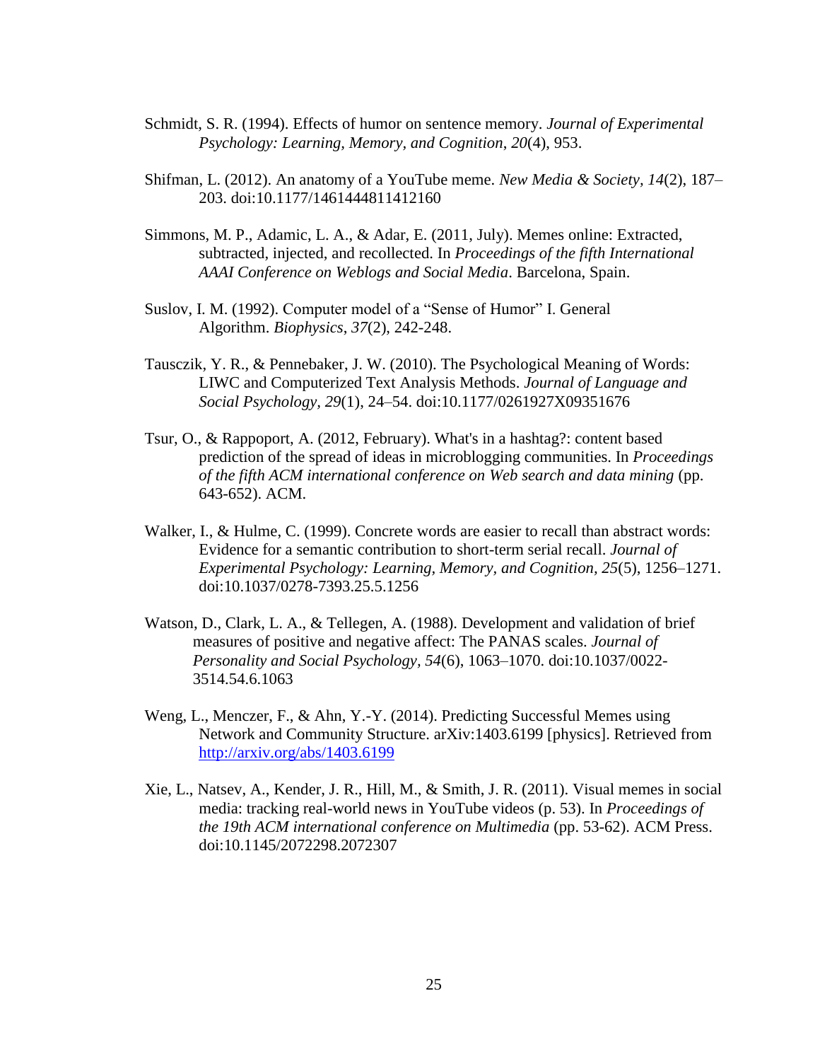Schmidt, S. R. (1994). Effects of humor on sentence memory. *Journal of Experimental Psychology: Learning, Memory, and Cognition*, *20*(4), 953.

Shifman, L. (2012). An anatomy of a YouTube meme. *New Media & Society, 14*(2), 187–203. doi:10.1177/1461444811412160

Simmons, M. P., Adamic, L. A., & Adar, E. (2011, July). Memes online: Extracted, subtracted, injected, and recollected. In *Proceedings of the fifth International AAAI Conference on Weblogs and Social Media*. Barcelona, Spain.

Suslov, I. M. (1992). Computer model of a "Sense of Humor" I. General Algorithm. *Biophysics*, *37*(2), 242-248.

Tausczik, Y. R., & Pennebaker, J. W. (2010). The Psychological Meaning of Words: LIWC and Computerized Text Analysis Methods. *Journal of Language and Social Psychology, 29*(1), 24–54. doi:10.1177/0261927X09351676

Tsur, O., & Rappoport, A. (2012, February). What's in a hashtag?: content based prediction of the spread of ideas in microblogging communities. In *Proceedings of the fifth ACM international conference on Web search and data mining* (pp. 643-652). ACM.

Walker, I., & Hulme, C. (1999). Concrete words are easier to recall than abstract words: Evidence for a semantic contribution to short-term serial recall. *Journal of Experimental Psychology: Learning, Memory, and Cognition*, *25*(5), 1256–1271. doi:10.1037/0278-7393.25.5.1256

Watson, D., Clark, L. A., & Tellegen, A. (1988). Development and validation of brief measures of positive and negative affect: The PANAS scales. *Journal of Personality and Social Psychology, 54*(6), 1063–1070. doi:10.1037/0022-3514.54.6.1063

Weng, L., Menczer, F., & Ahn, Y.-Y. (2014). Predicting Successful Memes using Network and Community Structure. arXiv:1403.6199 [physics]. Retrieved from http://arxiv.org/abs/1403.6199

Xie, L., Natsev, A., Kender, J. R., Hill, M., & Smith, J. R. (2011). Visual memes in social media: tracking real-world news in YouTube videos (p. 53). In *Proceedings of the 19th ACM international conference on Multimedia* (pp. 53-62). ACM Press. doi:10.1145/2072298.2072307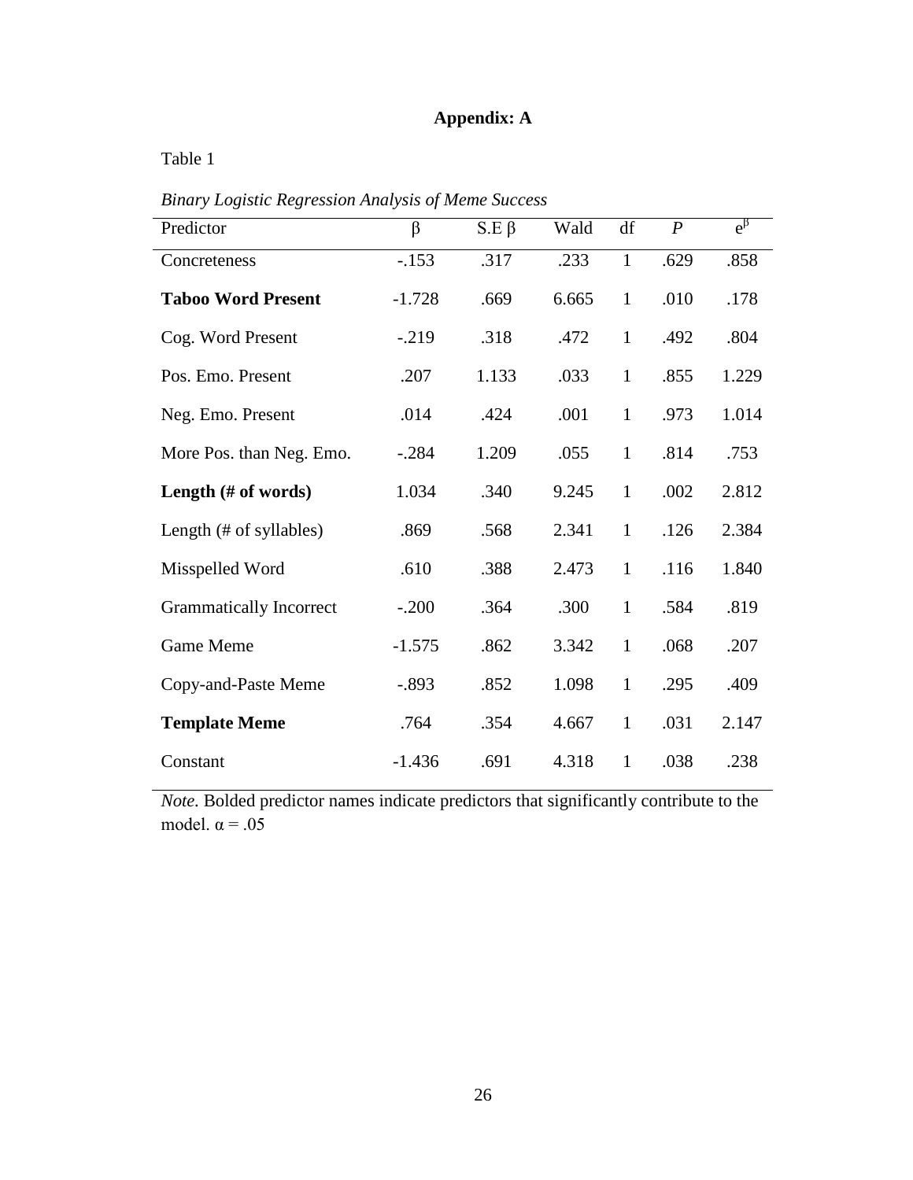# Appendix: A

Table 1

*Binary Logistic Regression Analysis of Meme Success*

| Predictor | β | S.E β | Wald | df | *P* | $e^{\beta}$ |
|---|---|---|---|---|---|---|
| Concreteness | -.153 | .317 | .233 | 1 | .629 | .858 |
| **Taboo Word Present** | -1.728 | .669 | 6.665 | 1 | .010 | .178 |
| Cog. Word Present | -.219 | .318 | .472 | 1 | .492 | .804 |
| Pos. Emo. Present | .207 | 1.133 | .033 | 1 | .855 | 1.229 |
| Neg. Emo. Present | .014 | .424 | .001 | 1 | .973 | 1.014 |
| More Pos. than Neg. Emo. | -.284 | 1.209 | .055 | 1 | .814 | .753 |
| **Length (# of words)** | 1.034 | .340 | 9.245 | 1 | .002 | 2.812 |
| Length (# of syllables) | .869 | .568 | 2.341 | 1 | .126 | 2.384 |
| Misspelled Word | .610 | .388 | 2.473 | 1 | .116 | 1.840 |
| Grammatically Incorrect | -.200 | .364 | .300 | 1 | .584 | .819 |
| Game Meme | -1.575 | .862 | 3.342 | 1 | .068 | .207 |
| Copy-and-Paste Meme | -.893 | .852 | 1.098 | 1 | .295 | .409 |
| **Template Meme** | .764 | .354 | 4.667 | 1 | .031 | 2.147 |
| Constant | -1.436 | .691 | 4.318 | 1 | .038 | .238 |

*Note.* Bolded predictor names indicate predictors that significantly contribute to the model. $\alpha = .05$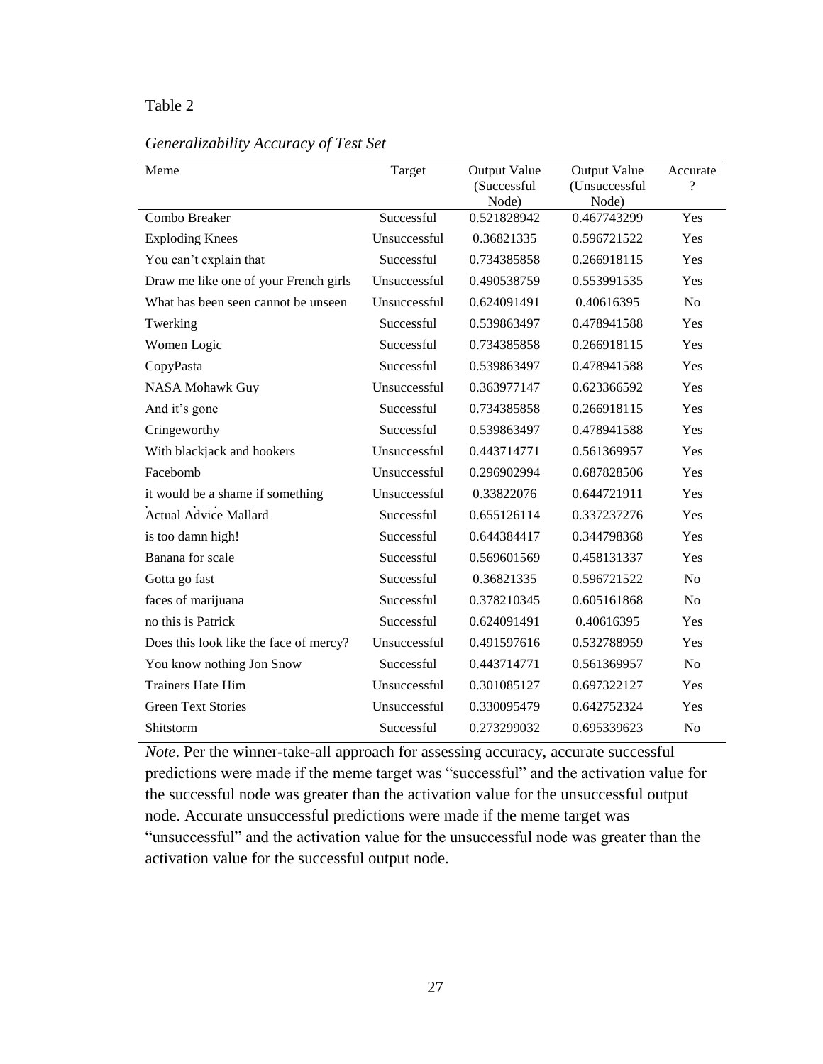Table 2

*Generalizability Accuracy of Test Set*

| Meme | Target | Output Value (Successful Node) | Output Value (Unsuccessful Node) | Accurate ? |
|---|---|---|---|---|
| Combo Breaker | Successful | 0.521828942 | 0.467743299 | Yes |
| Exploding Knees | Unsuccessful | 0.36821335 | 0.596721522 | Yes |
| You can't explain that | Successful | 0.734385858 | 0.266918115 | Yes |
| Draw me like one of your French girls | Unsuccessful | 0.490538759 | 0.553991535 | Yes |
| What has been seen cannot be unseen | Unsuccessful | 0.624091491 | 0.40616395 | No |
| Twerking | Successful | 0.539863497 | 0.478941588 | Yes |
| Women Logic | Successful | 0.734385858 | 0.266918115 | Yes |
| CopyPasta | Successful | 0.539863497 | 0.478941588 | Yes |
| NASA Mohawk Guy | Unsuccessful | 0.363977147 | 0.623366592 | Yes |
| And it's gone | Successful | 0.734385858 | 0.266918115 | Yes |
| Cringeworthy | Successful | 0.539863497 | 0.478941588 | Yes |
| With blackjack and hookers | Unsuccessful | 0.443714771 | 0.561369957 | Yes |
| Facebomb | Unsuccessful | 0.296902994 | 0.687828506 | Yes |
| it would be a shame if something | Unsuccessful | 0.33822076 | 0.644721911 | Yes |
| Actual Advice Mallard | Successful | 0.655126114 | 0.337237276 | Yes |
| is too damn high! | Successful | 0.644384417 | 0.344798368 | Yes |
| Banana for scale | Successful | 0.569601569 | 0.458131337 | Yes |
| Gotta go fast | Successful | 0.36821335 | 0.596721522 | No |
| faces of marijuana | Successful | 0.378210345 | 0.605161868 | No |
| no this is Patrick | Successful | 0.624091491 | 0.40616395 | Yes |
| Does this look like the face of mercy? | Unsuccessful | 0.491597616 | 0.532788959 | Yes |
| You know nothing Jon Snow | Successful | 0.443714771 | 0.561369957 | No |
| Trainers Hate Him | Unsuccessful | 0.301085127 | 0.697322127 | Yes |
| Green Text Stories | Unsuccessful | 0.330095479 | 0.642752324 | Yes |
| Shitstorm | Successful | 0.273299032 | 0.695339623 | No |

*Note*. Per the winner-take-all approach for assessing accuracy, accurate successful predictions were made if the meme target was "successful" and the activation value for the successful node was greater than the activation value for the unsuccessful output node. Accurate unsuccessful predictions were made if the meme target was "unsuccessful" and the activation value for the unsuccessful node was greater than the activation value for the successful output node.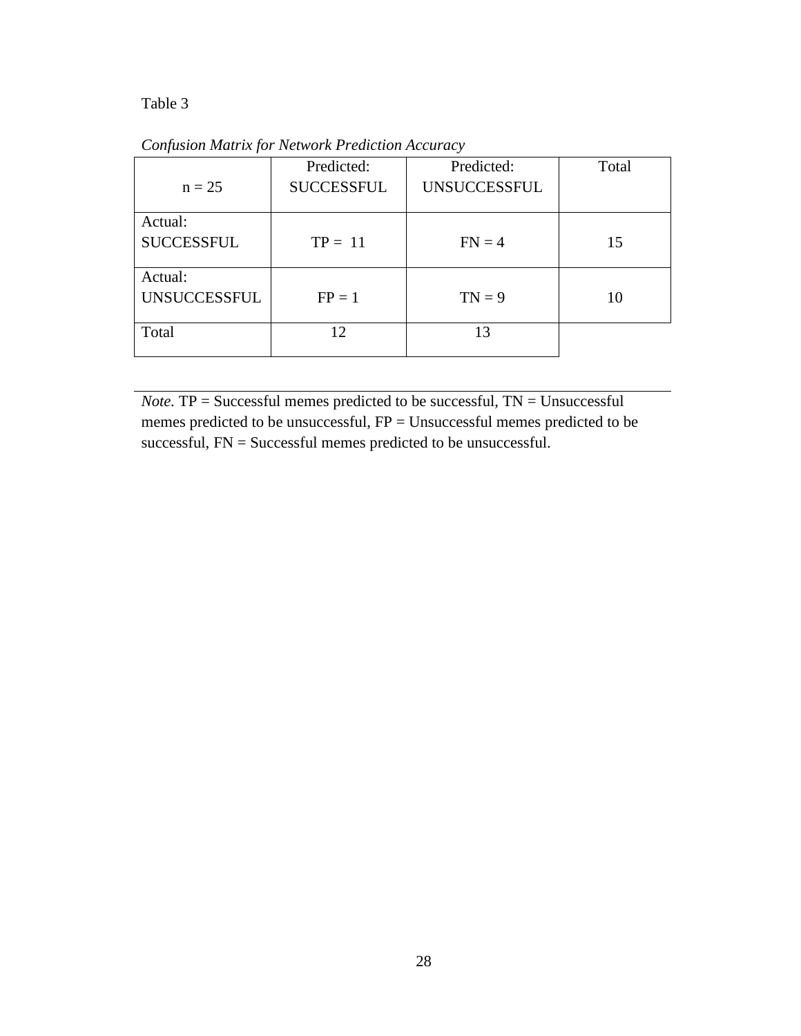Table 3

*Confusion Matrix for Network Prediction Accuracy*

| n = 25 | Predicted: SUCCESSFUL | Predicted: UNSUCCESSFUL | Total |
|---|---|---|---|
| Actual: SUCCESSFUL | TP = 11 | FN = 4 | 15 |
| Actual: UNSUCCESSFUL | FP = 1 | TN = 9 | 10 |
| Total | 12 | 13 | |

*Note.* TP = Successful memes predicted to be successful, TN = Unsuccessful memes predicted to be unsuccessful, FP = Unsuccessful memes predicted to be successful, FN = Successful memes predicted to be unsuccessful.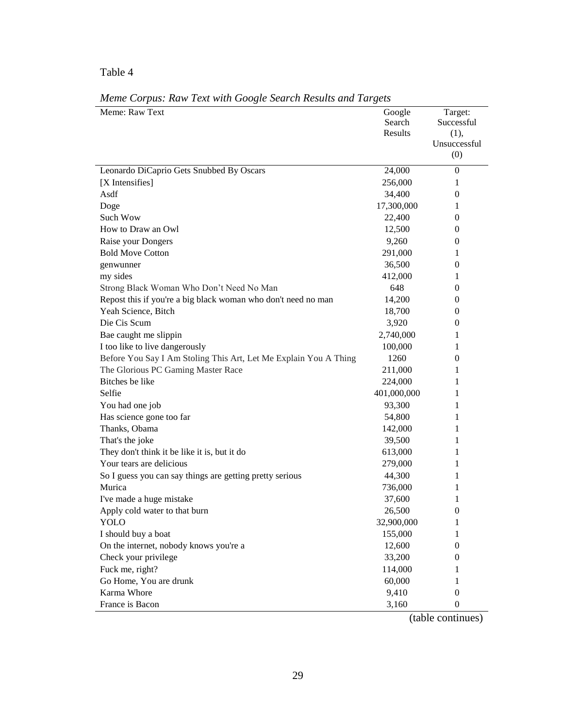Table 4

*Meme Corpus: Raw Text with Google Search Results and Targets*

| Meme: Raw Text | Google Search Results | Target: Successful (1), Unsuccessful (0) |
|---|---|---|
| Leonardo DiCaprio Gets Snubbed By Oscars | 24,000 | 0 |
| [X Intensifies] | 256,000 | 1 |
| Asdf | 34,400 | 0 |
| Doge | 17,300,000 | 1 |
| Such Wow | 22,400 | 0 |
| How to Draw an Owl | 12,500 | 0 |
| Raise your Dongers | 9,260 | 0 |
| Bold Move Cotton | 291,000 | 1 |
| genwunner | 36,500 | 0 |
| my sides | 412,000 | 1 |
| Strong Black Woman Who Don't Need No Man | 648 | 0 |
| Repost this if you're a big black woman who don't need no man | 14,200 | 0 |
| Yeah Science, Bitch | 18,700 | 0 |
| Die Cis Scum | 3,920 | 0 |
| Bae caught me slippin | 2,740,000 | 1 |
| I too like to live dangerously | 100,000 | 1 |
| Before You Say I Am Stoling This Art, Let Me Explain You A Thing | 1260 | 0 |
| The Glorious PC Gaming Master Race | 211,000 | 1 |
| Bitches be like | 224,000 | 1 |
| Selfie | 401,000,000 | 1 |
| You had one job | 93,300 | 1 |
| Has science gone too far | 54,800 | 1 |
| Thanks, Obama | 142,000 | 1 |
| That's the joke | 39,500 | 1 |
| They don't think it be like it is, but it do | 613,000 | 1 |
| Your tears are delicious | 279,000 | 1 |
| So I guess you can say things are getting pretty serious | 44,300 | 1 |
| Murica | 736,000 | 1 |
| I've made a huge mistake | 37,600 | 1 |
| Apply cold water to that burn | 26,500 | 0 |
| YOLO | 32,900,000 | 1 |
| I should buy a boat | 155,000 | 1 |
| On the internet, nobody knows you're a | 12,600 | 0 |
| Check your privilege | 33,200 | 0 |
| Fuck me, right? | 114,000 | 1 |
| Go Home, You are drunk | 60,000 | 1 |
| Karma Whore | 9,410 | 0 |
| France is Bacon | 3,160 | 0 |

(table continues)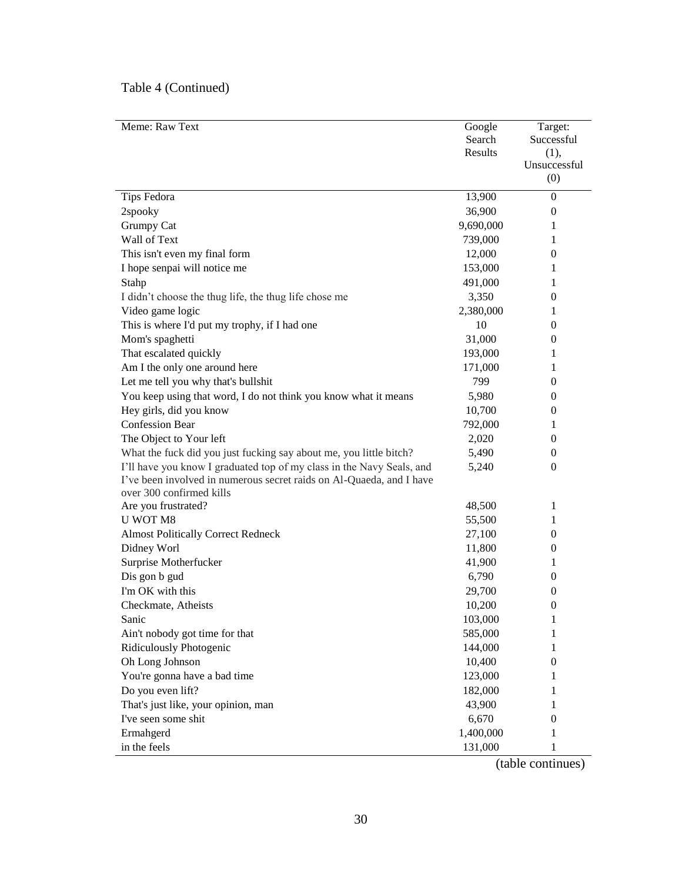Table 4 (Continued)

| Meme: Raw Text | Google Search Results | Target: Successful (1), Unsuccessful (0) |
|---|---|---|
| Tips Fedora | 13,900 | 0 |
| 2spooky | 36,900 | 0 |
| Grumpy Cat | 9,690,000 | 1 |
| Wall of Text | 739,000 | 1 |
| This isn't even my final form | 12,000 | 0 |
| I hope senpai will notice me | 153,000 | 1 |
| Stahp | 491,000 | 1 |
| I didn't choose the thug life, the thug life chose me | 3,350 | 0 |
| Video game logic | 2,380,000 | 1 |
| This is where I'd put my trophy, if I had one | 10 | 0 |
| Mom's spaghetti | 31,000 | 0 |
| That escalated quickly | 193,000 | 1 |
| Am I the only one around here | 171,000 | 1 |
| Let me tell you why that's bullshit | 799 | 0 |
| You keep using that word, I do not think you know what it means | 5,980 | 0 |
| Hey girls, did you know | 10,700 | 0 |
| Confession Bear | 792,000 | 1 |
| The Object to Your left | 2,020 | 0 |
| What the fuck did you just fucking say about me, you little bitch? | 5,490 | 0 |
| I'll have you know I graduated top of my class in the Navy Seals, and I've been involved in numerous secret raids on Al-Quaeda, and I have over 300 confirmed kills | 5,240 | 0 |
| Are you frustrated? | 48,500 | 1 |
| U WOT M8 | 55,500 | 1 |
| Almost Politically Correct Redneck | 27,100 | 0 |
| Didney Worl | 11,800 | 0 |
| Surprise Motherfucker | 41,900 | 1 |
| Dis gon b gud | 6,790 | 0 |
| I'm OK with this | 29,700 | 0 |
| Checkmate, Atheists | 10,200 | 0 |
| Sanic | 103,000 | 1 |
| Ain't nobody got time for that | 585,000 | 1 |
| Ridiculously Photogenic | 144,000 | 1 |
| Oh Long Johnson | 10,400 | 0 |
| You're gonna have a bad time | 123,000 | 1 |
| Do you even lift? | 182,000 | 1 |
| That's just like, your opinion, man | 43,900 | 1 |
| I've seen some shit | 6,670 | 0 |
| Ermahgerd | 1,400,000 | 1 |
| in the feels | 131,000 | 1 |

(table continues)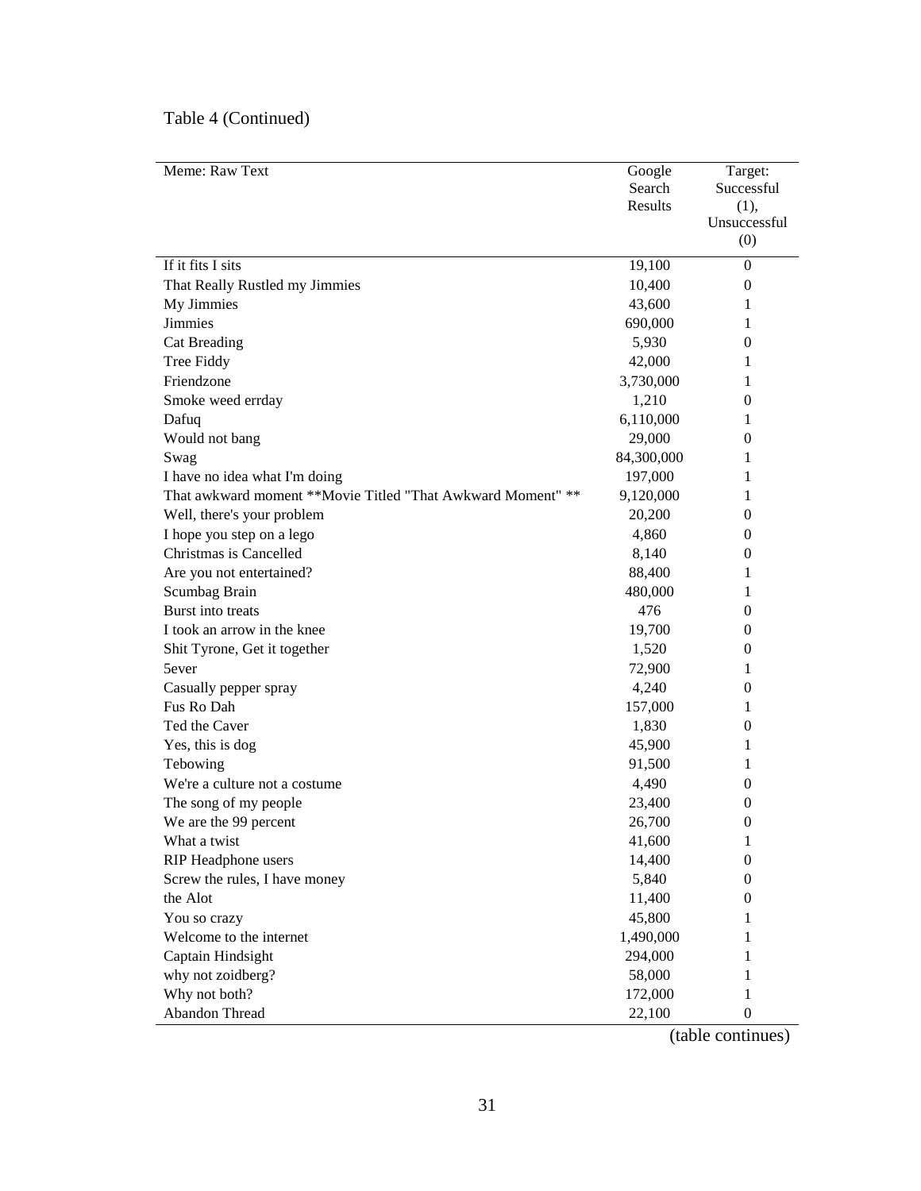Table 4 (Continued)

| Meme: Raw Text | Google Search Results | Target: Successful (1), Unsuccessful (0) |
|---|---|---|
| If it fits I sits | 19,100 | 0 |
| That Really Rustled my Jimmies | 10,400 | 0 |
| My Jimmies | 43,600 | 1 |
| Jimmies | 690,000 | 1 |
| Cat Breading | 5,930 | 0 |
| Tree Fiddy | 42,000 | 1 |
| Friendzone | 3,730,000 | 1 |
| Smoke weed errday | 1,210 | 0 |
| Dafuq | 6,110,000 | 1 |
| Would not bang | 29,000 | 0 |
| Swag | 84,300,000 | 1 |
| I have no idea what I'm doing | 197,000 | 1 |
| That awkward moment **Movie Titled "That Awkward Moment" ** | 9,120,000 | 1 |
| Well, there's your problem | 20,200 | 0 |
| I hope you step on a lego | 4,860 | 0 |
| Christmas is Cancelled | 8,140 | 0 |
| Are you not entertained? | 88,400 | 1 |
| Scumbag Brain | 480,000 | 1 |
| Burst into treats | 476 | 0 |
| I took an arrow in the knee | 19,700 | 0 |
| Shit Tyrone, Get it together | 1,520 | 0 |
| 5ever | 72,900 | 1 |
| Casually pepper spray | 4,240 | 0 |
| Fus Ro Dah | 157,000 | 1 |
| Ted the Caver | 1,830 | 0 |
| Yes, this is dog | 45,900 | 1 |
| Tebowing | 91,500 | 1 |
| We're a culture not a costume | 4,490 | 0 |
| The song of my people | 23,400 | 0 |
| We are the 99 percent | 26,700 | 0 |
| What a twist | 41,600 | 1 |
| RIP Headphone users | 14,400 | 0 |
| Screw the rules, I have money | 5,840 | 0 |
| the Alot | 11,400 | 0 |
| You so crazy | 45,800 | 1 |
| Welcome to the internet | 1,490,000 | 1 |
| Captain Hindsight | 294,000 | 1 |
| why not zoidberg? | 58,000 | 1 |
| Why not both? | 172,000 | 1 |
| Abandon Thread | 22,100 | 0 |

(table continues)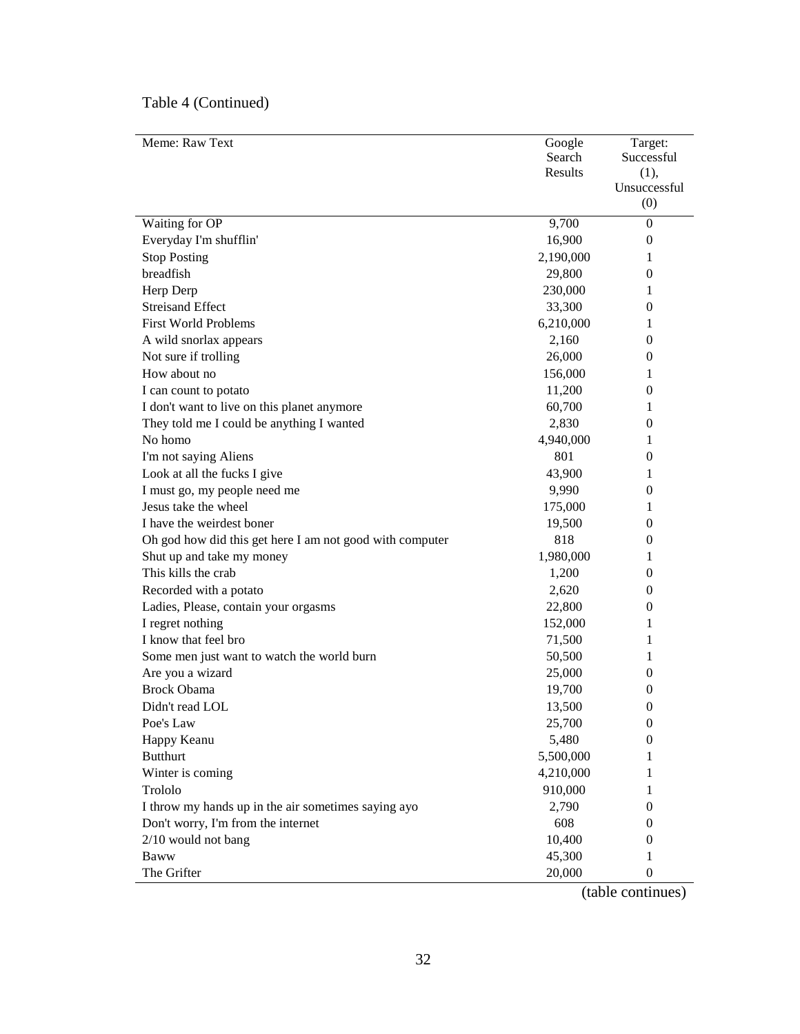Table 4 (Continued)

| Meme: Raw Text | Google Search Results | Target: Successful (1), Unsuccessful (0) |
|---|---|---|
| Waiting for OP | 9,700 | 0 |
| Everyday I'm shufflin' | 16,900 | 0 |
| Stop Posting | 2,190,000 | 1 |
| breadfish | 29,800 | 0 |
| Herp Derp | 230,000 | 1 |
| Streisand Effect | 33,300 | 0 |
| First World Problems | 6,210,000 | 1 |
| A wild snorlax appears | 2,160 | 0 |
| Not sure if trolling | 26,000 | 0 |
| How about no | 156,000 | 1 |
| I can count to potato | 11,200 | 0 |
| I don't want to live on this planet anymore | 60,700 | 1 |
| They told me I could be anything I wanted | 2,830 | 0 |
| No homo | 4,940,000 | 1 |
| I'm not saying Aliens | 801 | 0 |
| Look at all the fucks I give | 43,900 | 1 |
| I must go, my people need me | 9,990 | 0 |
| Jesus take the wheel | 175,000 | 1 |
| I have the weirdest boner | 19,500 | 0 |
| Oh god how did this get here I am not good with computer | 818 | 0 |
| Shut up and take my money | 1,980,000 | 1 |
| This kills the crab | 1,200 | 0 |
| Recorded with a potato | 2,620 | 0 |
| Ladies, Please, contain your orgasms | 22,800 | 0 |
| I regret nothing | 152,000 | 1 |
| I know that feel bro | 71,500 | 1 |
| Some men just want to watch the world burn | 50,500 | 1 |
| Are you a wizard | 25,000 | 0 |
| Brock Obama | 19,700 | 0 |
| Didn't read LOL | 13,500 | 0 |
| Poe's Law | 25,700 | 0 |
| Happy Keanu | 5,480 | 0 |
| Butthurt | 5,500,000 | 1 |
| Winter is coming | 4,210,000 | 1 |
| Trololo | 910,000 | 1 |
| I throw my hands up in the air sometimes saying ayo | 2,790 | 0 |
| Don't worry, I'm from the internet | 608 | 0 |
| 2/10 would not bang | 10,400 | 0 |
| Baww | 45,300 | 1 |
| The Grifter | 20,000 | 0 |

(table continues)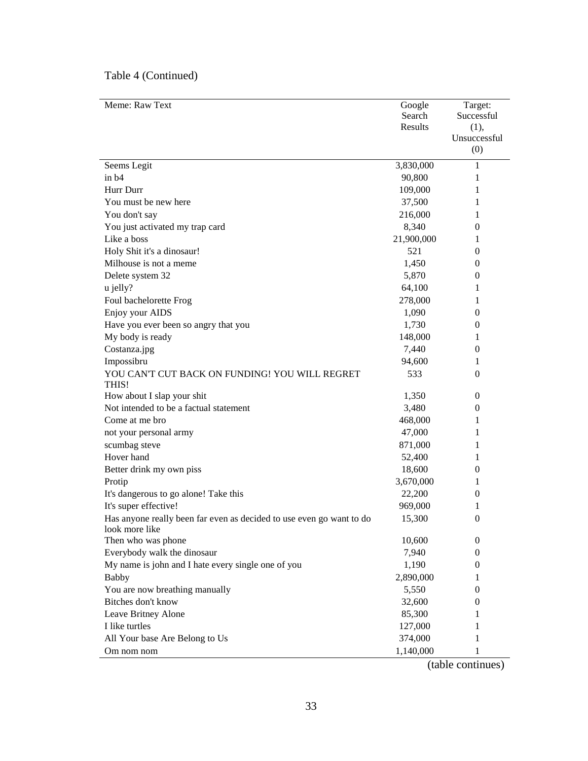Table 4 (Continued)

| Meme: Raw Text | Google Search Results | Target: Successful (1), Unsuccessful (0) |
|---|---|---|
| Seems Legit | 3,830,000 | 1 |
| in b4 | 90,800 | 1 |
| Hurr Durr | 109,000 | 1 |
| You must be new here | 37,500 | 1 |
| You don't say | 216,000 | 1 |
| You just activated my trap card | 8,340 | 0 |
| Like a boss | 21,900,000 | 1 |
| Holy Shit it's a dinosaur! | 521 | 0 |
| Milhouse is not a meme | 1,450 | 0 |
| Delete system 32 | 5,870 | 0 |
| u jelly? | 64,100 | 1 |
| Foul bachelorette Frog | 278,000 | 1 |
| Enjoy your AIDS | 1,090 | 0 |
| Have you ever been so angry that you | 1,730 | 0 |
| My body is ready | 148,000 | 1 |
| Costanza.jpg | 7,440 | 0 |
| Impossibru | 94,600 | 1 |
| YOU CAN'T CUT BACK ON FUNDING! YOU WILL REGRET THIS! | 533 | 0 |
| How about I slap your shit | 1,350 | 0 |
| Not intended to be a factual statement | 3,480 | 0 |
| Come at me bro | 468,000 | 1 |
| not your personal army | 47,000 | 1 |
| scumbag steve | 871,000 | 1 |
| Hover hand | 52,400 | 1 |
| Better drink my own piss | 18,600 | 0 |
| Protip | 3,670,000 | 1 |
| It's dangerous to go alone! Take this | 22,200 | 0 |
| It's super effective! | 969,000 | 1 |
| Has anyone really been far even as decided to use even go want to do look more like | 15,300 | 0 |
| Then who was phone | 10,600 | 0 |
| Everybody walk the dinosaur | 7,940 | 0 |
| My name is john and I hate every single one of you | 1,190 | 0 |
| Babby | 2,890,000 | 1 |
| You are now breathing manually | 5,550 | 0 |
| Bitches don't know | 32,600 | 0 |
| Leave Britney Alone | 85,300 | 1 |
| I like turtles | 127,000 | 1 |
| All Your base Are Belong to Us | 374,000 | 1 |
| Om nom nom | 1,140,000 | 1 |

(table continues)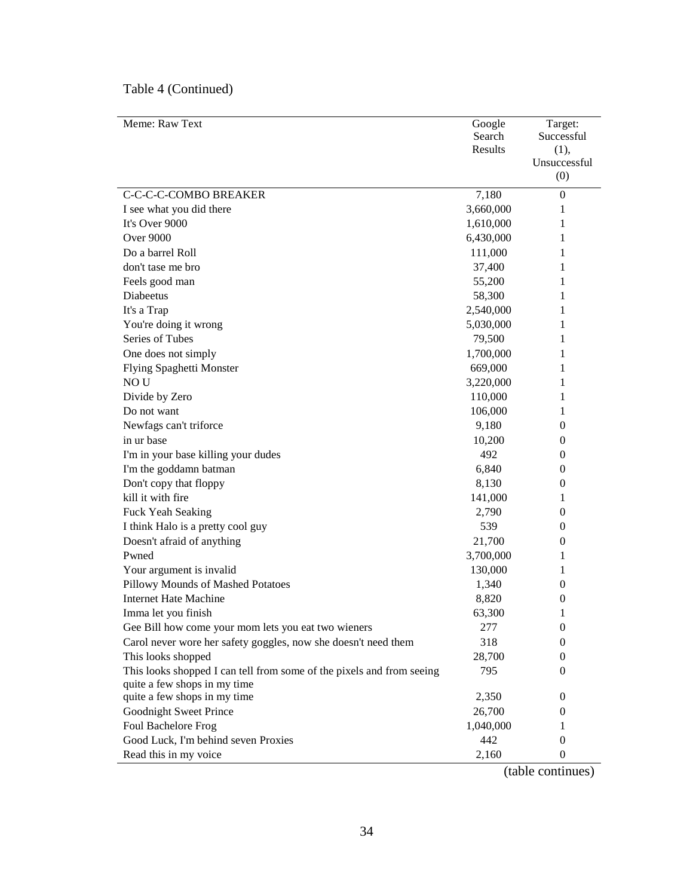Table 4 (Continued)

| Meme: Raw Text | Google Search Results | Target: Successful (1), Unsuccessful (0) |
|---|---|---|
| C-C-C-COMBO BREAKER | 7,180 | 0 |
| I see what you did there | 3,660,000 | 1 |
| It's Over 9000 | 1,610,000 | 1 |
| Over 9000 | 6,430,000 | 1 |
| Do a barrel Roll | 111,000 | 1 |
| don't tase me bro | 37,400 | 1 |
| Feels good man | 55,200 | 1 |
| Diabeetus | 58,300 | 1 |
| It's a Trap | 2,540,000 | 1 |
| You're doing it wrong | 5,030,000 | 1 |
| Series of Tubes | 79,500 | 1 |
| One does not simply | 1,700,000 | 1 |
| Flying Spaghetti Monster | 669,000 | 1 |
| NO U | 3,220,000 | 1 |
| Divide by Zero | 110,000 | 1 |
| Do not want | 106,000 | 1 |
| Newfags can't triforce | 9,180 | 0 |
| in ur base | 10,200 | 0 |
| I'm in your base killing your dudes | 492 | 0 |
| I'm the goddamn batman | 6,840 | 0 |
| Don't copy that floppy | 8,130 | 0 |
| kill it with fire | 141,000 | 1 |
| Fuck Yeah Seaking | 2,790 | 0 |
| I think Halo is a pretty cool guy | 539 | 0 |
| Doesn't afraid of anything | 21,700 | 0 |
| Pwned | 3,700,000 | 1 |
| Your argument is invalid | 130,000 | 1 |
| Pillowy Mounds of Mashed Potatoes | 1,340 | 0 |
| Internet Hate Machine | 8,820 | 0 |
| Imma let you finish | 63,300 | 1 |
| Gee Bill how come your mom lets you eat two wieners | 277 | 0 |
| Carol never wore her safety goggles, now she doesn't need them | 318 | 0 |
| This looks shopped | 28,700 | 0 |
| This looks shopped I can tell from some of the pixels and from seeing quite a few shops in my time | 795 | 0 |
| quite a few shops in my time | 2,350 | 0 |
| Goodnight Sweet Prince | 26,700 | 0 |
| Foul Bachelore Frog | 1,040,000 | 1 |
| Good Luck, I'm behind seven Proxies | 442 | 0 |
| Read this in my voice | 2,160 | 0 |

(table continues)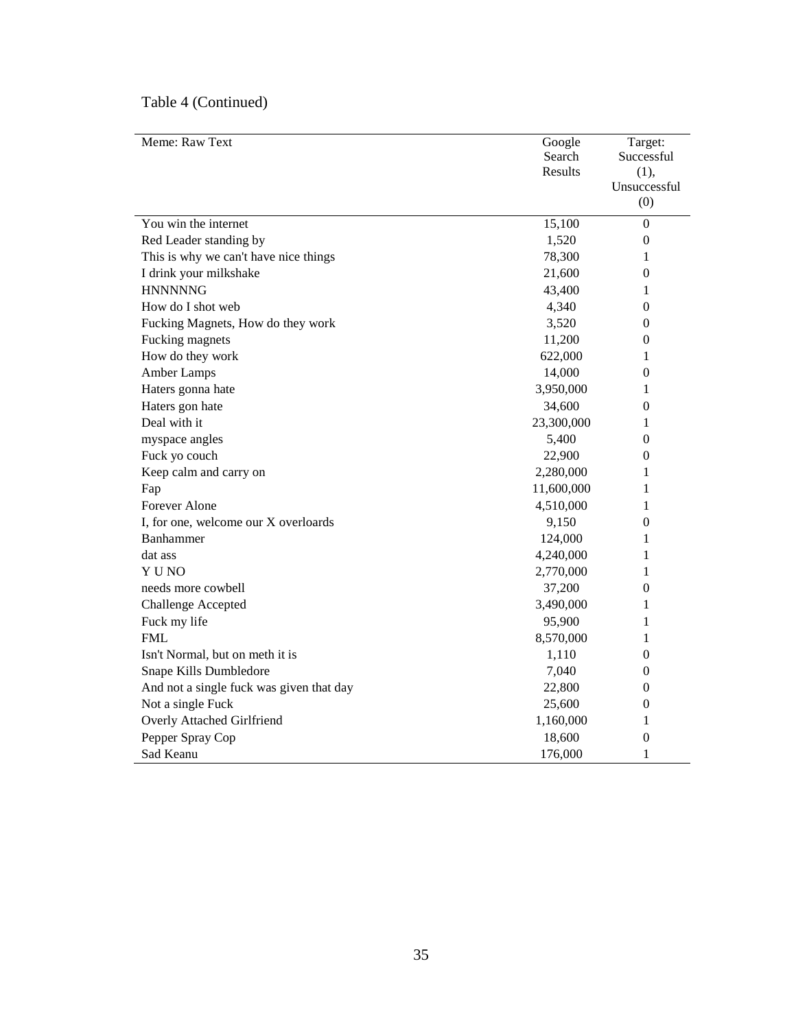Table 4 (Continued)

| Meme: Raw Text | Google Search Results | Target: Successful (1), Unsuccessful (0) |
|---|---|---|
| You win the internet | 15,100 | 0 |
| Red Leader standing by | 1,520 | 0 |
| This is why we can't have nice things | 78,300 | 1 |
| I drink your milkshake | 21,600 | 0 |
| HNNNNNG | 43,400 | 1 |
| How do I shot web | 4,340 | 0 |
| Fucking Magnets, How do they work | 3,520 | 0 |
| Fucking magnets | 11,200 | 0 |
| How do they work | 622,000 | 1 |
| Amber Lamps | 14,000 | 0 |
| Haters gonna hate | 3,950,000 | 1 |
| Haters gon hate | 34,600 | 0 |
| Deal with it | 23,300,000 | 1 |
| myspace angles | 5,400 | 0 |
| Fuck yo couch | 22,900 | 0 |
| Keep calm and carry on | 2,280,000 | 1 |
| Fap | 11,600,000 | 1 |
| Forever Alone | 4,510,000 | 1 |
| I, for one, welcome our X overloards | 9,150 | 0 |
| Banhammer | 124,000 | 1 |
| dat ass | 4,240,000 | 1 |
| Y U NO | 2,770,000 | 1 |
| needs more cowbell | 37,200 | 0 |
| Challenge Accepted | 3,490,000 | 1 |
| Fuck my life | 95,900 | 1 |
| FML | 8,570,000 | 1 |
| Isn't Normal, but on meth it is | 1,110 | 0 |
| Snape Kills Dumbledore | 7,040 | 0 |
| And not a single fuck was given that day | 22,800 | 0 |
| Not a single Fuck | 25,600 | 0 |
| Overly Attached Girlfriend | 1,160,000 | 1 |
| Pepper Spray Cop | 18,600 | 0 |
| Sad Keanu | 176,000 | 1 |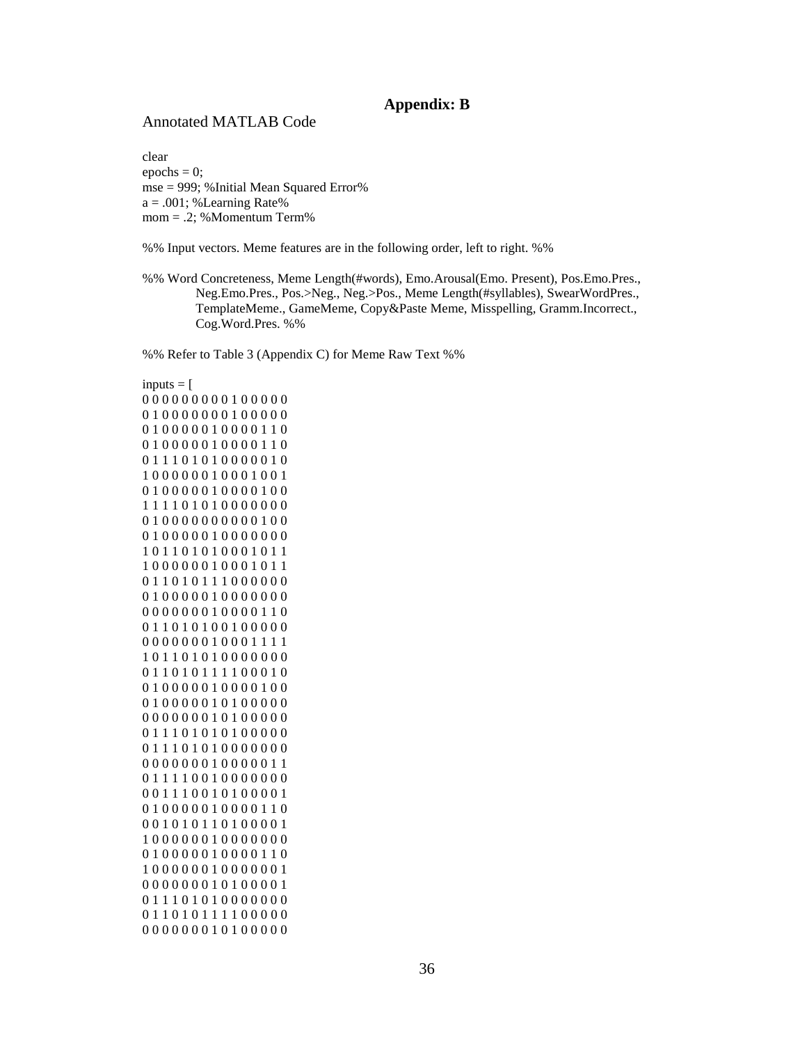# Appendix: B

Annotated MATLAB Code

```
clear
epochs = 0;
mse = 999; %Initial Mean Squared Error%
a = .001; %Learning Rate%
mom = .2; %Momentum Term%

%% Input vectors. Meme features are in the following order, left to right. %%

%% Word Concreteness, Meme Length(#words), Emo.Arousal(Emo. Present), Pos.Emo.Pres.,
        Neg.Emo.Pres., Pos.>Neg., Neg.>Pos., Meme Length(#syllables), SwearWordPres.,
        TemplateMeme., GameMeme, Copy&Paste Meme, Misspelling, Gramm.Incorrect.,
        Cog.Word.Pres. %%

%% Refer to Table 3 (Appendix C) for Meme Raw Text %%

inputs = [
0 0 0 0 0 0 0 0 0 1 0 0 0 0 0
0 1 0 0 0 0 0 0 0 1 0 0 0 0 0
0 1 0 0 0 0 0 1 0 0 0 0 1 1 0
0 1 0 0 0 0 0 1 0 0 0 0 1 1 0
0 1 1 1 0 1 0 1 0 0 0 0 0 1 0
1 0 0 0 0 0 0 1 0 0 0 1 0 0 1
0 1 0 0 0 0 0 1 0 0 0 0 1 0 0
1 1 1 1 0 1 0 1 0 0 0 0 0 0 0
0 1 0 0 0 0 0 0 0 0 0 0 1 0 0
0 1 0 0 0 0 0 1 0 0 0 0 0 0 0
1 0 1 1 0 1 0 1 0 0 0 1 0 1 1
1 0 0 0 0 0 0 1 0 0 0 1 0 1 1
0 1 1 0 1 0 1 1 1 0 0 0 0 0 0
0 1 0 0 0 0 0 1 0 0 0 0 0 0 0
0 0 0 0 0 0 0 1 0 0 0 0 1 1 0
0 1 1 0 1 0 1 0 0 1 0 0 0 0 0
0 0 0 0 0 0 0 1 0 0 0 1 1 1 1
1 0 1 1 0 1 0 1 0 0 0 0 0 0 0
0 1 1 0 1 0 1 1 1 1 0 0 0 1 0
0 1 0 0 0 0 0 1 0 0 0 0 1 0 0
0 1 0 0 0 0 0 1 0 1 0 0 0 0 0
0 0 0 0 0 0 0 1 0 1 0 0 0 0 0
0 1 1 1 0 1 0 1 0 1 0 0 0 0 0
0 1 1 1 0 1 0 1 0 0 0 0 0 0 0
0 0 0 0 0 0 0 1 0 0 0 0 0 1 1
0 1 1 1 1 0 0 1 0 0 0 0 0 0 0
0 0 1 1 1 0 0 1 0 1 0 0 0 0 1
0 1 0 0 0 0 0 1 0 0 0 0 1 1 0
0 0 1 0 1 0 1 1 0 1 0 0 0 0 1
1 0 0 0 0 0 0 1 0 0 0 0 0 0 0
0 1 0 0 0 0 0 1 0 0 0 0 1 1 0
1 0 0 0 0 0 0 1 0 0 0 0 0 0 1
0 0 0 0 0 0 0 1 0 1 0 0 0 0 1
0 1 1 1 0 1 0 1 0 0 0 0 0 0 0
0 1 1 0 1 0 1 1 1 1 0 0 0 0 0
0 0 0 0 0 0 0 1 0 1 0 0 0 0 0
```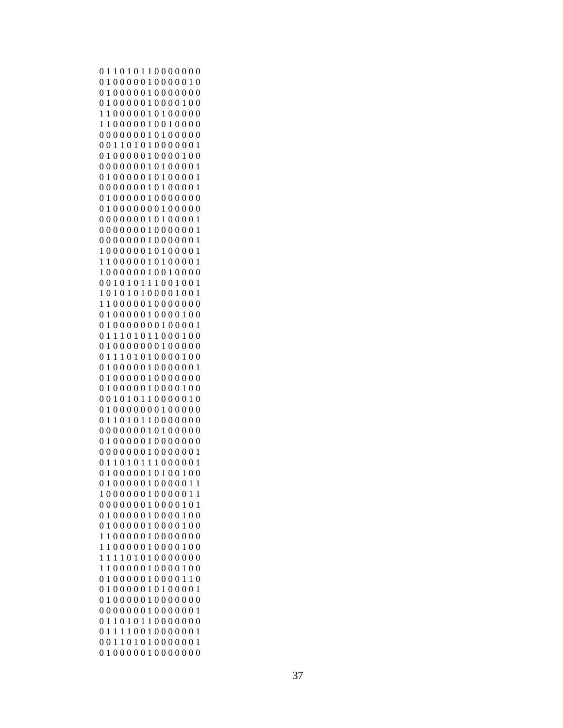```
0 1 1 0 1 0 1 1 0 0 0 0 0 0 0
0 1 0 0 0 0 0 1 0 0 0 0 0 1 0
0 1 0 0 0 0 0 1 0 0 0 0 0 0 0
0 1 0 0 0 0 0 1 0 0 0 0 1 0 0
1 1 0 0 0 0 0 1 0 1 0 0 0 0 0
1 1 0 0 0 0 0 1 0 0 1 0 0 0 0
0 0 0 0 0 0 0 1 0 1 0 0 0 0 0
0 0 1 1 0 1 0 1 0 0 0 0 0 0 1
0 1 0 0 0 0 0 1 0 0 0 0 1 0 0
0 0 0 0 0 0 0 1 0 1 0 0 0 0 1
0 1 0 0 0 0 0 1 0 1 0 0 0 0 1
0 0 0 0 0 0 0 1 0 1 0 0 0 0 1
0 1 0 0 0 0 0 1 0 0 0 0 0 0 0
0 1 0 0 0 0 0 0 0 1 0 0 0 0 0
0 0 0 0 0 0 0 1 0 1 0 0 0 0 1
0 0 0 0 0 0 0 1 0 0 0 0 0 0 1
0 0 0 0 0 0 0 1 0 0 0 0 0 0 1
1 0 0 0 0 0 0 1 0 1 0 0 0 0 1
1 1 0 0 0 0 0 1 0 1 0 0 0 0 1
1 0 0 0 0 0 0 1 0 0 1 0 0 0 0
0 0 1 0 1 0 1 1 1 0 0 1 0 0 1
1 0 1 0 1 0 1 0 0 0 0 1 0 0 1
1 1 0 0 0 0 0 1 0 0 0 0 0 0 0
0 1 0 0 0 0 0 1 0 0 0 0 1 0 0
0 1 0 0 0 0 0 0 0 1 0 0 0 0 1
0 1 1 1 0 1 0 1 1 0 0 0 1 0 0
0 1 0 0 0 0 0 0 0 1 0 0 0 0 0
0 1 1 1 0 1 0 1 0 0 0 0 1 0 0
0 1 0 0 0 0 0 1 0 0 0 0 0 0 1
0 1 0 0 0 0 0 1 0 0 0 0 0 0 0
0 1 0 0 0 0 0 1 0 0 0 0 1 0 0
0 0 1 0 1 0 1 1 0 0 0 0 0 1 0
0 1 0 0 0 0 0 0 0 1 0 0 0 0 0
0 1 1 0 1 0 1 1 0 0 0 0 0 0 0
0 0 0 0 0 0 0 1 0 1 0 0 0 0 0
0 1 0 0 0 0 0 1 0 0 0 0 0 0 0
0 0 0 0 0 0 0 1 0 0 0 0 0 0 1
0 1 1 0 1 0 1 1 1 0 0 0 0 0 1
0 1 0 0 0 0 0 1 0 1 0 0 1 0 0
0 1 0 0 0 0 0 1 0 0 0 0 0 1 1
1 0 0 0 0 0 0 1 0 0 0 0 0 1 1
0 0 0 0 0 0 0 1 0 0 0 0 1 0 1
0 1 0 0 0 0 0 1 0 0 0 0 1 0 0
0 1 0 0 0 0 0 1 0 0 0 0 1 0 0
1 1 0 0 0 0 0 1 0 0 0 0 0 0 0
1 1 0 0 0 0 0 1 0 0 0 0 1 0 0
1 1 1 1 0 1 0 1 0 0 0 0 0 0 0
1 1 0 0 0 0 0 1 0 0 0 0 1 0 0
0 1 0 0 0 0 0 1 0 0 0 0 1 1 0
0 1 0 0 0 0 0 1 0 1 0 0 0 0 1
0 1 0 0 0 0 0 1 0 0 0 0 0 0 0
0 0 0 0 0 0 0 1 0 0 0 0 0 0 1
0 1 1 0 1 0 1 1 0 0 0 0 0 0 0
0 1 1 1 1 0 0 1 0 0 0 0 0 0 1
0 0 1 1 0 1 0 1 0 0 0 0 0 0 1
0 1 0 0 0 0 0 1 0 0 0 0 0 0 0
```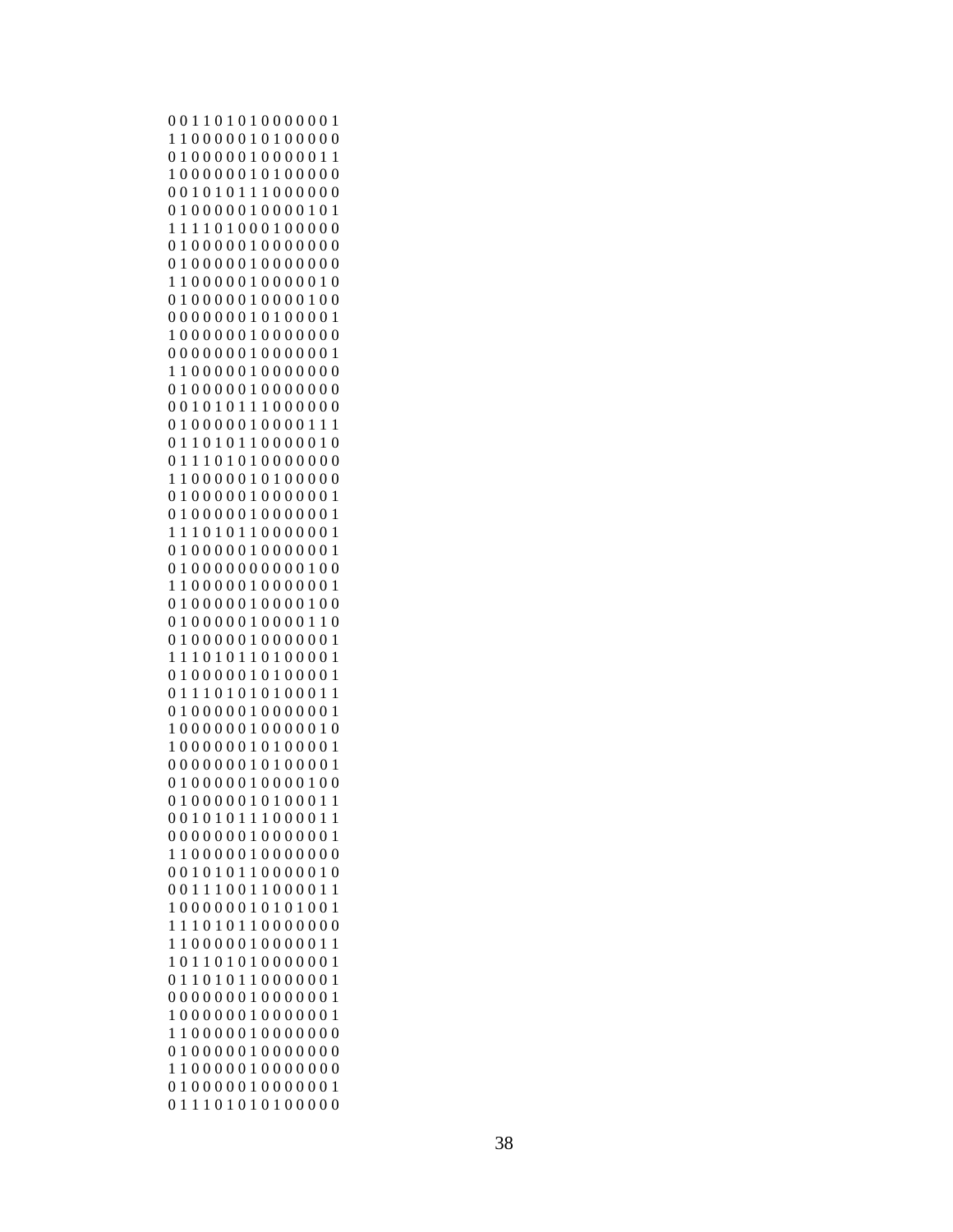0 0 1 1 0 1 0 1 0 0 0 0 0 0 1
1 1 0 0 0 0 0 1 0 1 0 0 0 0 0
0 1 0 0 0 0 0 1 0 0 0 0 0 1 1
1 0 0 0 0 0 0 1 0 1 0 0 0 0 0
0 0 1 0 1 0 1 1 1 0 0 0 0 0 0
0 1 0 0 0 0 0 1 0 0 0 0 1 0 1
1 1 1 1 0 1 0 0 0 1 0 0 0 0 0
0 1 0 0 0 0 0 1 0 0 0 0 0 0 0
0 1 0 0 0 0 0 1 0 0 0 0 0 0 0
1 1 0 0 0 0 0 1 0 0 0 0 0 1 0
0 1 0 0 0 0 0 1 0 0 0 0 1 0 0
0 0 0 0 0 0 0 1 0 1 0 0 0 0 1
1 0 0 0 0 0 0 1 0 0 0 0 0 0 0
0 0 0 0 0 0 0 1 0 0 0 0 0 0 1
1 1 0 0 0 0 0 1 0 0 0 0 0 0 0
0 1 0 0 0 0 0 1 0 0 0 0 0 0 0
0 0 1 0 1 0 1 1 1 0 0 0 0 0 0
0 1 0 0 0 0 0 1 0 0 0 0 1 1 1
0 1 1 0 1 0 1 1 0 0 0 0 0 1 0
0 1 1 1 0 1 0 1 0 0 0 0 0 0 0
1 1 0 0 0 0 0 1 0 1 0 0 0 0 0
0 1 0 0 0 0 0 1 0 0 0 0 0 0 1
0 1 0 0 0 0 0 1 0 0 0 0 0 0 1
1 1 1 0 1 0 1 1 0 0 0 0 0 0 1
0 1 0 0 0 0 0 1 0 0 0 0 0 0 1
0 1 0 0 0 0 0 0 0 0 0 0 1 0 0
1 1 0 0 0 0 0 1 0 0 0 0 0 0 1
0 1 0 0 0 0 0 1 0 0 0 0 1 0 0
0 1 0 0 0 0 0 1 0 0 0 0 1 1 0
0 1 0 0 0 0 0 1 0 0 0 0 0 0 1
1 1 1 0 1 0 1 1 0 1 0 0 0 0 1
0 1 0 0 0 0 0 1 0 1 0 0 0 0 1
0 1 1 1 0 1 0 1 0 1 0 0 0 1 1
0 1 0 0 0 0 0 1 0 0 0 0 0 0 1
1 0 0 0 0 0 0 1 0 0 0 0 0 1 0
1 0 0 0 0 0 0 1 0 1 0 0 0 0 1
0 0 0 0 0 0 0 1 0 1 0 0 0 0 1
0 1 0 0 0 0 0 1 0 0 0 0 1 0 0
0 1 0 0 0 0 0 1 0 1 0 0 0 1 1
0 0 1 0 1 0 1 1 1 0 0 0 0 1 1
0 0 0 0 0 0 0 1 0 0 0 0 0 0 1
1 1 0 0 0 0 0 1 0 0 0 0 0 0 0
0 0 1 0 1 0 1 1 0 0 0 0 0 1 0
0 0 1 1 1 0 0 1 1 0 0 0 0 1 1
1 0 0 0 0 0 0 1 0 1 0 1 0 0 1
1 1 1 0 1 0 1 1 0 0 0 0 0 0 0
1 1 0 0 0 0 0 1 0 0 0 0 0 1 1
1 0 1 1 0 1 0 1 0 0 0 0 0 0 1
0 1 1 0 1 0 1 1 0 0 0 0 0 0 1
0 0 0 0 0 0 0 1 0 0 0 0 0 0 1
1 0 0 0 0 0 0 1 0 0 0 0 0 0 1
1 1 0 0 0 0 0 1 0 0 0 0 0 0 0
0 1 0 0 0 0 0 1 0 0 0 0 0 0 0
1 1 0 0 0 0 0 1 0 0 0 0 0 0 0
0 1 0 0 0 0 0 1 0 0 0 0 0 0 1
0 1 1 1 0 1 0 1 0 1 0 0 0 0 0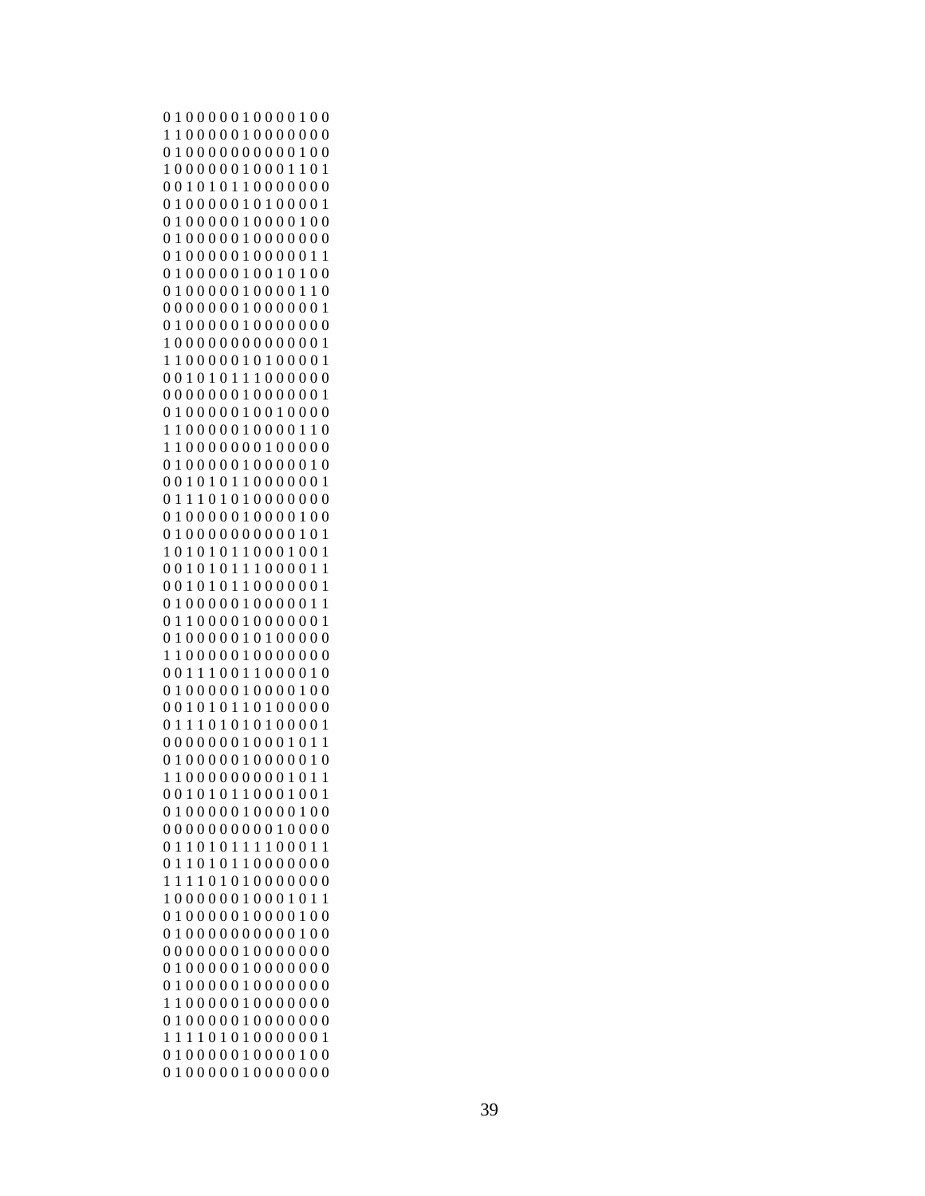0 1 0 0 0 0 0 1 0 0 0 0 1 0 0
1 1 0 0 0 0 0 1 0 0 0 0 0 0 0
0 1 0 0 0 0 0 0 0 0 0 0 1 0 0
1 0 0 0 0 0 0 1 0 0 0 1 1 0 1
0 0 1 0 1 0 1 1 0 0 0 0 0 0 0
0 1 0 0 0 0 0 1 0 1 0 0 0 0 1
0 1 0 0 0 0 0 1 0 0 0 0 1 0 0
0 1 0 0 0 0 0 1 0 0 0 0 0 0 0
0 1 0 0 0 0 0 1 0 0 0 0 0 1 1
0 1 0 0 0 0 0 1 0 0 1 0 1 0 0
0 1 0 0 0 0 0 1 0 0 0 0 1 1 0
0 0 0 0 0 0 0 1 0 0 0 0 0 0 1
0 1 0 0 0 0 0 1 0 0 0 0 0 0 0
1 0 0 0 0 0 0 0 0 0 0 0 0 0 1
1 1 0 0 0 0 0 1 0 1 0 0 0 0 1
0 0 1 0 1 0 1 1 1 0 0 0 0 0 0
0 0 0 0 0 0 0 1 0 0 0 0 0 0 1
0 1 0 0 0 0 0 1 0 0 1 0 0 0 0
1 1 0 0 0 0 0 1 0 0 0 0 1 1 0
1 1 0 0 0 0 0 0 0 1 0 0 0 0 0
0 1 0 0 0 0 0 1 0 0 0 0 0 1 0
0 0 1 0 1 0 1 1 0 0 0 0 0 0 1
0 1 1 1 0 1 0 1 0 0 0 0 0 0 0
0 1 0 0 0 0 0 1 0 0 0 0 1 0 0
0 1 0 0 0 0 0 0 0 0 0 0 1 0 1
1 0 1 0 1 0 1 1 0 0 0 1 0 0 1
0 0 1 0 1 0 1 1 1 0 0 0 0 1 1
0 0 1 0 1 0 1 1 0 0 0 0 0 0 1
0 1 0 0 0 0 0 1 0 0 0 0 0 1 1
0 1 1 0 0 0 0 1 0 0 0 0 0 0 1
0 1 0 0 0 0 0 1 0 1 0 0 0 0 0
1 1 0 0 0 0 0 1 0 0 0 0 0 0 0
0 0 1 1 1 0 0 1 1 0 0 0 0 1 0
0 1 0 0 0 0 0 1 0 0 0 0 1 0 0
0 0 1 0 1 0 1 1 0 1 0 0 0 0 0
0 1 1 1 0 1 0 1 0 1 0 0 0 0 1
0 0 0 0 0 0 0 1 0 0 0 1 0 1 1
0 1 0 0 0 0 0 1 0 0 0 0 0 1 0
1 1 0 0 0 0 0 0 0 0 0 1 0 1 1
0 0 1 0 1 0 1 1 0 0 0 1 0 0 1
0 1 0 0 0 0 0 1 0 0 0 0 1 0 0
0 0 0 0 0 0 0 0 0 0 1 0 0 0 0
0 1 1 0 1 0 1 1 1 1 0 0 0 1 1
0 1 1 0 1 0 1 1 0 0 0 0 0 0 0
1 1 1 1 0 1 0 1 0 0 0 0 0 0 0
1 0 0 0 0 0 0 1 0 0 0 1 0 1 1
0 1 0 0 0 0 0 1 0 0 0 0 1 0 0
0 1 0 0 0 0 0 0 0 0 0 0 1 0 0
0 0 0 0 0 0 0 1 0 0 0 0 0 0 0
0 1 0 0 0 0 0 1 0 0 0 0 0 0 0
0 1 0 0 0 0 0 1 0 0 0 0 0 0 0
1 1 0 0 0 0 0 1 0 0 0 0 0 0 0
0 1 0 0 0 0 0 1 0 0 0 0 0 0 0
1 1 1 1 0 1 0 1 0 0 0 0 0 0 1
0 1 0 0 0 0 0 1 0 0 0 0 1 0 0
0 1 0 0 0 0 0 1 0 0 0 0 0 0 0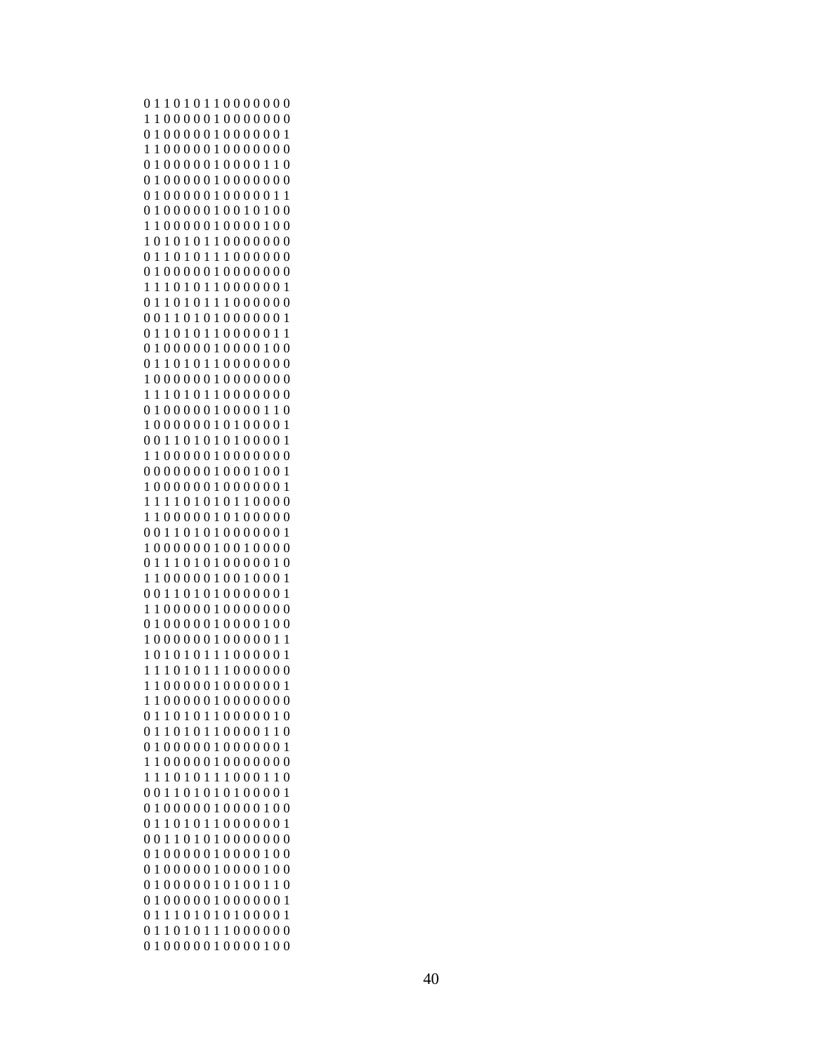0 1 1 0 1 0 1 1 0 0 0 0 0 0 0
1 1 0 0 0 0 0 1 0 0 0 0 0 0 0
0 1 0 0 0 0 0 1 0 0 0 0 0 0 1
1 1 0 0 0 0 0 1 0 0 0 0 0 0 0
0 1 0 0 0 0 0 1 0 0 0 0 1 1 0
0 1 0 0 0 0 0 1 0 0 0 0 0 0 0
0 1 0 0 0 0 0 1 0 0 0 0 0 1 1
0 1 0 0 0 0 0 1 0 0 1 0 1 0 0
1 1 0 0 0 0 0 1 0 0 0 0 1 0 0
1 0 1 0 1 0 1 1 0 0 0 0 0 0 0
0 1 1 0 1 0 1 1 1 0 0 0 0 0 0
0 1 0 0 0 0 0 1 0 0 0 0 0 0 0
1 1 1 0 1 0 1 1 0 0 0 0 0 0 1
0 1 1 0 1 0 1 1 1 0 0 0 0 0 0
0 0 1 1 0 1 0 1 0 0 0 0 0 0 1
0 1 1 0 1 0 1 1 0 0 0 0 0 1 1
0 1 0 0 0 0 0 1 0 0 0 0 1 0 0
0 1 1 0 1 0 1 1 0 0 0 0 0 0 0
1 0 0 0 0 0 0 1 0 0 0 0 0 0 0
1 1 1 0 1 0 1 1 0 0 0 0 0 0 0
0 1 0 0 0 0 0 1 0 0 0 0 1 1 0
1 0 0 0 0 0 0 1 0 1 0 0 0 0 1
0 0 1 1 0 1 0 1 0 1 0 0 0 0 1
1 1 0 0 0 0 0 1 0 0 0 0 0 0 0
0 0 0 0 0 0 0 1 0 0 0 1 0 0 1
1 0 0 0 0 0 0 1 0 0 0 0 0 0 1
1 1 1 1 0 1 0 1 0 1 1 0 0 0 0
1 1 0 0 0 0 0 1 0 1 0 0 0 0 0
0 0 1 1 0 1 0 1 0 0 0 0 0 0 1
1 0 0 0 0 0 0 1 0 0 1 0 0 0 0
0 1 1 1 0 1 0 1 0 0 0 0 0 1 0
1 1 0 0 0 0 0 1 0 0 1 0 0 0 1
0 0 1 1 0 1 0 1 0 0 0 0 0 0 1
1 1 0 0 0 0 0 1 0 0 0 0 0 0 0
0 1 0 0 0 0 0 1 0 0 0 0 1 0 0
1 0 0 0 0 0 0 1 0 0 0 0 0 1 1
1 0 1 0 1 0 1 1 1 0 0 0 0 0 1
1 1 1 0 1 0 1 1 1 0 0 0 0 0 0
1 1 0 0 0 0 0 1 0 0 0 0 0 0 1
1 1 0 0 0 0 0 1 0 0 0 0 0 0 0
0 1 1 0 1 0 1 1 0 0 0 0 0 1 0
0 1 1 0 1 0 1 1 0 0 0 0 1 1 0
0 1 0 0 0 0 0 1 0 0 0 0 0 0 1
1 1 0 0 0 0 0 1 0 0 0 0 0 0 0
1 1 1 0 1 0 1 1 1 0 0 0 1 1 0
0 0 1 1 0 1 0 1 0 1 0 0 0 0 1
0 1 0 0 0 0 0 1 0 0 0 0 1 0 0
0 1 1 0 1 0 1 1 0 0 0 0 0 0 1
0 0 1 1 0 1 0 1 0 0 0 0 0 0 0
0 1 0 0 0 0 0 1 0 0 0 0 1 0 0
0 1 0 0 0 0 0 1 0 0 0 0 1 0 0
0 1 0 0 0 0 0 1 0 1 0 0 1 1 0
0 1 0 0 0 0 0 1 0 0 0 0 0 0 1
0 1 1 1 0 1 0 1 0 1 0 0 0 0 1
0 1 1 0 1 0 1 1 1 0 0 0 0 0 0
0 1 0 0 0 0 0 1 0 0 0 0 1 0 0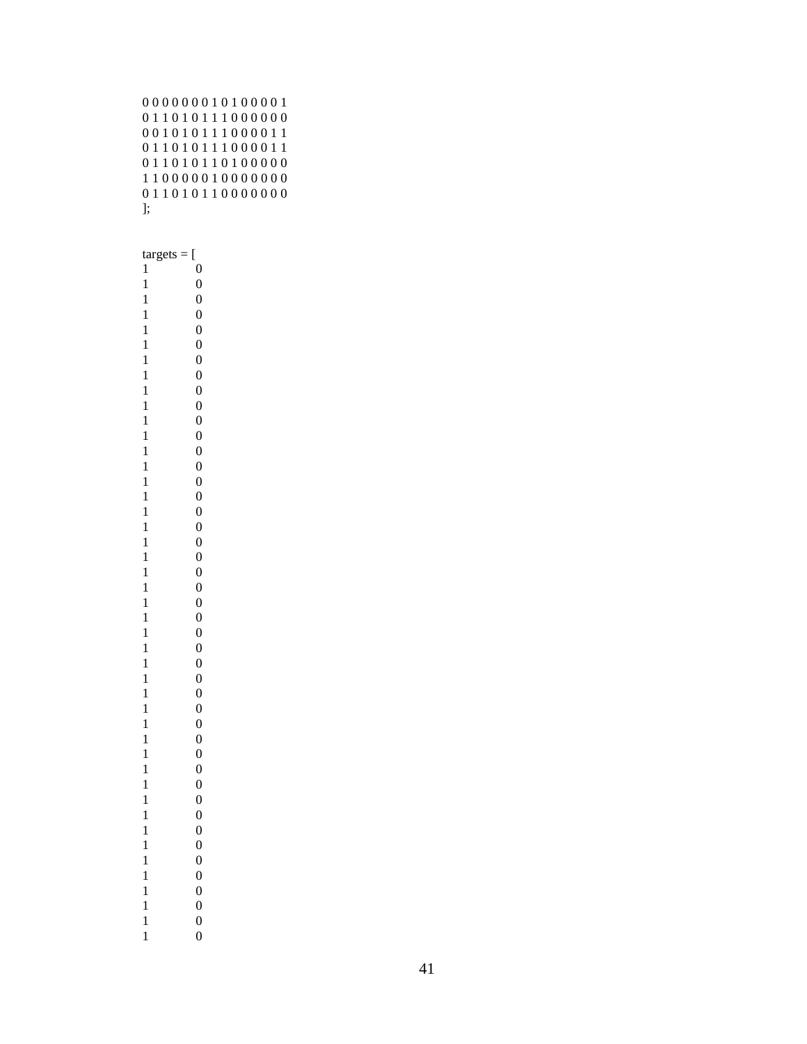```
0 0 0 0 0 0 0 1 0 1 0 0 0 0 1
0 1 1 0 1 0 1 1 1 0 0 0 0 0 0
0 0 1 0 1 0 1 1 1 0 0 0 0 1 1
0 1 1 0 1 0 1 1 1 0 0 0 0 1 1
0 1 1 0 1 0 1 1 0 1 0 0 0 0 0
1 1 0 0 0 0 0 1 0 0 0 0 0 0 0
0 1 1 0 1 0 1 1 0 0 0 0 0 0 0
];


targets = [
1	0
1	0
1	0
1	0
1	0
1	0
1	0
1	0
1	0
1	0
1	0
1	0
1	0
1	0
1	0
1	0
1	0
1	0
1	0
1	0
1	0
1	0
1	0
1	0
1	0
1	0
1	0
1	0
1	0
1	0
1	0
1	0
1	0
1	0
1	0
1	0
1	0
1	0
1	0
1	0
1	0
1	0
1	0
1	0
1	0
1	0
```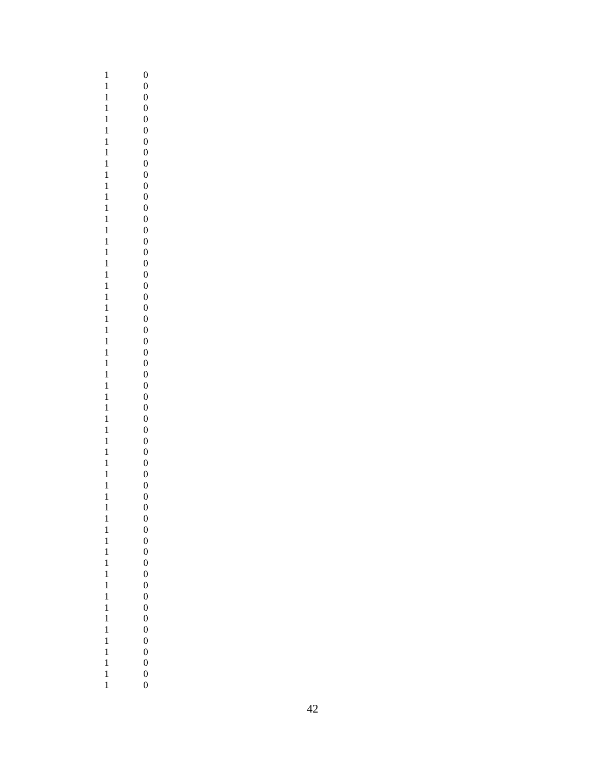| | |
|---|---|
| 1 | 0 |
| 1 | 0 |
| 1 | 0 |
| 1 | 0 |
| 1 | 0 |
| 1 | 0 |
| 1 | 0 |
| 1 | 0 |
| 1 | 0 |
| 1 | 0 |
| 1 | 0 |
| 1 | 0 |
| 1 | 0 |
| 1 | 0 |
| 1 | 0 |
| 1 | 0 |
| 1 | 0 |
| 1 | 0 |
| 1 | 0 |
| 1 | 0 |
| 1 | 0 |
| 1 | 0 |
| 1 | 0 |
| 1 | 0 |
| 1 | 0 |
| 1 | 0 |
| 1 | 0 |
| 1 | 0 |
| 1 | 0 |
| 1 | 0 |
| 1 | 0 |
| 1 | 0 |
| 1 | 0 |
| 1 | 0 |
| 1 | 0 |
| 1 | 0 |
| 1 | 0 |
| 1 | 0 |
| 1 | 0 |
| 1 | 0 |
| 1 | 0 |
| 1 | 0 |
| 1 | 0 |
| 1 | 0 |
| 1 | 0 |
| 1 | 0 |
| 1 | 0 |
| 1 | 0 |
| 1 | 0 |
| 1 | 0 |
| 1 | 0 |
| 1 | 0 |
| 1 | 0 |
| 1 | 0 |
| 1 | 0 |
| 1 | 0 |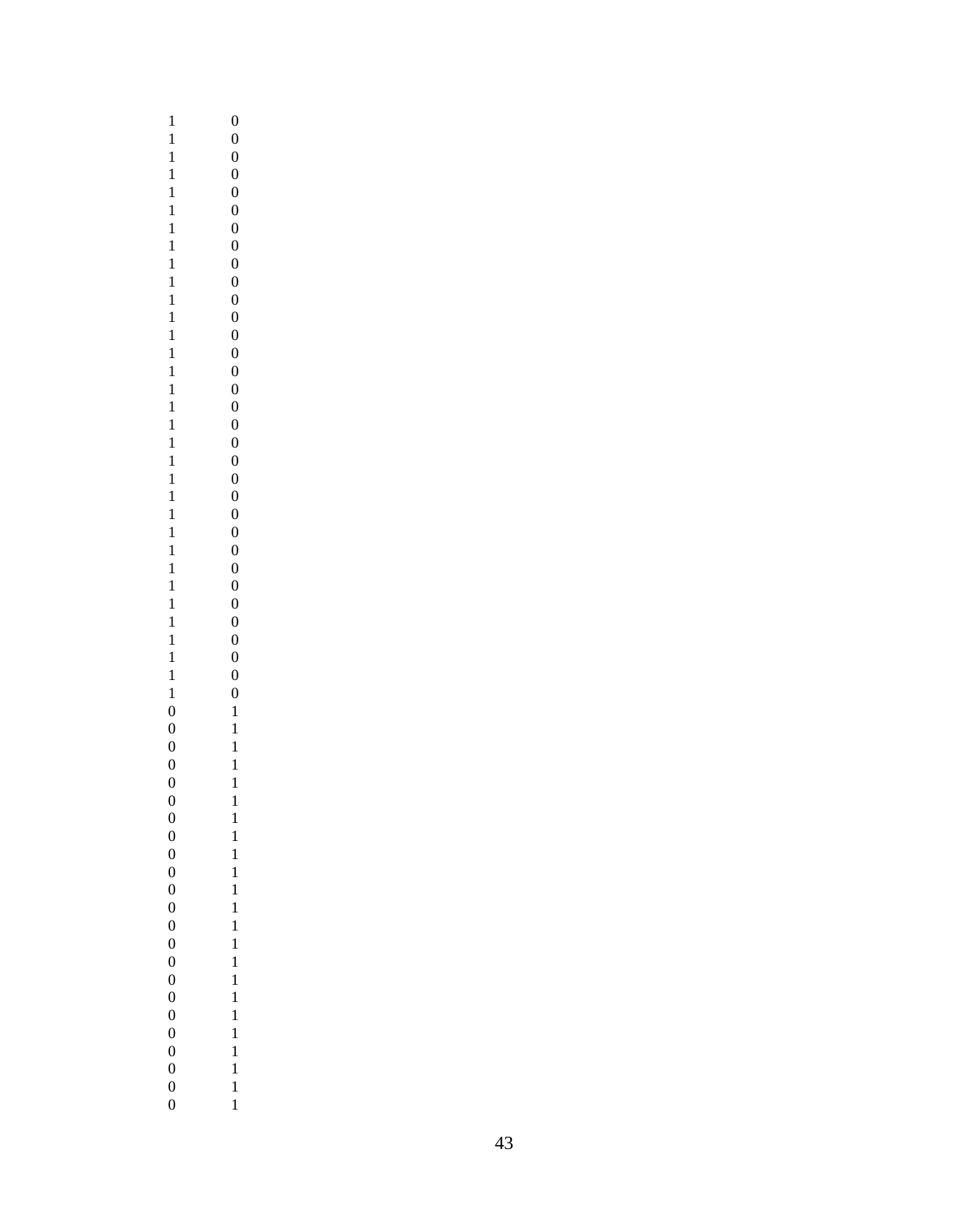| | |
|---|---|
| 1 | 0 |
| 1 | 0 |
| 1 | 0 |
| 1 | 0 |
| 1 | 0 |
| 1 | 0 |
| 1 | 0 |
| 1 | 0 |
| 1 | 0 |
| 1 | 0 |
| 1 | 0 |
| 1 | 0 |
| 1 | 0 |
| 1 | 0 |
| 1 | 0 |
| 1 | 0 |
| 1 | 0 |
| 1 | 0 |
| 1 | 0 |
| 1 | 0 |
| 1 | 0 |
| 1 | 0 |
| 1 | 0 |
| 1 | 0 |
| 1 | 0 |
| 1 | 0 |
| 1 | 0 |
| 1 | 0 |
| 1 | 0 |
| 1 | 0 |
| 1 | 0 |
| 1 | 0 |
| 1 | 0 |
| 0 | 1 |
| 0 | 1 |
| 0 | 1 |
| 0 | 1 |
| 0 | 1 |
| 0 | 1 |
| 0 | 1 |
| 0 | 1 |
| 0 | 1 |
| 0 | 1 |
| 0 | 1 |
| 0 | 1 |
| 0 | 1 |
| 0 | 1 |
| 0 | 1 |
| 0 | 1 |
| 0 | 1 |
| 0 | 1 |
| 0 | 1 |
| 0 | 1 |
| 0 | 1 |
| 0 | 1 |
| 0 | 1 |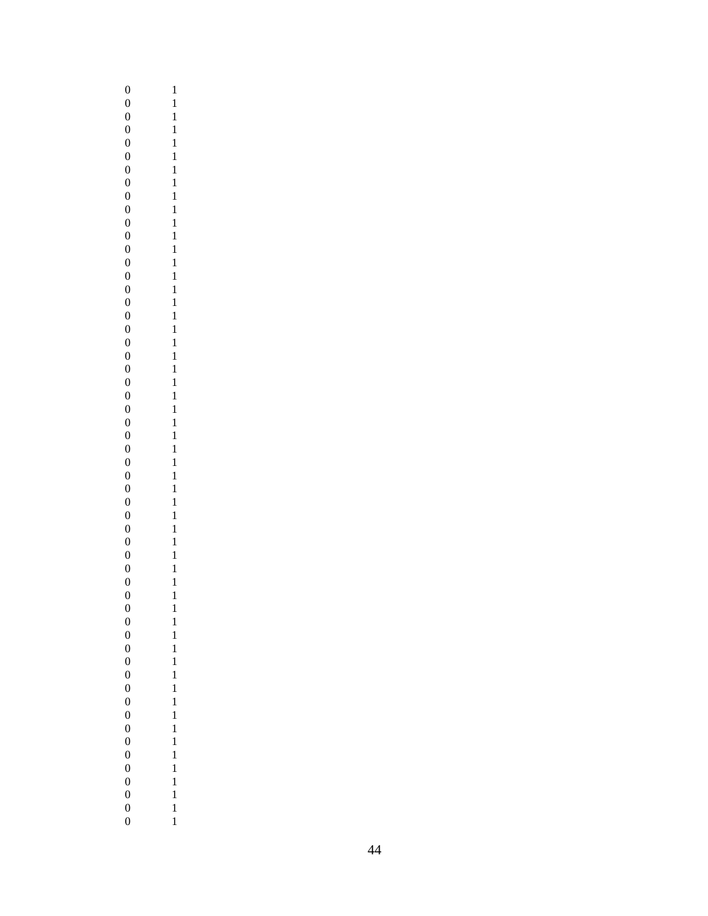0 1
0 1
0 1
0 1
0 1
0 1
0 1
0 1
0 1
0 1
0 1
0 1
0 1
0 1
0 1
0 1
0 1
0 1
0 1
0 1
0 1
0 1
0 1
0 1
0 1
0 1
0 1
0 1
0 1
0 1
0 1
0 1
0 1
0 1
0 1
0 1
0 1
0 1
0 1
0 1
0 1
0 1
0 1
0 1
0 1
0 1
0 1
0 1
0 1
0 1
0 1
0 1
0 1
0 1
0 1
0 1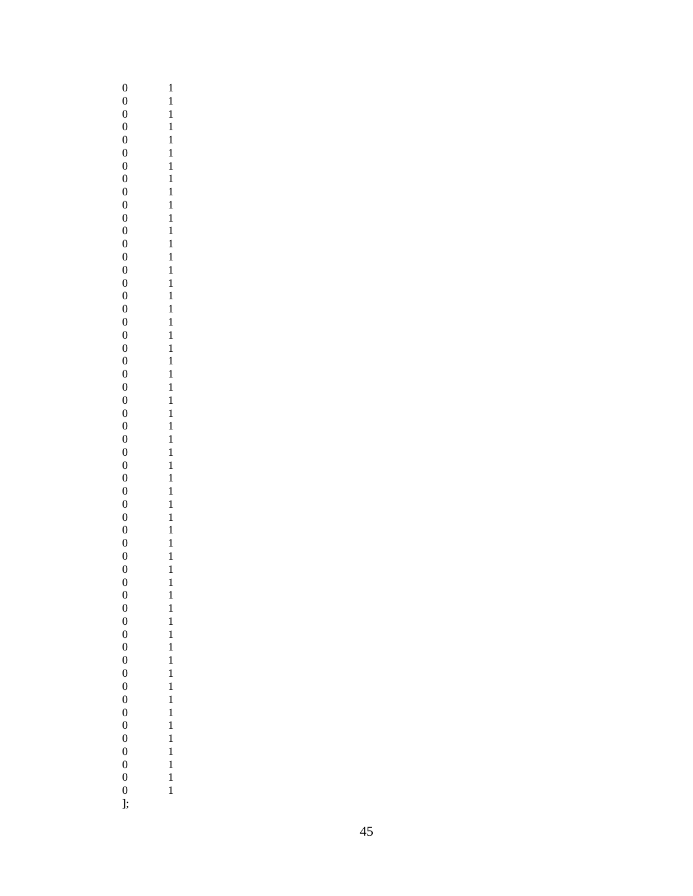```
0	1
0	1
0	1
0	1
0	1
0	1
0	1
0	1
0	1
0	1
0	1
0	1
0	1
0	1
0	1
0	1
0	1
0	1
0	1
0	1
0	1
0	1
0	1
0	1
0	1
0	1
0	1
0	1
0	1
0	1
0	1
0	1
0	1
0	1
0	1
0	1
0	1
0	1
0	1
0	1
0	1
0	1
0	1
0	1
0	1
0	1
0	1
0	1
0	1
0	1
0	1
0	1
0	1
0	1
0	1
];
```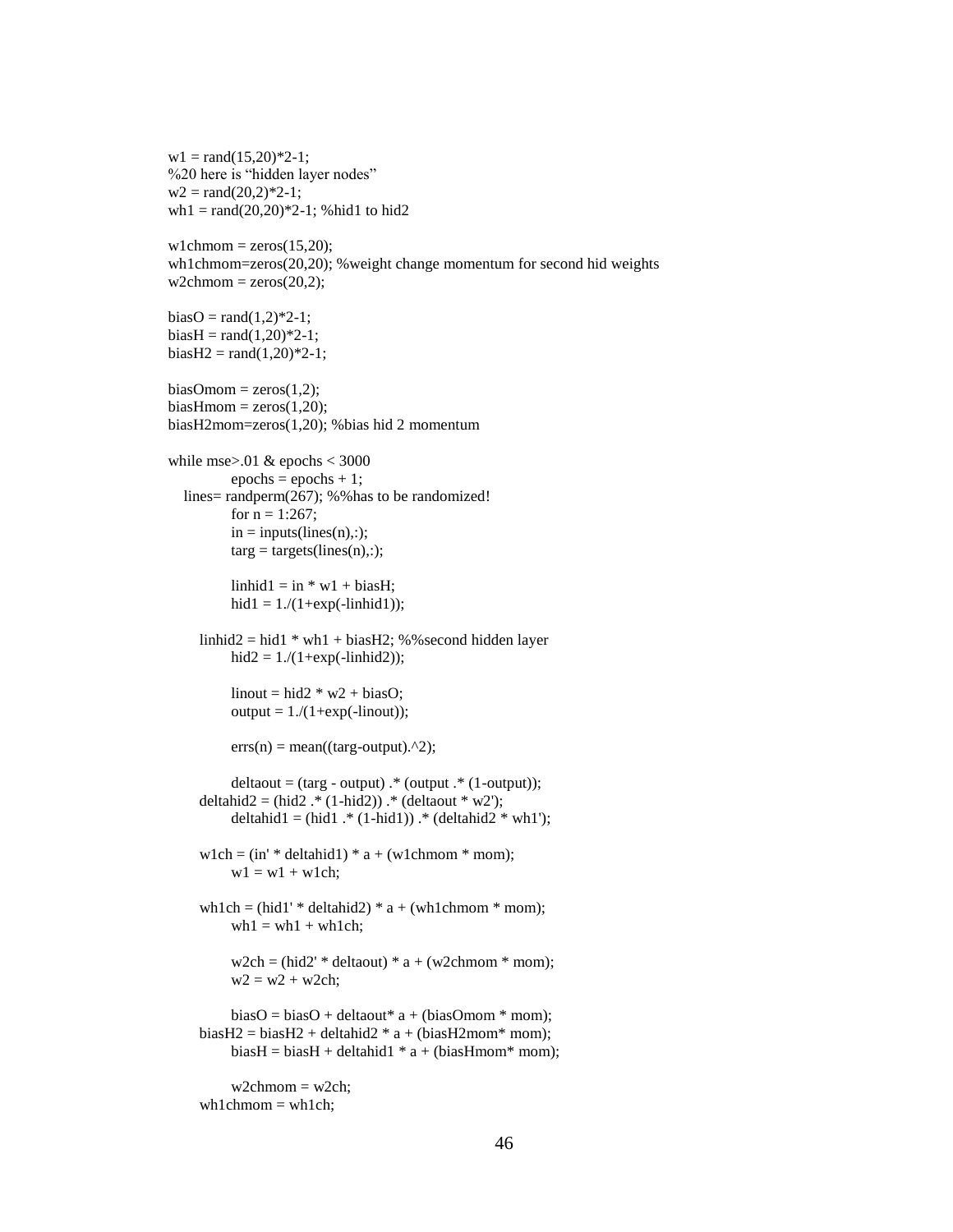```
w1 = rand(15,20)*2-1;
%20 here is "hidden layer nodes"
w2 = rand(20,2)*2-1;
wh1 = rand(20,20)*2-1; %hid1 to hid2

w1chmom = zeros(15,20);
wh1chmom=zeros(20,20); %weight change momentum for second hid weights
w2chmom = zeros(20,2);

biasO = rand(1,2)*2-1;
biasH = rand(1,20)*2-1;
biasH2 = rand(1,20)*2-1;

biasOmom = zeros(1,2);
biasHmom = zeros(1,20);
biasH2mom=zeros(1,20); %bias hid 2 momentum

while mse>.01 & epochs < 3000
        epochs = epochs + 1;
   lines= randperm(267); %%has to be randomized!
        for n = 1:267;
        in = inputs(lines(n),:);
        targ = targets(lines(n),:);

        linhid1 = in * w1 + biasH;
        hid1 = 1./(1+exp(-linhid1));

     linhid2 = hid1 * wh1 + biasH2; %%second hidden layer
        hid2 = 1./(1+exp(-linhid2));

        linout = hid2 * w2 + biasO;
        output = 1./(1+exp(-linout));

        errs(n) = mean((targ-output).^2);

        deltaout = (targ - output) .* (output .* (1-output));
     deltahid2 = (hid2 .* (1-hid2)) .* (deltaout * w2');
        deltahid1 = (hid1 .* (1-hid1)) .* (deltahid2 * wh1');

     w1ch = (in' * deltahid1) * a + (w1chmom * mom);
        w1 = w1 + w1ch;

     wh1ch = (hid1' * deltahid2) * a + (wh1chmom * mom);
        wh1 = wh1 + wh1ch;

        w2ch = (hid2' * deltaout) * a + (w2chmom * mom);
        w2 = w2 + w2ch;

        biasO = biasO + deltaout* a + (biasOmom * mom);
     biasH2 = biasH2 + deltahid2 * a + (biasH2mom* mom);
        biasH = biasH + deltahid1 * a + (biasHmom* mom);

        w2chmom = w2ch;
     wh1chmom = wh1ch;
```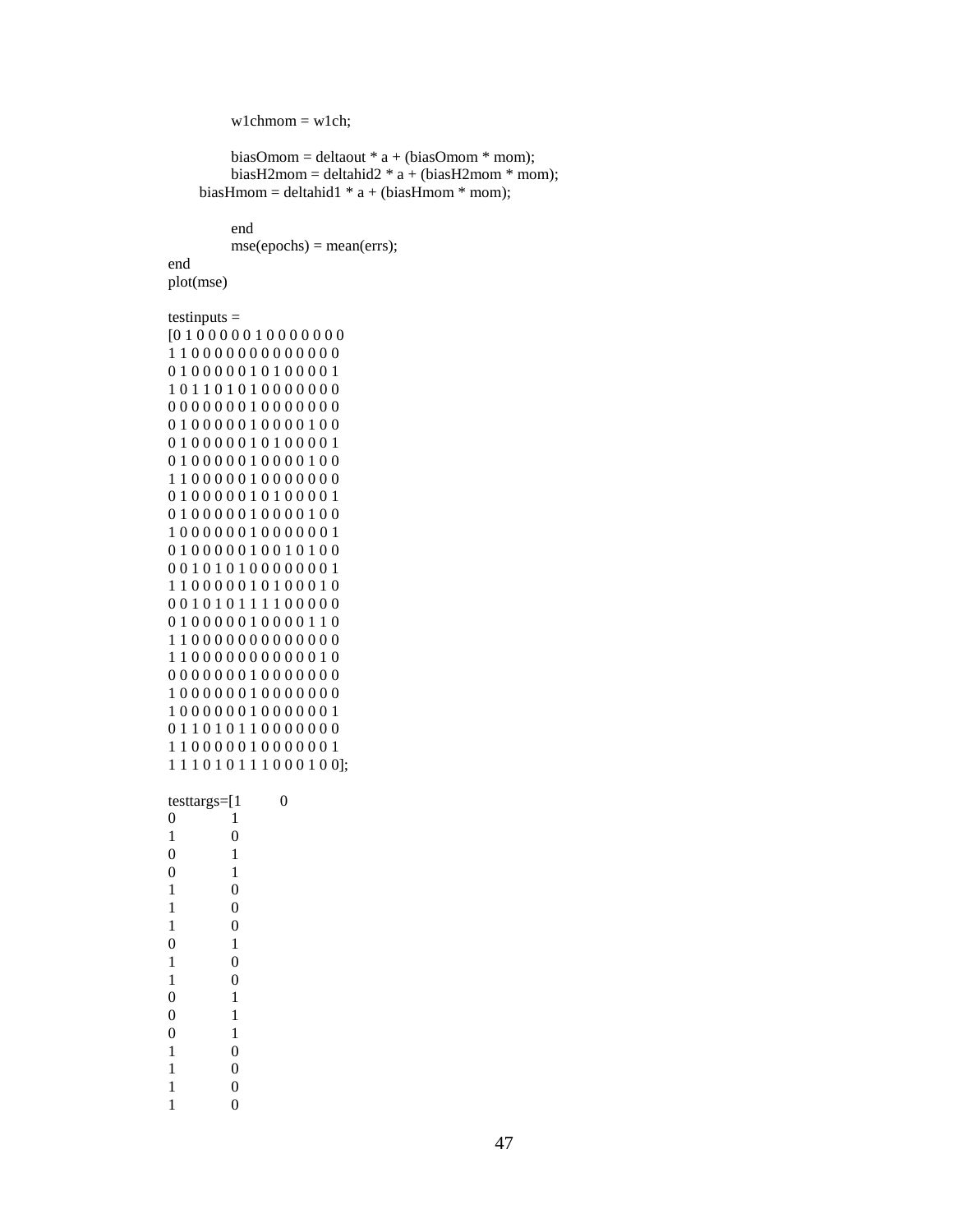```
        w1chmom = w1ch;

        biasOmom = deltaout * a + (biasOmom * mom);
        biasH2mom = deltahid2 * a + (biasH2mom * mom);
    biasHmom = deltahid1 * a + (biasHmom * mom);

        end
        mse(epochs) = mean(errs);
end
plot(mse)

testinputs =
[0 1 0 0 0 0 0 1 0 0 0 0 0 0 0
1 1 0 0 0 0 0 0 0 0 0 0 0 0 0
0 1 0 0 0 0 0 1 0 1 0 0 0 0 1
1 0 1 1 0 1 0 1 0 0 0 0 0 0 0
0 0 0 0 0 0 0 1 0 0 0 0 0 0 0
0 1 0 0 0 0 0 1 0 0 0 0 1 0 0
0 1 0 0 0 0 0 1 0 1 0 0 0 0 1
0 1 0 0 0 0 0 1 0 0 0 0 1 0 0
1 1 0 0 0 0 0 1 0 0 0 0 0 0 0
0 1 0 0 0 0 0 1 0 1 0 0 0 0 1
0 1 0 0 0 0 0 1 0 0 0 0 1 0 0
1 0 0 0 0 0 0 1 0 0 0 0 0 0 1
0 1 0 0 0 0 0 1 0 0 1 0 1 0 0
0 0 1 0 1 0 1 0 0 0 0 0 0 0 1
1 1 0 0 0 0 0 1 0 1 0 0 0 1 0
0 0 1 0 1 0 1 1 1 1 0 0 0 0 0
0 1 0 0 0 0 0 1 0 0 0 0 1 1 0
1 1 0 0 0 0 0 0 0 0 0 0 0 0 0
1 1 0 0 0 0 0 0 0 0 0 0 0 1 0
0 0 0 0 0 0 0 1 0 0 0 0 0 0 0
1 0 0 0 0 0 0 1 0 0 0 0 0 0 0
1 0 0 0 0 0 0 1 0 0 0 0 0 0 1
0 1 1 0 1 0 1 1 0 0 0 0 0 0 0
1 1 0 0 0 0 0 1 0 0 0 0 0 0 1
1 1 1 0 1 0 1 1 1 0 0 0 1 0 0];

testtargs=[1    0
0    1
1    0
0    1
0    1
1    0
1    0
1    0
0    1
1    0
1    0
0    1
0    1
0    1
1    0
1    0
1    0
1    0
```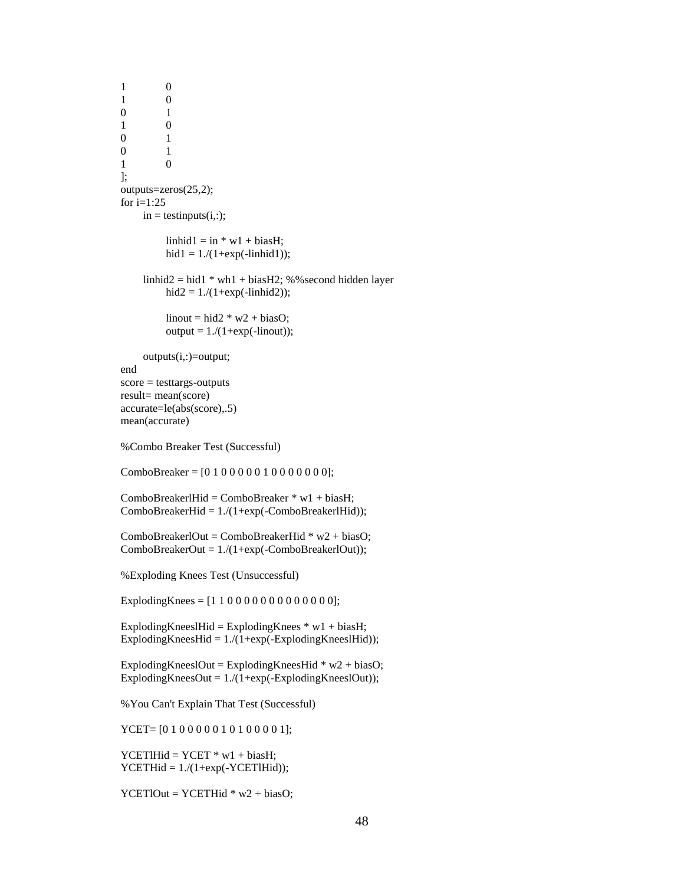```
1           0
1           0
0           1
1           0
0           1
0           1
1           0
];
outputs=zeros(25,2);
for i=1:25
      in = testinputs(i,:);

            linhid1 = in * w1 + biasH;
            hid1 = 1./(1+exp(-linhid1));

      linhid2 = hid1 * wh1 + biasH2; %%second hidden layer
            hid2 = 1./(1+exp(-linhid2));

            linout = hid2 * w2 + biasO;
            output = 1./(1+exp(-linout));

      outputs(i,:)=output;
end
score = testtargs-outputs
result= mean(score)
accurate=le(abs(score),.5)
mean(accurate)

%Combo Breaker Test (Successful)

ComboBreaker = [0 1 0 0 0 0 0 1 0 0 0 0 0 0 0];

ComboBreakerlHid = ComboBreaker * w1 + biasH;
ComboBreakerHid = 1./(1+exp(-ComboBreakerlHid));

ComboBreakerlOut = ComboBreakerHid * w2 + biasO;
ComboBreakerOut = 1./(1+exp(-ComboBreakerlOut));

%Exploding Knees Test (Unsuccessful)

ExplodingKnees = [1 1 0 0 0 0 0 0 0 0 0 0 0 0 0];

ExplodingKneeslHid = ExplodingKnees * w1 + biasH;
ExplodingKneesHid = 1./(1+exp(-ExplodingKneeslHid));

ExplodingKneeslOut = ExplodingKneesHid * w2 + biasO;
ExplodingKneesOut = 1./(1+exp(-ExplodingKneeslOut));

%You Can't Explain That Test (Successful)

YCET= [0 1 0 0 0 0 0 1 0 1 0 0 0 0 1];

YCETlHid = YCET * w1 + biasH;
YCETHid = 1./(1+exp(-YCETlHid));

YCETlOut = YCETHid * w2 + biasO;
```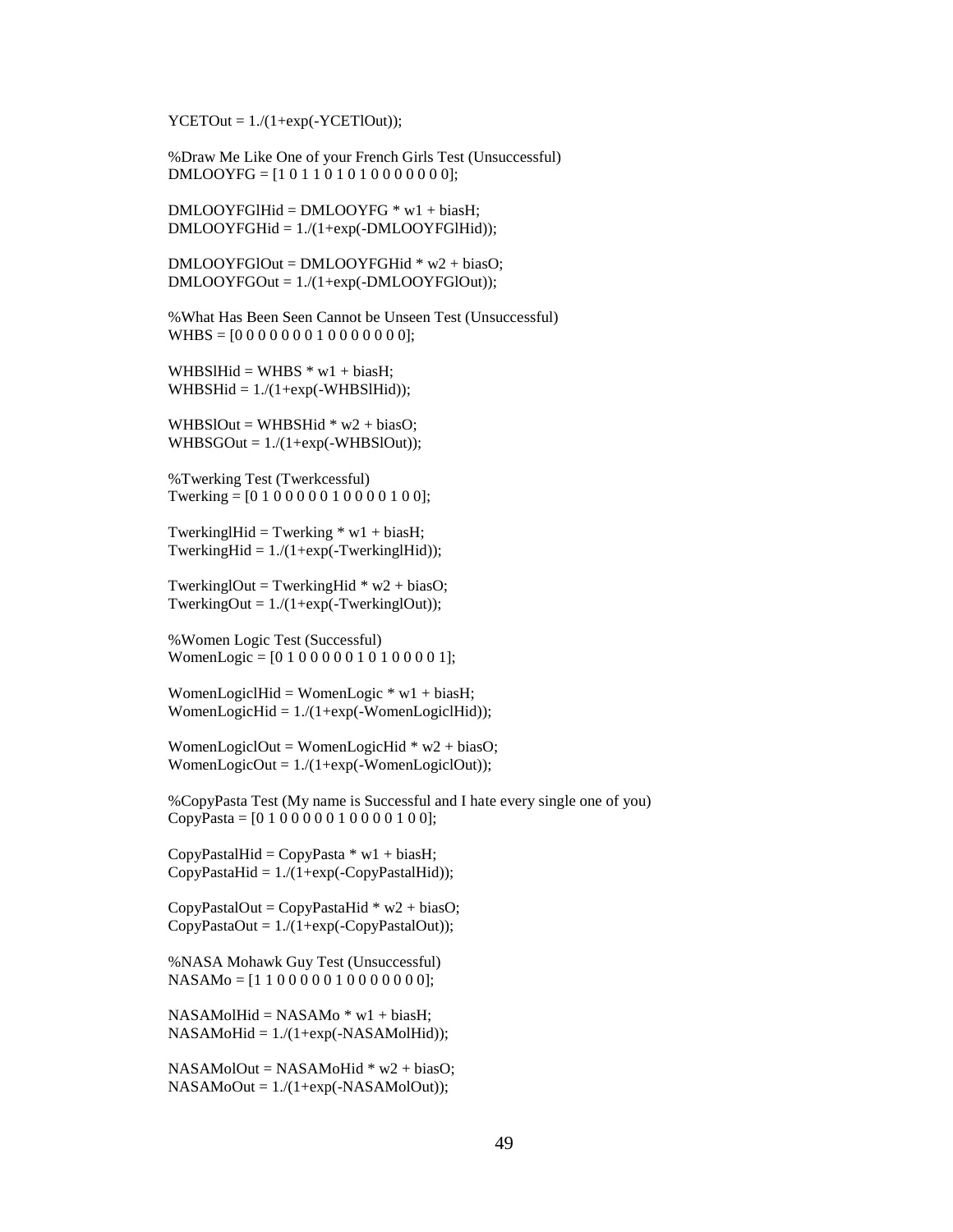```
YCETOut = 1./(1+exp(-YCETlOut));

%Draw Me Like One of your French Girls Test (Unsuccessful)
DMLOOYFG = [1 0 1 1 0 1 0 1 0 0 0 0 0 0 0];

DMLOOYFGlHid = DMLOOYFG * w1 + biasH;
DMLOOYFGHid = 1./(1+exp(-DMLOOYFGlHid));

DMLOOYFGlOut = DMLOOYFGHid * w2 + biasO;
DMLOOYFGOut = 1./(1+exp(-DMLOOYFGlOut));

%What Has Been Seen Cannot be Unseen Test (Unsuccessful)
WHBS = [0 0 0 0 0 0 0 1 0 0 0 0 0 0 0];

WHBSlHid = WHBS * w1 + biasH;
WHBSHid = 1./(1+exp(-WHBSlHid));

WHBSlOut = WHBSHid * w2 + biasO;
WHBSGOut = 1./(1+exp(-WHBSlOut));

%Twerking Test (Twerkcessful)
Twerking = [0 1 0 0 0 0 0 1 0 0 0 0 1 0 0];

TwerkinglHid = Twerking * w1 + biasH;
TwerkingHid = 1./(1+exp(-TwerkinglHid));

TwerkinglOut = TwerkingHid * w2 + biasO;
TwerkingOut = 1./(1+exp(-TwerkinglOut));

%Women Logic Test (Successful)
WomenLogic = [0 1 0 0 0 0 0 1 0 1 0 0 0 0 1];

WomenLogiclHid = WomenLogic * w1 + biasH;
WomenLogicHid = 1./(1+exp(-WomenLogiclHid));

WomenLogiclOut = WomenLogicHid * w2 + biasO;
WomenLogicOut = 1./(1+exp(-WomenLogiclOut));

%CopyPasta Test (My name is Successful and I hate every single one of you)
CopyPasta = [0 1 0 0 0 0 0 1 0 0 0 0 1 0 0];

CopyPastalHid = CopyPasta * w1 + biasH;
CopyPastaHid = 1./(1+exp(-CopyPastalHid));

CopyPastalOut = CopyPastaHid * w2 + biasO;
CopyPastaOut = 1./(1+exp(-CopyPastalOut));

%NASA Mohawk Guy Test (Unsuccessful)
NASAMo = [1 1 0 0 0 0 0 1 0 0 0 0 0 0 0];

NASAMolHid = NASAMo * w1 + biasH;
NASAMoHid = 1./(1+exp(-NASAMolHid));

NASAMolOut = NASAMoHid * w2 + biasO;
NASAMoOut = 1./(1+exp(-NASAMolOut));
```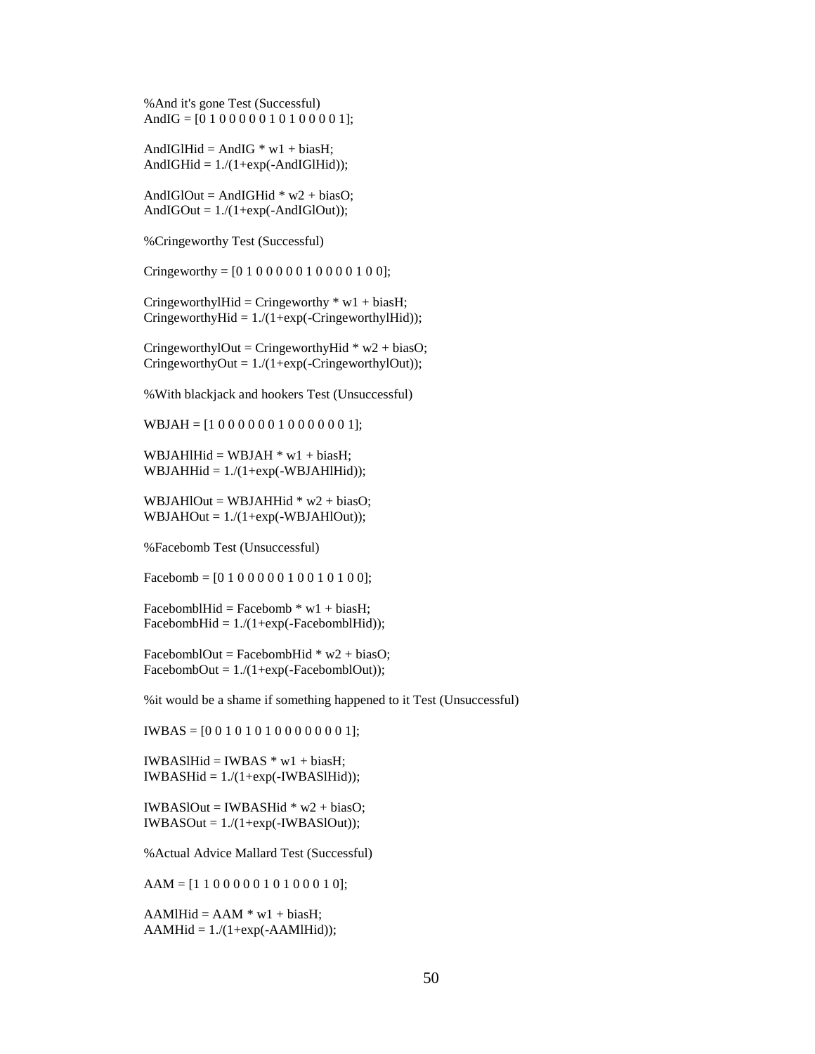```
%And it's gone Test (Successful)
AndIG = [0 1 0 0 0 0 0 1 0 1 0 0 0 0 1];

AndIGlHid = AndIG * w1 + biasH;
AndIGHid = 1./(1+exp(-AndIGlHid));

AndIGlOut = AndIGHid * w2 + biasO;
AndIGOut = 1./(1+exp(-AndIGlOut));

%Cringeworthy Test (Successful)

Cringeworthy = [0 1 0 0 0 0 0 1 0 0 0 0 1 0 0];

CringeworthylHid = Cringeworthy * w1 + biasH;
CringeworthyHid = 1./(1+exp(-CringeworthylHid));

CringeworthylOut = CringeworthyHid * w2 + biasO;
CringeworthyOut = 1./(1+exp(-CringeworthylOut));

%With blackjack and hookers Test (Unsuccessful)

WBJAH = [1 0 0 0 0 0 0 1 0 0 0 0 0 0 1];

WBJAHlHid = WBJAH * w1 + biasH;
WBJAHHid = 1./(1+exp(-WBJAHlHid));

WBJAHlOut = WBJAHHid * w2 + biasO;
WBJAHOut = 1./(1+exp(-WBJAHlOut));

%Facebomb Test (Unsuccessful)

Facebomb = [0 1 0 0 0 0 0 1 0 0 1 0 1 0 0];

FacebomblHid = Facebomb * w1 + biasH;
FacebombHid = 1./(1+exp(-FacebomblHid));

FacebomblOut = FacebombHid * w2 + biasO;
FacebombOut = 1./(1+exp(-FacebomblOut));

%it would be a shame if something happened to it Test (Unsuccessful)

IWBAS = [0 0 1 0 1 0 1 0 0 0 0 0 0 0 1];

IWBASlHid = IWBAS * w1 + biasH;
IWBASHid = 1./(1+exp(-IWBASlHid));

IWBASlOut = IWBASHid * w2 + biasO;
IWBASOut = 1./(1+exp(-IWBASlOut));

%Actual Advice Mallard Test (Successful)

AAM = [1 1 0 0 0 0 0 1 0 1 0 0 0 1 0];

AAMlHid = AAM * w1 + biasH;
AAMHid = 1./(1+exp(-AAMlHid));
```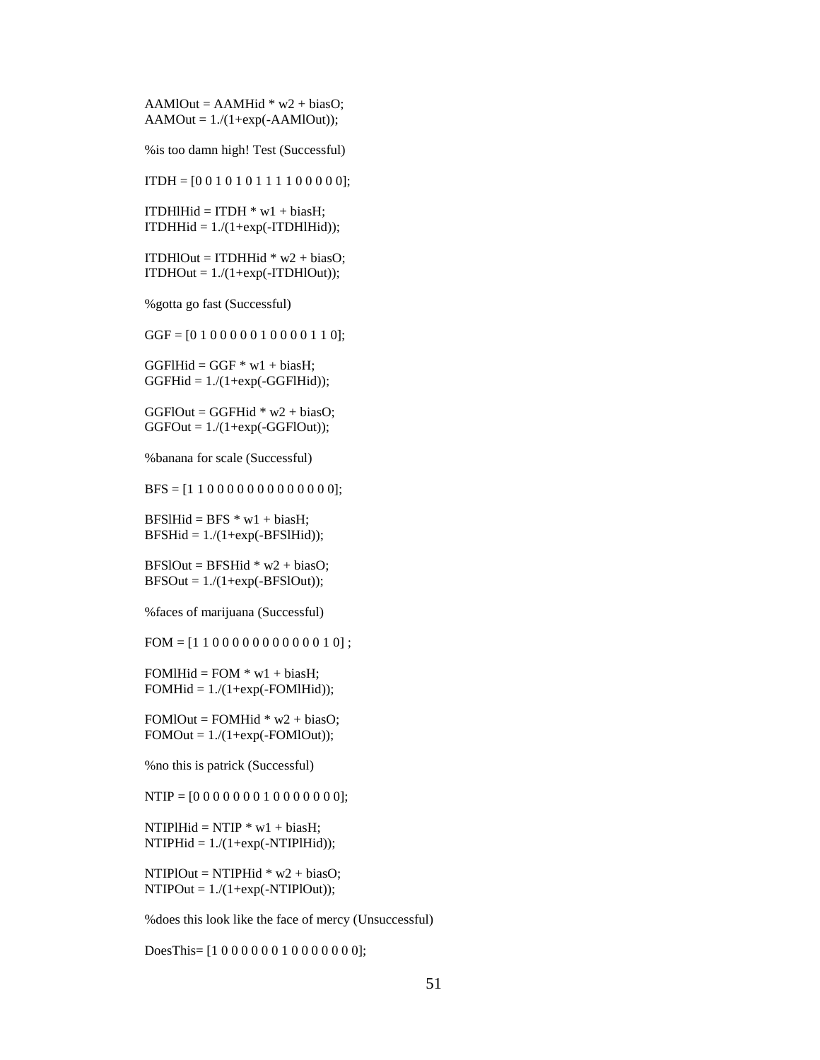```
AAMlOut = AAMHid * w2 + biasO;
AAMOut = 1./(1+exp(-AAMlOut));

%is too damn high! Test (Successful)

ITDH = [0 0 1 0 1 0 1 1 1 1 0 0 0 0 0];

ITDHlHid = ITDH * w1 + biasH;
ITDHHid = 1./(1+exp(-ITDHlHid));

ITDHlOut = ITDHHid * w2 + biasO;
ITDHOut = 1./(1+exp(-ITDHlOut));

%gotta go fast (Successful)

GGF = [0 1 0 0 0 0 0 1 0 0 0 0 1 1 0];

GGFlHid = GGF * w1 + biasH;
GGFHid = 1./(1+exp(-GGFlHid));

GGFlOut = GGFHid * w2 + biasO;
GGFOut = 1./(1+exp(-GGFlOut));

%banana for scale (Successful)

BFS = [1 1 0 0 0 0 0 0 0 0 0 0 0 0 0];

BFSlHid = BFS * w1 + biasH;
BFSHid = 1./(1+exp(-BFSlHid));

BFSlOut = BFSHid * w2 + biasO;
BFSOut = 1./(1+exp(-BFSlOut));

%faces of marijuana (Successful)

FOM = [1 1 0 0 0 0 0 0 0 0 0 0 0 1 0] ;

FOMlHid = FOM * w1 + biasH;
FOMHid = 1./(1+exp(-FOMlHid));

FOMlOut = FOMHid * w2 + biasO;
FOMOut = 1./(1+exp(-FOMlOut));

%no this is patrick (Successful)

NTIP = [0 0 0 0 0 0 0 1 0 0 0 0 0 0 0];

NTIPlHid = NTIP * w1 + biasH;
NTIPHid = 1./(1+exp(-NTIPlHid));

NTIPlOut = NTIPHid * w2 + biasO;
NTIPOut = 1./(1+exp(-NTIPlOut));

%does this look like the face of mercy (Unsuccessful)

DoesThis= [1 0 0 0 0 0 0 1 0 0 0 0 0 0 0];
```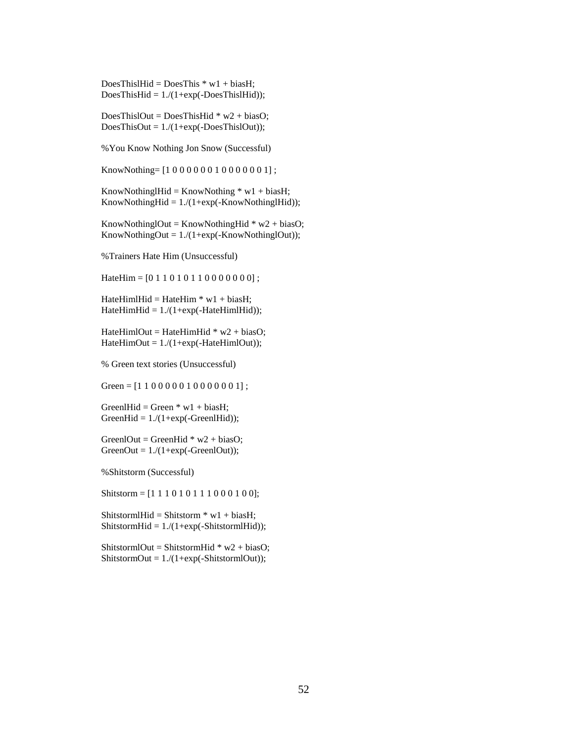```
DoesThislHid = DoesThis * w1 + biasH;
DoesThisHid = 1./(1+exp(-DoesThislHid));

DoesThislOut = DoesThisHid * w2 + biasO;
DoesThisOut = 1./(1+exp(-DoesThislOut));

%You Know Nothing Jon Snow (Successful)

KnowNothing= [1 0 0 0 0 0 0 1 0 0 0 0 0 0 1] ;

KnowNothinglHid = KnowNothing * w1 + biasH;
KnowNothingHid = 1./(1+exp(-KnowNothinglHid));

KnowNothinglOut = KnowNothingHid * w2 + biasO;
KnowNothingOut = 1./(1+exp(-KnowNothinglOut));

%Trainers Hate Him (Unsuccessful)

HateHim = [0 1 1 0 1 0 1 1 0 0 0 0 0 0 0] ;

HateHimlHid = HateHim * w1 + biasH;
HateHimHid = 1./(1+exp(-HateHimlHid));

HateHimlOut = HateHimHid * w2 + biasO;
HateHimOut = 1./(1+exp(-HateHimlOut));

% Green text stories (Unsuccessful)

Green = [1 1 0 0 0 0 0 1 0 0 0 0 0 0 1] ;

GreenlHid = Green * w1 + biasH;
GreenHid = 1./(1+exp(-GreenlHid));

GreenlOut = GreenHid * w2 + biasO;
GreenOut = 1./(1+exp(-GreenlOut));

%Shitstorm (Successful)

Shitstorm = [1 1 1 0 1 0 1 1 1 0 0 0 1 0 0];

ShitstormlHid = Shitstorm * w1 + biasH;
ShitstormHid = 1./(1+exp(-ShitstormlHid));

ShitstormlOut = ShitstormHid * w2 + biasO;
ShitstormOut = 1./(1+exp(-ShitstormlOut));
```